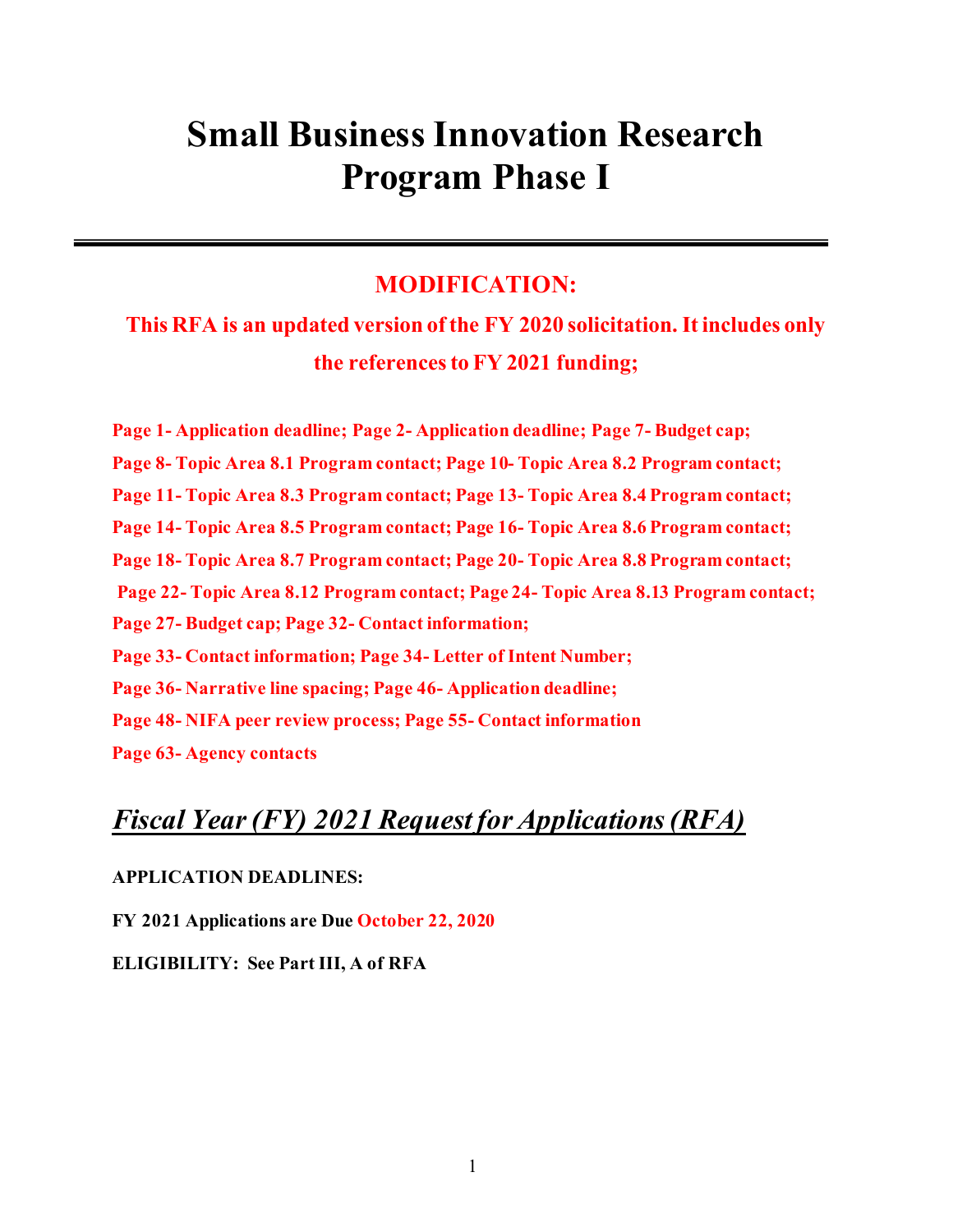# Small Business Innovation Research Program Phase I

## MODIFICATION:

**This RFA is an updated version of the FY 2020 solicitation. It includes only the references to FY 2021 funding;**

**Page 1- Application deadline; Page 2- Application deadline; Page 7- Budget cap; Page 8- Topic Area 8.1 Program contact; Page 10- Topic Area 8.2 Program contact; Page 11- Topic Area 8.3 Program contact; Page 13- Topic Area 8.4 Program contact; Page 14- Topic Area 8.5 Program contact; Page 16- Topic Area 8.6 Program contact; Page 18- Topic Area 8.7 Program contact; Page 20- Topic Area 8.8 Program contact; Page 22- Topic Area 8.12 Program contact; Page 24- Topic Area 8.13 Program contact; Page 27- Budget cap; Page 32- Contact information; Page 33- Contact information; Page 34- Letter of Intent Number; Page 36- Narrative line spacing; Page 46- Application deadline; Page 48- NIFA peer review process; Page 55- Contact information Page 63- Agency contacts**

## *Fiscal Year (FY) 2021 Request for Applications (RFA)*

**APPLICATION DEADLINES:**

**FY 2021 Applications are Due October 22, 2020**

**ELIGIBILITY: See Part III, A of RFA**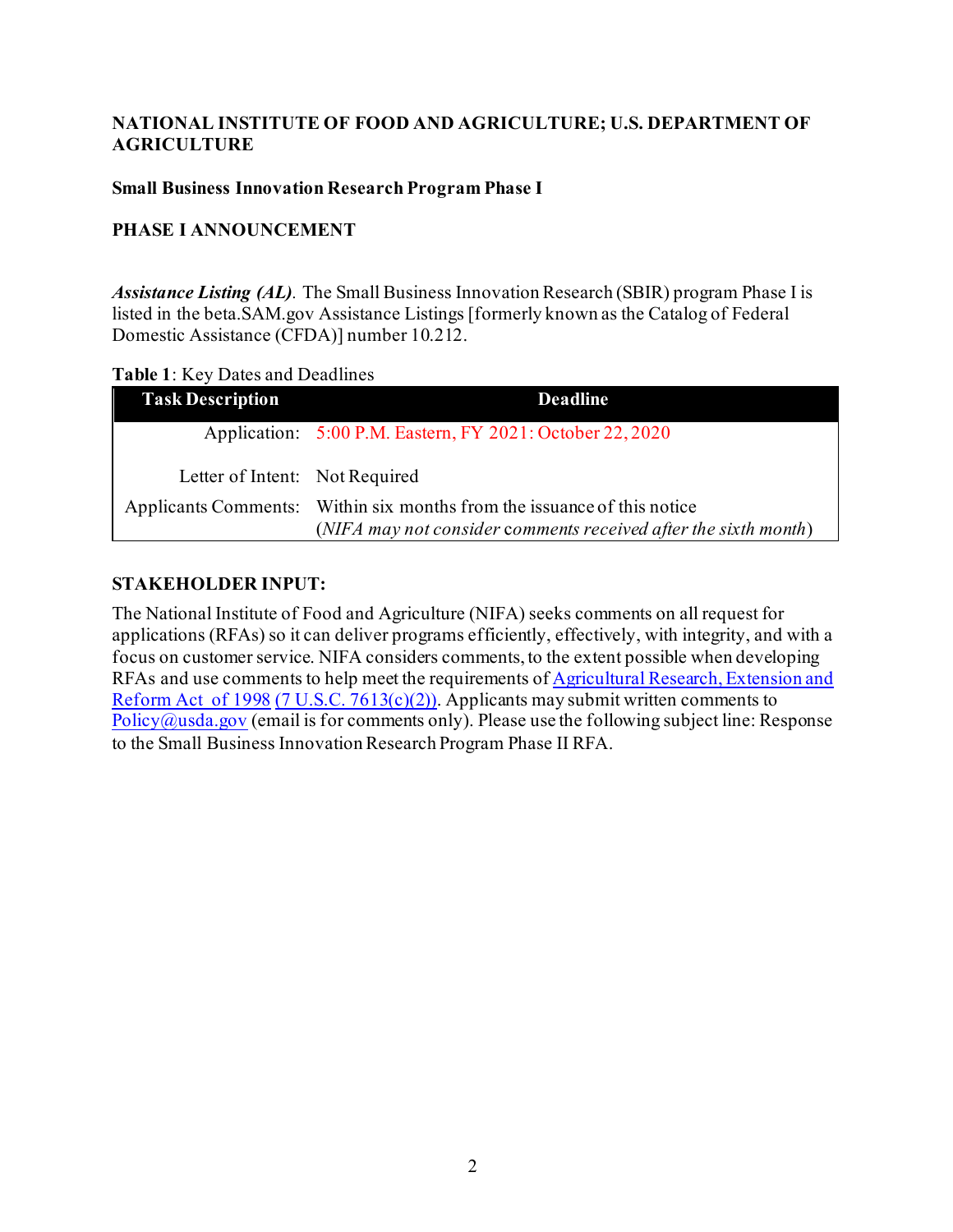**NATIONAL INSTITUTE OF FOOD AND AGRICULTURE; U.S. DEPARTMENT OF AGRICULTURE**

**Small Business Innovation Research Program Phase I**

**PHASE I ANNOUNCEMENT**

***Assistance Listing (AL).*** The Small Business Innovation Research (SBIR) program Phase I is listed in the beta.SAM.gov Assistance Listings [formerly known as the Catalog of Federal Domestic Assistance (CFDA)] number 10.212.

**Table 1**: Key Dates and Deadlines

| Task Description | Deadline |
|---|---|
| Application: | 5:00 P.M. Eastern, FY 2021: October 22, 2020 |
| Letter of Intent: | Not Required |
| Applicants Comments: | Within six months from the issuance of this notice (*NIFA may not consider comments received after the sixth month*) |

**STAKEHOLDER INPUT:**

The National Institute of Food and Agriculture (NIFA) seeks comments on all request for applications (RFAs) so it can deliver programs efficiently, effectively, with integrity, and with a focus on customer service. NIFA considers comments, to the extent possible when developing RFAs and use comments to help meet the requirements of Agricultural Research, Extension and Reform Act of 1998 (7 U.S.C. 7613(c)(2)). Applicants may submit written comments to Policy@usda.gov (email is for comments only). Please use the following subject line: Response to the Small Business Innovation Research Program Phase II RFA.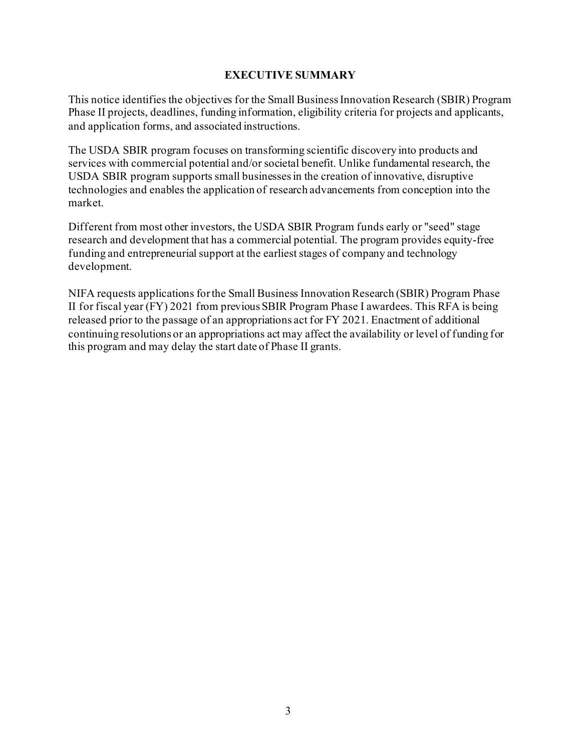## EXECUTIVE SUMMARY

This notice identifies the objectives for the Small Business Innovation Research (SBIR) Program Phase II projects, deadlines, funding information, eligibility criteria for projects and applicants, and application forms, and associated instructions.

The USDA SBIR program focuses on transforming scientific discovery into products and services with commercial potential and/or societal benefit. Unlike fundamental research, the USDA SBIR program supports small businesses in the creation of innovative, disruptive technologies and enables the application of research advancements from conception into the market.

Different from most other investors, the USDA SBIR Program funds early or "seed" stage research and development that has a commercial potential. The program provides equity-free funding and entrepreneurial support at the earliest stages of company and technology development.

NIFA requests applications for the Small Business Innovation Research (SBIR) Program Phase II for fiscal year (FY) 2021 from previous SBIR Program Phase I awardees. This RFA is being released prior to the passage of an appropriations act for FY 2021. Enactment of additional continuing resolutions or an appropriations act may affect the availability or level of funding for this program and may delay the start date of Phase II grants.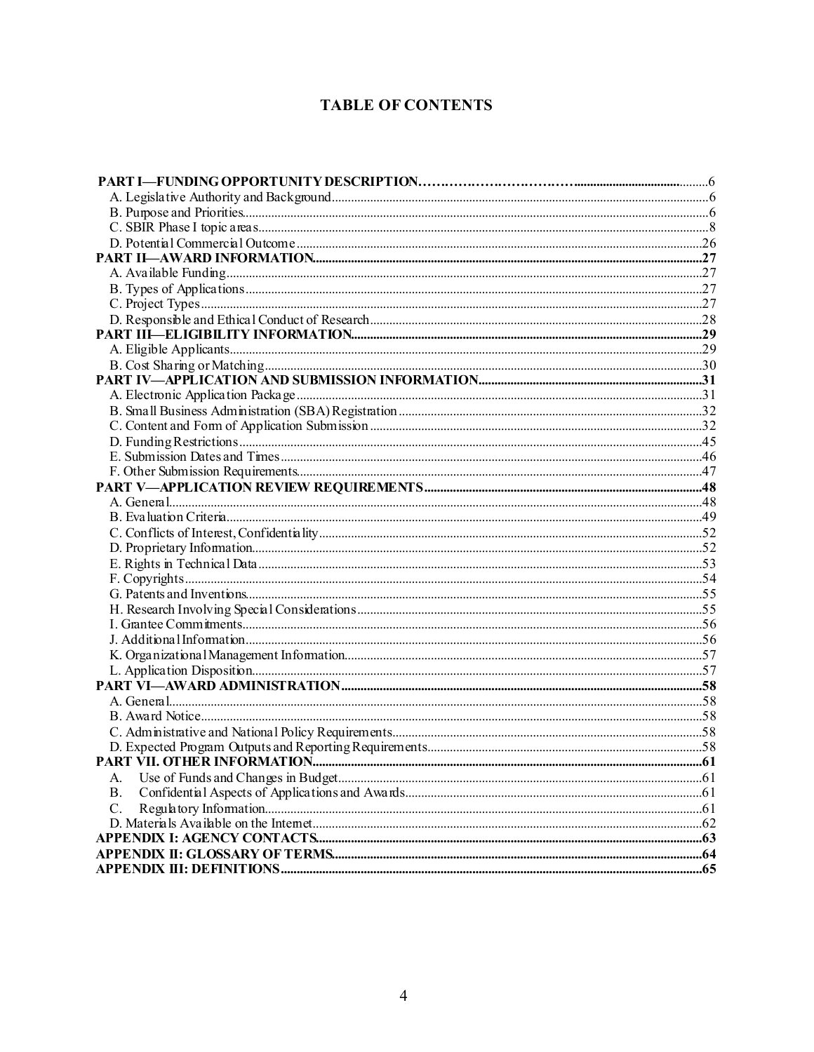# TABLE OF CONTENTS

**PART I—FUNDING OPPORTUNITY DESCRIPTION** ........ 6
- A. Legislative Authority and Background ........ 6
- B. Purpose and Priorities ........ 6
- C. SBIR Phase I topic areas ........ 8
- D. Potential Commercial Outcome ........ 26

**PART II—AWARD INFORMATION** ........ 27
- A. Available Funding ........ 27
- B. Types of Applications ........ 27
- C. Project Types ........ 27
- D. Responsible and Ethical Conduct of Research ........ 28

**PART III—ELIGIBILITY INFORMATION** ........ 29
- A. Eligible Applicants ........ 29
- B. Cost Sharing or Matching ........ 30

**PART IV—APPLICATION AND SUBMISSION INFORMATION** ........ 31
- A. Electronic Application Package ........ 31
- B. Small Business Administration (SBA) Registration ........ 32
- C. Content and Form of Application Submission ........ 32
- D. Funding Restrictions ........ 45
- E. Submission Dates and Times ........ 46
- F. Other Submission Requirements ........ 47

**PART V—APPLICATION REVIEW REQUIREMENTS** ........ 48
- A. General ........ 48
- B. Evaluation Criteria ........ 49
- C. Conflicts of Interest, Confidentiality ........ 52
- D. Proprietary Information ........ 52
- E. Rights in Technical Data ........ 53
- F. Copyrights ........ 54
- G. Patents and Inventions ........ 55
- H. Research Involving Special Considerations ........ 55
- I. Grantee Commitments ........ 56
- J. Additional Information ........ 56
- K. Organizational Management Information ........ 57
- L. Application Disposition ........ 57

**PART VI—AWARD ADMINISTRATION** ........ 58
- A. General ........ 58
- B. Award Notice ........ 58
- C. Administrative and National Policy Requirements ........ 58
- D. Expected Program Outputs and Reporting Requirements ........ 58

**PART VII. OTHER INFORMATION** ........ 61
- A. Use of Funds and Changes in Budget ........ 61
- B. Confidential Aspects of Applications and Awards ........ 61
- C. Regulatory Information ........ 61
- D. Materials Available on the Internet ........ 62

**APPENDIX I: AGENCY CONTACTS** ........ 63

**APPENDIX II: GLOSSARY OF TERMS** ........ 64

**APPENDIX III: DEFINITIONS** ........ 65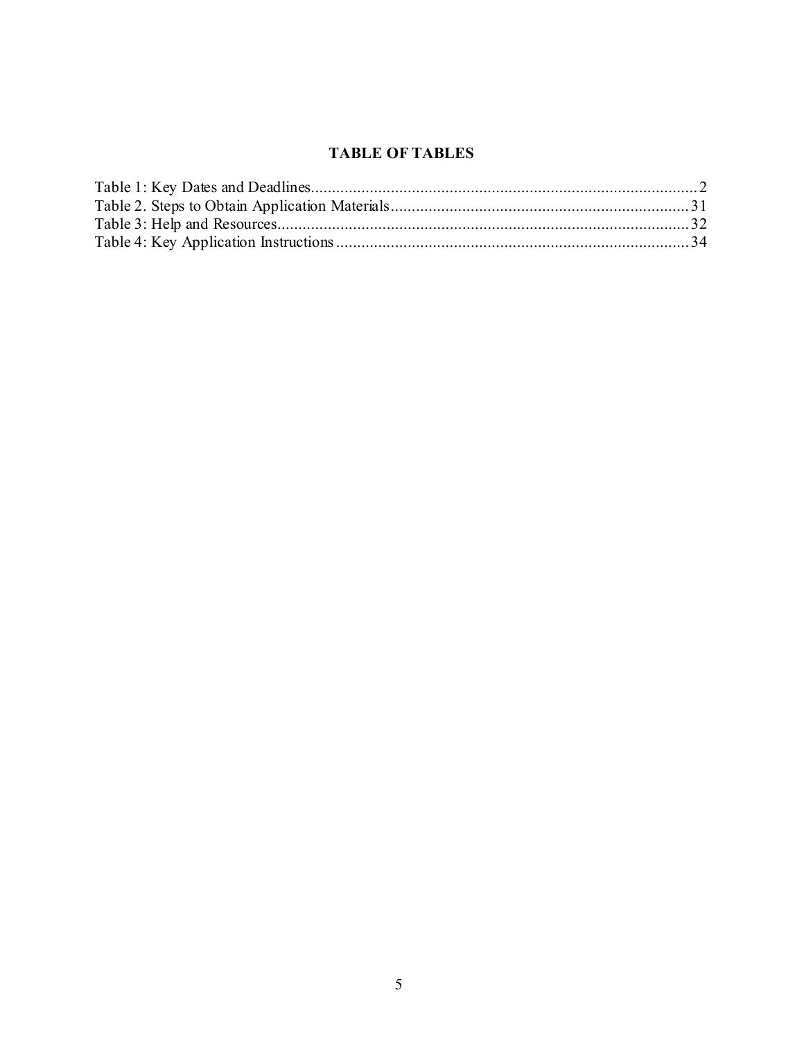# TABLE OF TABLES

Table 1: Key Dates and Deadlines............................................................................................2
Table 2. Steps to Obtain Application Materials.......................................................................31
Table 3: Help and Resources..................................................................................................32
Table 4: Key Application Instructions....................................................................................34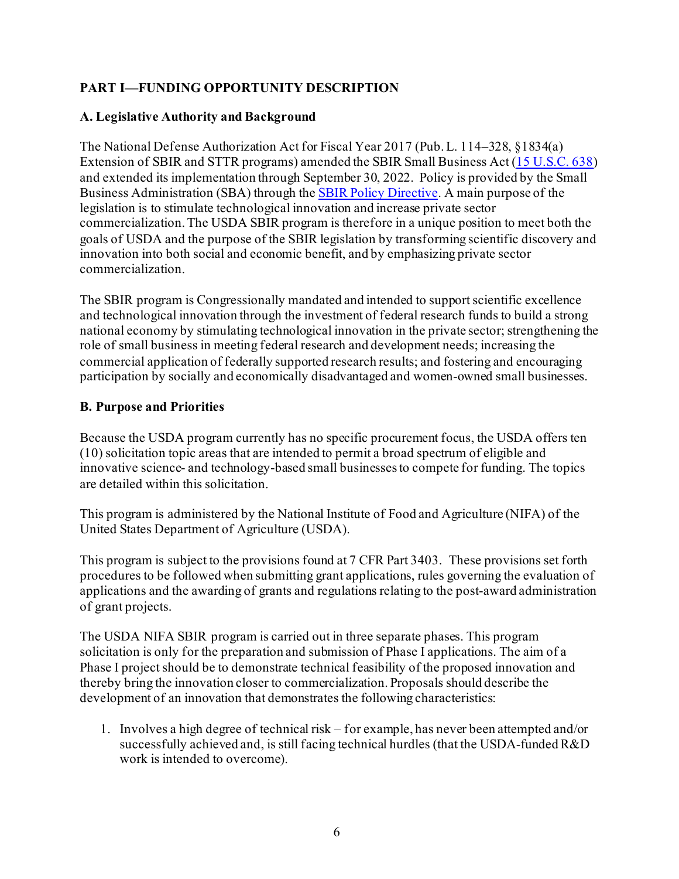## PART I—FUNDING OPPORTUNITY DESCRIPTION

### A. Legislative Authority and Background

The National Defense Authorization Act for Fiscal Year 2017 (Pub. L. 114–328, §1834(a) Extension of SBIR and STTR programs) amended the SBIR Small Business Act (15 U.S.C. 638) and extended its implementation through September 30, 2022. Policy is provided by the Small Business Administration (SBA) through the SBIR Policy Directive. A main purpose of the legislation is to stimulate technological innovation and increase private sector commercialization. The USDA SBIR program is therefore in a unique position to meet both the goals of USDA and the purpose of the SBIR legislation by transforming scientific discovery and innovation into both social and economic benefit, and by emphasizing private sector commercialization.

The SBIR program is Congressionally mandated and intended to support scientific excellence and technological innovation through the investment of federal research funds to build a strong national economy by stimulating technological innovation in the private sector; strengthening the role of small business in meeting federal research and development needs; increasing the commercial application of federally supported research results; and fostering and encouraging participation by socially and economically disadvantaged and women-owned small businesses.

### B. Purpose and Priorities

Because the USDA program currently has no specific procurement focus, the USDA offers ten (10) solicitation topic areas that are intended to permit a broad spectrum of eligible and innovative science- and technology-based small businesses to compete for funding. The topics are detailed within this solicitation.

This program is administered by the National Institute of Food and Agriculture (NIFA) of the United States Department of Agriculture (USDA).

This program is subject to the provisions found at 7 CFR Part 3403. These provisions set forth procedures to be followed when submitting grant applications, rules governing the evaluation of applications and the awarding of grants and regulations relating to the post-award administration of grant projects.

The USDA NIFA SBIR program is carried out in three separate phases. This program solicitation is only for the preparation and submission of Phase I applications. The aim of a Phase I project should be to demonstrate technical feasibility of the proposed innovation and thereby bring the innovation closer to commercialization. Proposals should describe the development of an innovation that demonstrates the following characteristics:

1. Involves a high degree of technical risk – for example, has never been attempted and/or successfully achieved and, is still facing technical hurdles (that the USDA-funded R&D work is intended to overcome).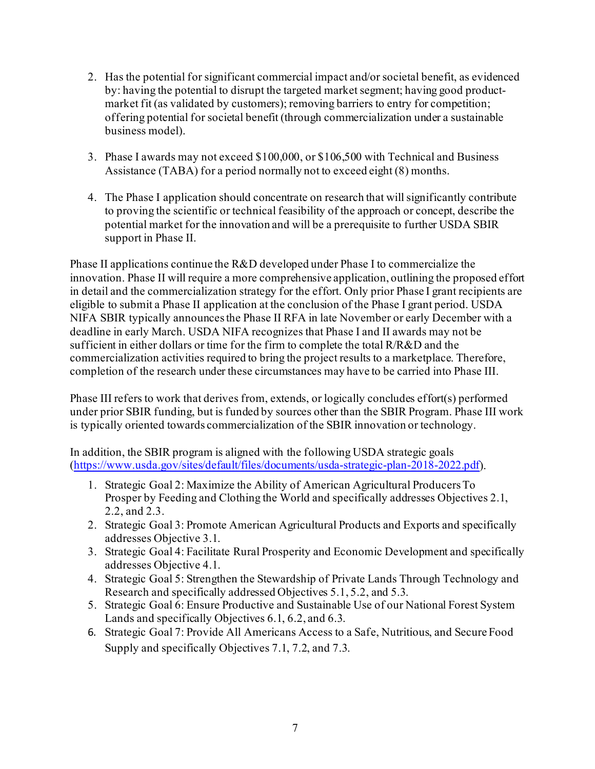2. Has the potential for significant commercial impact and/or societal benefit, as evidenced by: having the potential to disrupt the targeted market segment; having good product-market fit (as validated by customers); removing barriers to entry for competition; offering potential for societal benefit (through commercialization under a sustainable business model).

3. Phase I awards may not exceed $100,000, or $106,500 with Technical and Business Assistance (TABA) for a period normally not to exceed eight (8) months.

4. The Phase I application should concentrate on research that will significantly contribute to proving the scientific or technical feasibility of the approach or concept, describe the potential market for the innovation and will be a prerequisite to further USDA SBIR support in Phase II.

Phase II applications continue the R&D developed under Phase I to commercialize the innovation. Phase II will require a more comprehensive application, outlining the proposed effort in detail and the commercialization strategy for the effort. Only prior Phase I grant recipients are eligible to submit a Phase II application at the conclusion of the Phase I grant period. USDA NIFA SBIR typically announces the Phase II RFA in late November or early December with a deadline in early March. USDA NIFA recognizes that Phase I and II awards may not be sufficient in either dollars or time for the firm to complete the total R/R&D and the commercialization activities required to bring the project results to a marketplace. Therefore, completion of the research under these circumstances may have to be carried into Phase III.

Phase III refers to work that derives from, extends, or logically concludes effort(s) performed under prior SBIR funding, but is funded by sources other than the SBIR Program. Phase III work is typically oriented towards commercialization of the SBIR innovation or technology.

In addition, the SBIR program is aligned with the following USDA strategic goals (https://www.usda.gov/sites/default/files/documents/usda-strategic-plan-2018-2022.pdf).

1. Strategic Goal 2: Maximize the Ability of American Agricultural Producers To Prosper by Feeding and Clothing the World and specifically addresses Objectives 2.1, 2.2, and 2.3.
2. Strategic Goal 3: Promote American Agricultural Products and Exports and specifically addresses Objective 3.1.
3. Strategic Goal 4: Facilitate Rural Prosperity and Economic Development and specifically addresses Objective 4.1.
4. Strategic Goal 5: Strengthen the Stewardship of Private Lands Through Technology and Research and specifically addressed Objectives 5.1, 5.2, and 5.3.
5. Strategic Goal 6: Ensure Productive and Sustainable Use of our National Forest System Lands and specifically Objectives 6.1, 6.2, and 6.3.
6. Strategic Goal 7: Provide All Americans Access to a Safe, Nutritious, and Secure Food Supply and specifically Objectives 7.1, 7.2, and 7.3.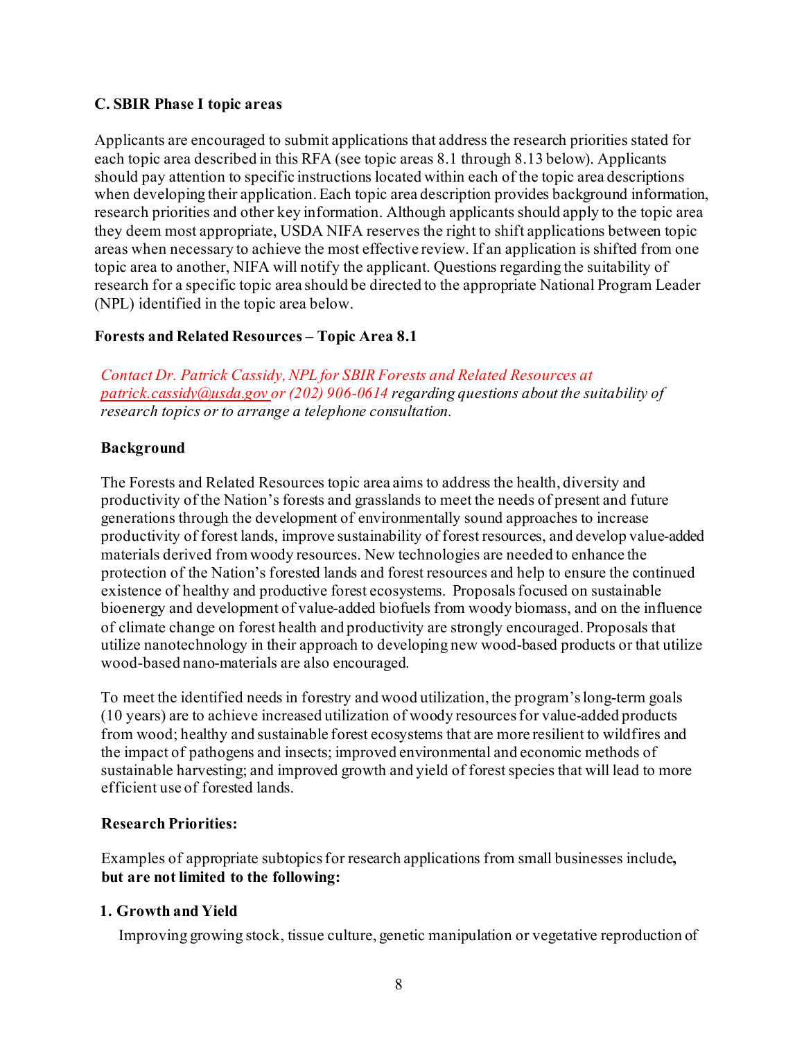### C. SBIR Phase I topic areas

Applicants are encouraged to submit applications that address the research priorities stated for each topic area described in this RFA (see topic areas 8.1 through 8.13 below). Applicants should pay attention to specific instructions located within each of the topic area descriptions when developing their application. Each topic area description provides background information, research priorities and other key information. Although applicants should apply to the topic area they deem most appropriate, USDA NIFA reserves the right to shift applications between topic areas when necessary to achieve the most effective review. If an application is shifted from one topic area to another, NIFA will notify the applicant. Questions regarding the suitability of research for a specific topic area should be directed to the appropriate National Program Leader (NPL) identified in the topic area below.

### Forests and Related Resources – Topic Area 8.1

*Contact Dr. Patrick Cassidy, NPL for SBIR Forests and Related Resources at patrick.cassidy@usda.gov or (202) 906-0614 regarding questions about the suitability of research topics or to arrange a telephone consultation.*

#### Background

The Forests and Related Resources topic area aims to address the health, diversity and productivity of the Nation's forests and grasslands to meet the needs of present and future generations through the development of environmentally sound approaches to increase productivity of forest lands, improve sustainability of forest resources, and develop value-added materials derived from woody resources. New technologies are needed to enhance the protection of the Nation's forested lands and forest resources and help to ensure the continued existence of healthy and productive forest ecosystems. Proposals focused on sustainable bioenergy and development of value-added biofuels from woody biomass, and on the influence of climate change on forest health and productivity are strongly encouraged. Proposals that utilize nanotechnology in their approach to developing new wood-based products or that utilize wood-based nano-materials are also encouraged.

To meet the identified needs in forestry and wood utilization, the program's long-term goals (10 years) are to achieve increased utilization of woody resources for value-added products from wood; healthy and sustainable forest ecosystems that are more resilient to wildfires and the impact of pathogens and insects; improved environmental and economic methods of sustainable harvesting; and improved growth and yield of forest species that will lead to more efficient use of forested lands.

#### Research Priorities:

Examples of appropriate subtopics for research applications from small businesses include**, but are not limited to the following:**

**1. Growth and Yield**

Improving growing stock, tissue culture, genetic manipulation or vegetative reproduction of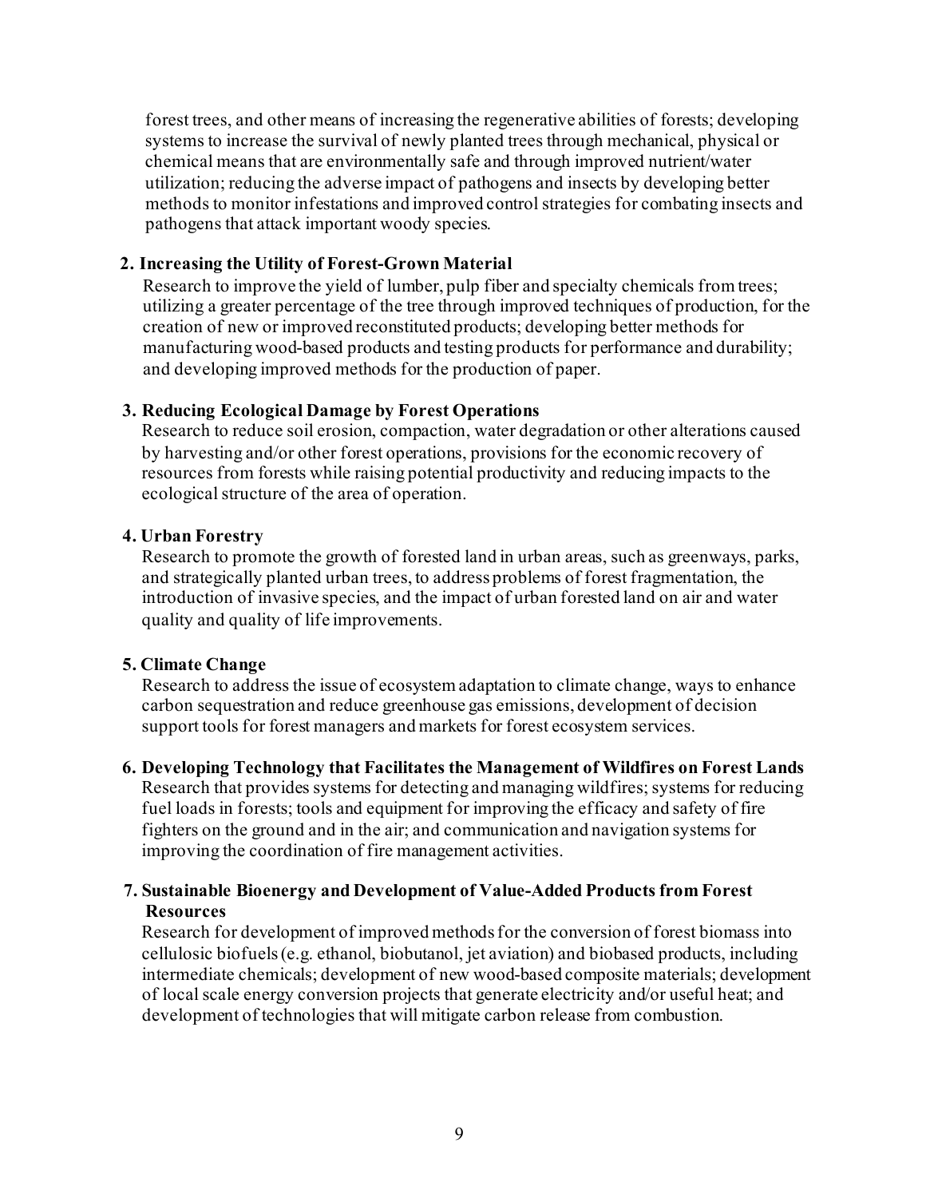forest trees, and other means of increasing the regenerative abilities of forests; developing systems to increase the survival of newly planted trees through mechanical, physical or chemical means that are environmentally safe and through improved nutrient/water utilization; reducing the adverse impact of pathogens and insects by developing better methods to monitor infestations and improved control strategies for combating insects and pathogens that attack important woody species.

**2. Increasing the Utility of Forest-Grown Material**

Research to improve the yield of lumber, pulp fiber and specialty chemicals from trees; utilizing a greater percentage of the tree through improved techniques of production, for the creation of new or improved reconstituted products; developing better methods for manufacturing wood-based products and testing products for performance and durability; and developing improved methods for the production of paper.

**3. Reducing Ecological Damage by Forest Operations**

Research to reduce soil erosion, compaction, water degradation or other alterations caused by harvesting and/or other forest operations, provisions for the economic recovery of resources from forests while raising potential productivity and reducing impacts to the ecological structure of the area of operation.

**4. Urban Forestry**

Research to promote the growth of forested land in urban areas, such as greenways, parks, and strategically planted urban trees, to address problems of forest fragmentation, the introduction of invasive species, and the impact of urban forested land on air and water quality and quality of life improvements.

**5. Climate Change**

Research to address the issue of ecosystem adaptation to climate change, ways to enhance carbon sequestration and reduce greenhouse gas emissions, development of decision support tools for forest managers and markets for forest ecosystem services.

**6. Developing Technology that Facilitates the Management of Wildfires on Forest Lands**

Research that provides systems for detecting and managing wildfires; systems for reducing fuel loads in forests; tools and equipment for improving the efficacy and safety of fire fighters on the ground and in the air; and communication and navigation systems for improving the coordination of fire management activities.

**7. Sustainable Bioenergy and Development of Value-Added Products from Forest Resources**

Research for development of improved methods for the conversion of forest biomass into cellulosic biofuels (e.g. ethanol, biobutanol, jet aviation) and biobased products, including intermediate chemicals; development of new wood-based composite materials; development of local scale energy conversion projects that generate electricity and/or useful heat; and development of technologies that will mitigate carbon release from combustion.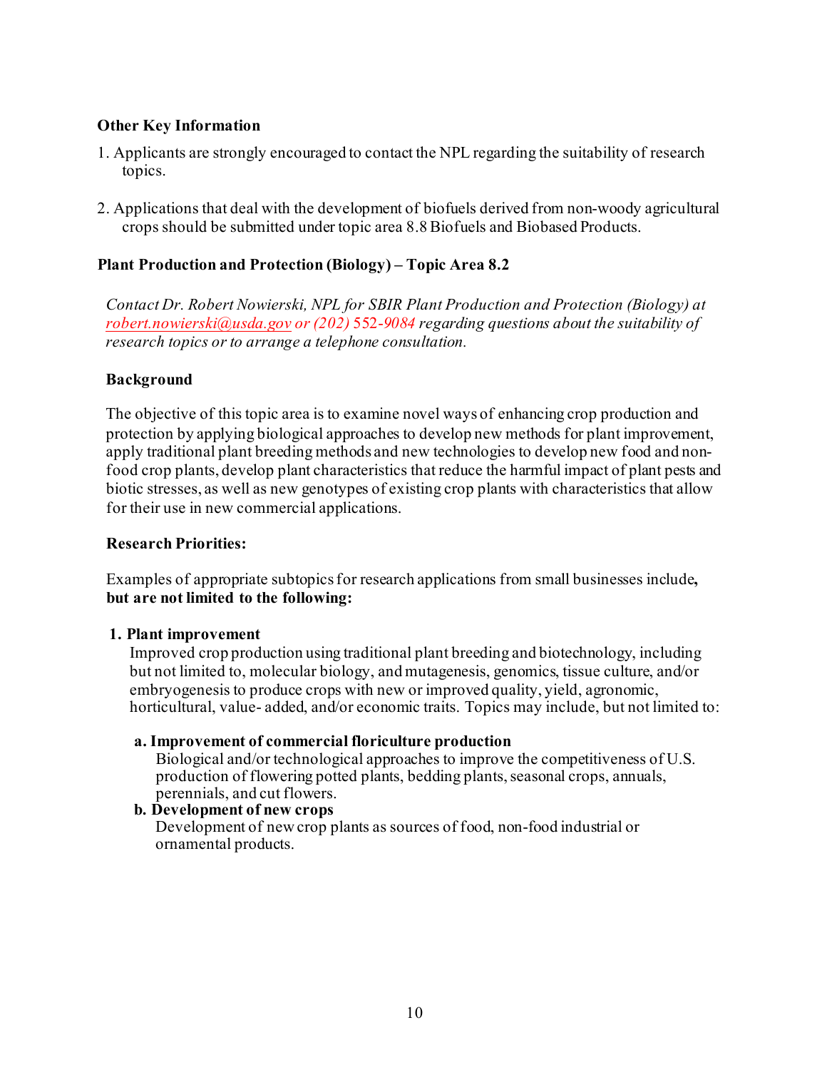**Other Key Information**

1. Applicants are strongly encouraged to contact the NPL regarding the suitability of research topics.

2. Applications that deal with the development of biofuels derived from non-woody agricultural crops should be submitted under topic area 8.8 Biofuels and Biobased Products.

## Plant Production and Protection (Biology) – Topic Area 8.2

*Contact Dr. Robert Nowierski, NPL for SBIR Plant Production and Protection (Biology) at robert.nowierski@usda.gov or (202) 552-9084 regarding questions about the suitability of research topics or to arrange a telephone consultation.*

### Background

The objective of this topic area is to examine novel ways of enhancing crop production and protection by applying biological approaches to develop new methods for plant improvement, apply traditional plant breeding methods and new technologies to develop new food and non-food crop plants, develop plant characteristics that reduce the harmful impact of plant pests and biotic stresses, as well as new genotypes of existing crop plants with characteristics that allow for their use in new commercial applications.

### Research Priorities:

Examples of appropriate subtopics for research applications from small businesses include**, but are not limited to the following:**

**1. Plant improvement**

Improved crop production using traditional plant breeding and biotechnology, including but not limited to, molecular biology, and mutagenesis, genomics, tissue culture, and/or embryogenesis to produce crops with new or improved quality, yield, agronomic, horticultural, value- added, and/or economic traits. Topics may include, but not limited to:

**a. Improvement of commercial floriculture production**

Biological and/or technological approaches to improve the competitiveness of U.S. production of flowering potted plants, bedding plants, seasonal crops, annuals, perennials, and cut flowers.

**b. Development of new crops**

Development of new crop plants as sources of food, non-food industrial or ornamental products.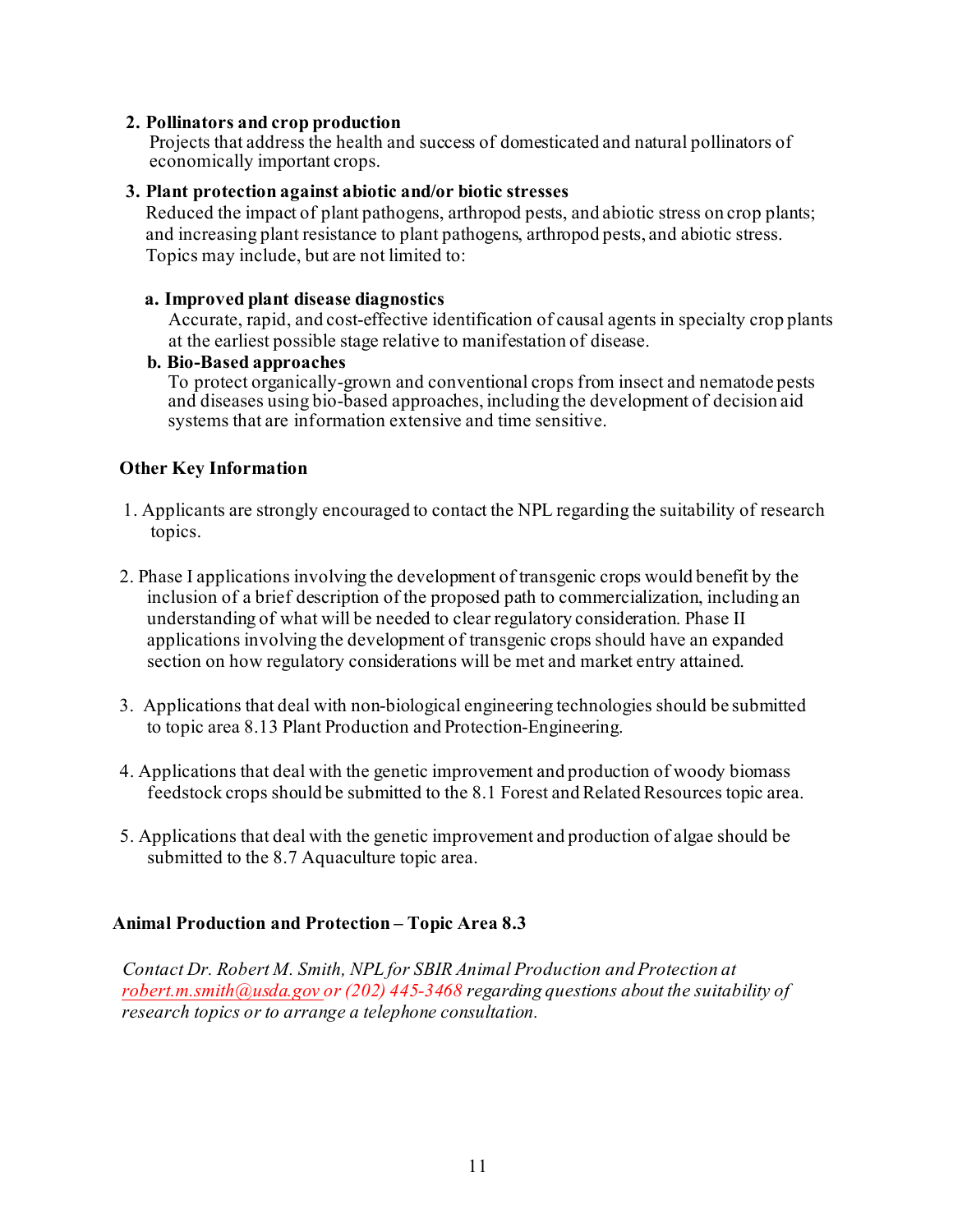2. **Pollinators and crop production**
   Projects that address the health and success of domesticated and natural pollinators of economically important crops.

3. **Plant protection against abiotic and/or biotic stresses**
   Reduced the impact of plant pathogens, arthropod pests, and abiotic stress on crop plants; and increasing plant resistance to plant pathogens, arthropod pests, and abiotic stress. Topics may include, but are not limited to:

   a. **Improved plant disease diagnostics**
      Accurate, rapid, and cost-effective identification of causal agents in specialty crop plants at the earliest possible stage relative to manifestation of disease.

   b. **Bio-Based approaches**
      To protect organically-grown and conventional crops from insect and nematode pests and diseases using bio-based approaches, including the development of decision aid systems that are information extensive and time sensitive.

**Other Key Information**

1. Applicants are strongly encouraged to contact the NPL regarding the suitability of research topics.

2. Phase I applications involving the development of transgenic crops would benefit by the inclusion of a brief description of the proposed path to commercialization, including an understanding of what will be needed to clear regulatory consideration. Phase II applications involving the development of transgenic crops should have an expanded section on how regulatory considerations will be met and market entry attained.

3. Applications that deal with non-biological engineering technologies should be submitted to topic area 8.13 Plant Production and Protection-Engineering.

4. Applications that deal with the genetic improvement and production of woody biomass feedstock crops should be submitted to the 8.1 Forest and Related Resources topic area.

5. Applications that deal with the genetic improvement and production of algae should be submitted to the 8.7 Aquaculture topic area.

**Animal Production and Protection – Topic Area 8.3**

*Contact Dr. Robert M. Smith, NPL for SBIR Animal Production and Protection at robert.m.smith@usda.gov or (202) 445-3468 regarding questions about the suitability of research topics or to arrange a telephone consultation.*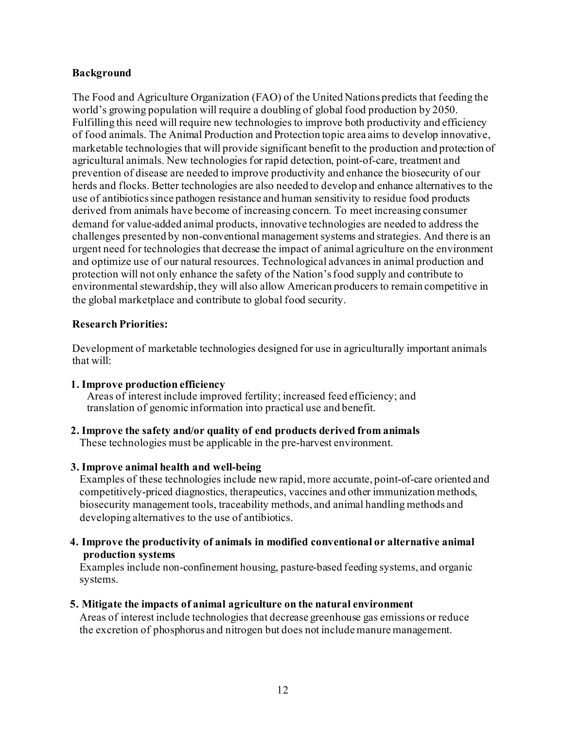**Background**

The Food and Agriculture Organization (FAO) of the United Nations predicts that feeding the world's growing population will require a doubling of global food production by 2050. Fulfilling this need will require new technologies to improve both productivity and efficiency of food animals. The Animal Production and Protection topic area aims to develop innovative, marketable technologies that will provide significant benefit to the production and protection of agricultural animals. New technologies for rapid detection, point-of-care, treatment and prevention of disease are needed to improve productivity and enhance the biosecurity of our herds and flocks. Better technologies are also needed to develop and enhance alternatives to the use of antibiotics since pathogen resistance and human sensitivity to residue food products derived from animals have become of increasing concern. To meet increasing consumer demand for value-added animal products, innovative technologies are needed to address the challenges presented by non-conventional management systems and strategies. And there is an urgent need for technologies that decrease the impact of animal agriculture on the environment and optimize use of our natural resources. Technological advances in animal production and protection will not only enhance the safety of the Nation's food supply and contribute to environmental stewardship, they will also allow American producers to remain competitive in the global marketplace and contribute to global food security.

**Research Priorities:**

Development of marketable technologies designed for use in agriculturally important animals that will:

1. **Improve production efficiency**
   Areas of interest include improved fertility; increased feed efficiency; and translation of genomic information into practical use and benefit.

2. **Improve the safety and/or quality of end products derived from animals**
   These technologies must be applicable in the pre-harvest environment.

3. **Improve animal health and well-being**
   Examples of these technologies include new rapid, more accurate, point-of-care oriented and competitively-priced diagnostics, therapeutics, vaccines and other immunization methods, biosecurity management tools, traceability methods, and animal handling methods and developing alternatives to the use of antibiotics.

4. **Improve the productivity of animals in modified conventional or alternative animal production systems**
   Examples include non-confinement housing, pasture-based feeding systems, and organic systems.

5. **Mitigate the impacts of animal agriculture on the natural environment**
   Areas of interest include technologies that decrease greenhouse gas emissions or reduce the excretion of phosphorus and nitrogen but does not include manure management.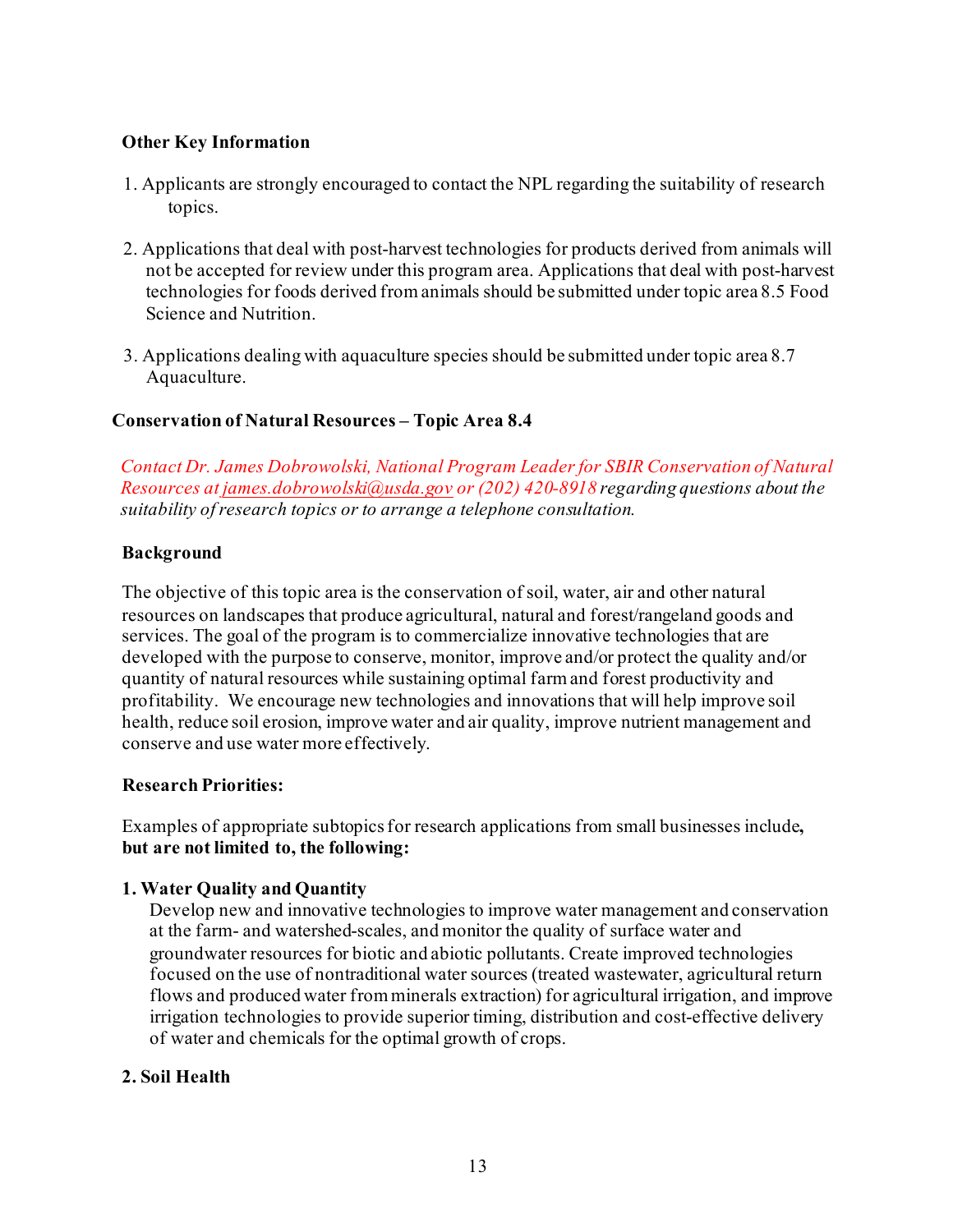**Other Key Information**

1. Applicants are strongly encouraged to contact the NPL regarding the suitability of research topics.

2. Applications that deal with post-harvest technologies for products derived from animals will not be accepted for review under this program area. Applications that deal with post-harvest technologies for foods derived from animals should be submitted under topic area 8.5 Food Science and Nutrition.

3. Applications dealing with aquaculture species should be submitted under topic area 8.7 Aquaculture.

## Conservation of Natural Resources – Topic Area 8.4

*Contact Dr. James Dobrowolski, National Program Leader for SBIR Conservation of Natural Resources at james.dobrowolski@usda.gov or (202) 420-8918 regarding questions about the suitability of research topics or to arrange a telephone consultation.*

**Background**

The objective of this topic area is the conservation of soil, water, air and other natural resources on landscapes that produce agricultural, natural and forest/rangeland goods and services. The goal of the program is to commercialize innovative technologies that are developed with the purpose to conserve, monitor, improve and/or protect the quality and/or quantity of natural resources while sustaining optimal farm and forest productivity and profitability. We encourage new technologies and innovations that will help improve soil health, reduce soil erosion, improve water and air quality, improve nutrient management and conserve and use water more effectively.

**Research Priorities:**

Examples of appropriate subtopics for research applications from small businesses include**, but are not limited to, the following:**

**1. Water Quality and Quantity**

Develop new and innovative technologies to improve water management and conservation at the farm- and watershed-scales, and monitor the quality of surface water and groundwater resources for biotic and abiotic pollutants. Create improved technologies focused on the use of nontraditional water sources (treated wastewater, agricultural return flows and produced water from minerals extraction) for agricultural irrigation, and improve irrigation technologies to provide superior timing, distribution and cost-effective delivery of water and chemicals for the optimal growth of crops.

**2. Soil Health**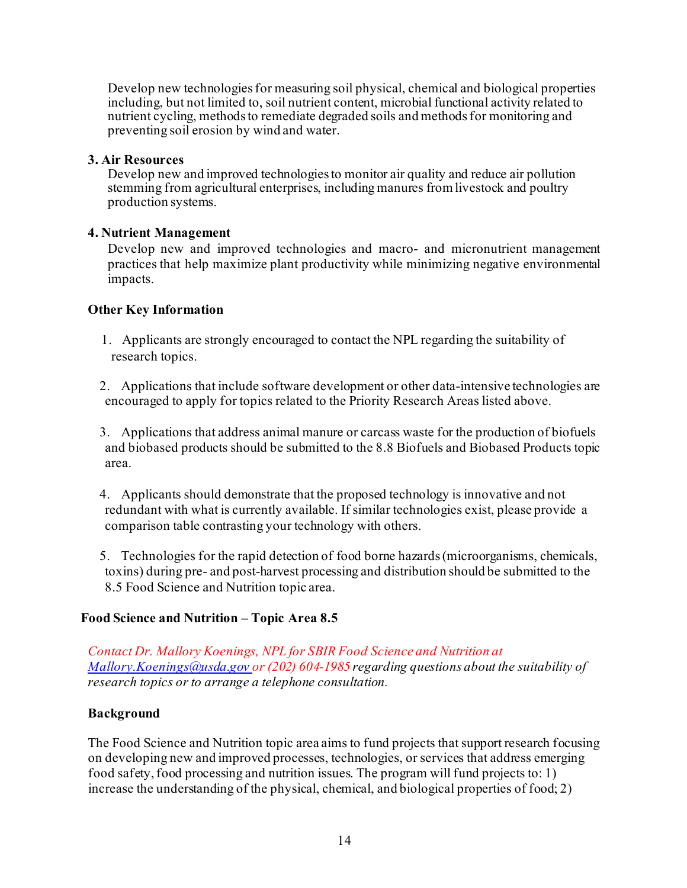Develop new technologies for measuring soil physical, chemical and biological properties including, but not limited to, soil nutrient content, microbial functional activity related to nutrient cycling, methods to remediate degraded soils and methods for monitoring and preventing soil erosion by wind and water.

**3. Air Resources**

Develop new and improved technologies to monitor air quality and reduce air pollution stemming from agricultural enterprises, including manures from livestock and poultry production systems.

**4. Nutrient Management**

Develop new and improved technologies and macro- and micronutrient management practices that help maximize plant productivity while minimizing negative environmental impacts.

**Other Key Information**

1. Applicants are strongly encouraged to contact the NPL regarding the suitability of research topics.
2. Applications that include software development or other data-intensive technologies are encouraged to apply for topics related to the Priority Research Areas listed above.
3. Applications that address animal manure or carcass waste for the production of biofuels and biobased products should be submitted to the 8.8 Biofuels and Biobased Products topic area.
4. Applicants should demonstrate that the proposed technology is innovative and not redundant with what is currently available. If similar technologies exist, please provide a comparison table contrasting your technology with others.
5. Technologies for the rapid detection of food borne hazards (microorganisms, chemicals, toxins) during pre- and post-harvest processing and distribution should be submitted to the 8.5 Food Science and Nutrition topic area.

## Food Science and Nutrition – Topic Area 8.5

*Contact Dr. Mallory Koenings, NPL for SBIR Food Science and Nutrition at [Mallory.Koenings@usda.gov](mailto:Mallory.Koenings@usda.gov) or (202) 604-1985 regarding questions about the suitability of research topics or to arrange a telephone consultation.*

**Background**

The Food Science and Nutrition topic area aims to fund projects that support research focusing on developing new and improved processes, technologies, or services that address emerging food safety, food processing and nutrition issues. The program will fund projects to: 1) increase the understanding of the physical, chemical, and biological properties of food; 2)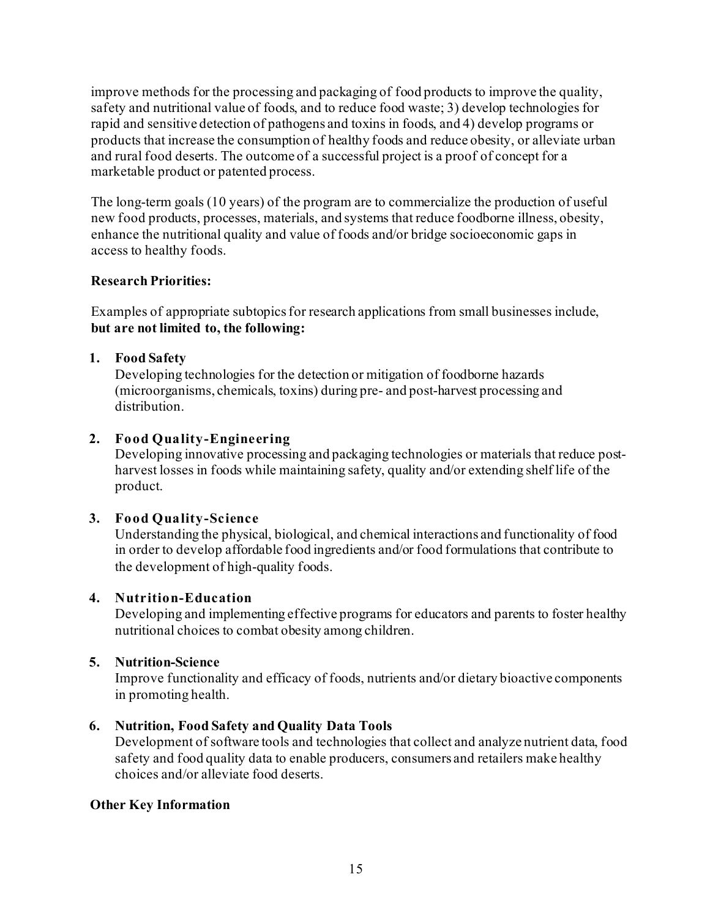improve methods for the processing and packaging of food products to improve the quality, safety and nutritional value of foods, and to reduce food waste; 3) develop technologies for rapid and sensitive detection of pathogens and toxins in foods, and 4) develop programs or products that increase the consumption of healthy foods and reduce obesity, or alleviate urban and rural food deserts. The outcome of a successful project is a proof of concept for a marketable product or patented process.

The long-term goals (10 years) of the program are to commercialize the production of useful new food products, processes, materials, and systems that reduce foodborne illness, obesity, enhance the nutritional quality and value of foods and/or bridge socioeconomic gaps in access to healthy foods.

**Research Priorities:**

Examples of appropriate subtopics for research applications from small businesses include, **but are not limited to, the following:**

1. **Food Safety**
   Developing technologies for the detection or mitigation of foodborne hazards (microorganisms, chemicals, toxins) during pre- and post-harvest processing and distribution.

2. **Food Quality-Engineering**
   Developing innovative processing and packaging technologies or materials that reduce post-harvest losses in foods while maintaining safety, quality and/or extending shelf life of the product.

3. **Food Quality-Science**
   Understanding the physical, biological, and chemical interactions and functionality of food in order to develop affordable food ingredients and/or food formulations that contribute to the development of high-quality foods.

4. **Nutrition-Education**
   Developing and implementing effective programs for educators and parents to foster healthy nutritional choices to combat obesity among children.

5. **Nutrition-Science**
   Improve functionality and efficacy of foods, nutrients and/or dietary bioactive components in promoting health.

6. **Nutrition, Food Safety and Quality Data Tools**
   Development of software tools and technologies that collect and analyze nutrient data, food safety and food quality data to enable producers, consumers and retailers make healthy choices and/or alleviate food deserts.

**Other Key Information**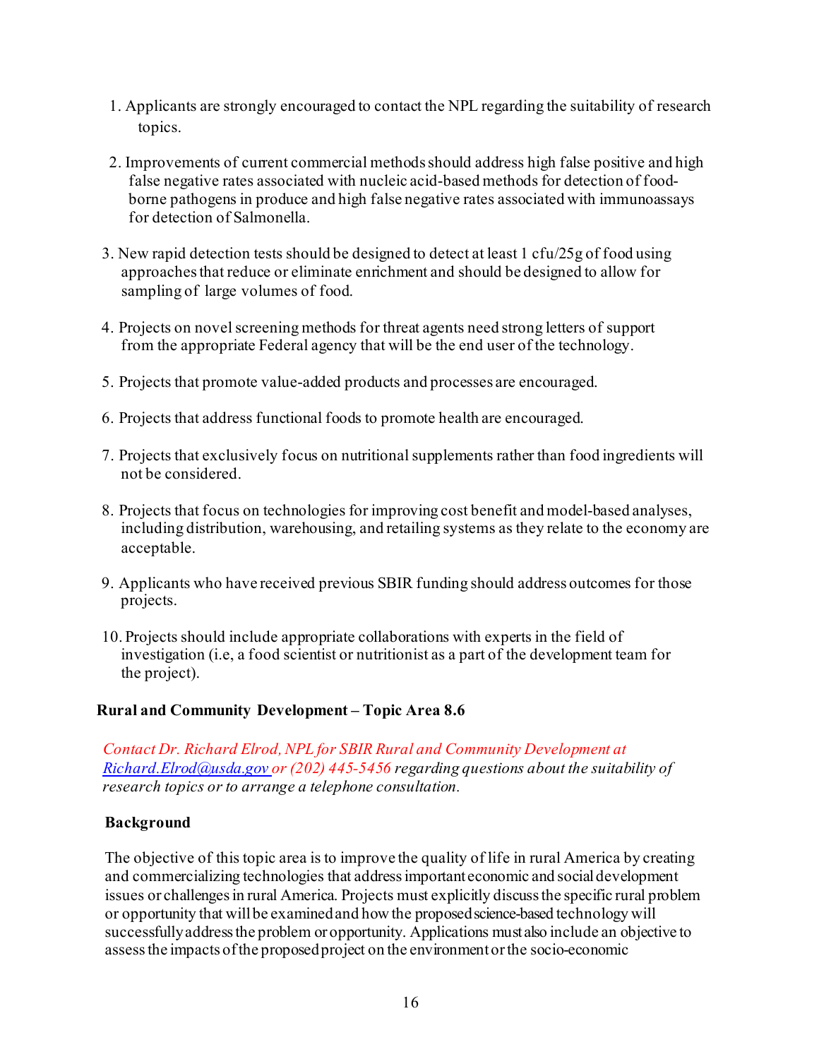1. Applicants are strongly encouraged to contact the NPL regarding the suitability of research topics.

2. Improvements of current commercial methods should address high false positive and high false negative rates associated with nucleic acid-based methods for detection of food-borne pathogens in produce and high false negative rates associated with immunoassays for detection of Salmonella.

3. New rapid detection tests should be designed to detect at least 1 cfu/25g of food using approaches that reduce or eliminate enrichment and should be designed to allow for sampling of large volumes of food.

4. Projects on novel screening methods for threat agents need strong letters of support from the appropriate Federal agency that will be the end user of the technology.

5. Projects that promote value-added products and processes are encouraged.

6. Projects that address functional foods to promote health are encouraged.

7. Projects that exclusively focus on nutritional supplements rather than food ingredients will not be considered.

8. Projects that focus on technologies for improving cost benefit and model-based analyses, including distribution, warehousing, and retailing systems as they relate to the economy are acceptable.

9. Applicants who have received previous SBIR funding should address outcomes for those projects.

10. Projects should include appropriate collaborations with experts in the field of investigation (i.e, a food scientist or nutritionist as a part of the development team for the project).

**Rural and Community Development – Topic Area 8.6**

*Contact Dr. Richard Elrod, NPL for SBIR Rural and Community Development at Richard.Elrod@usda.gov or (202) 445-5456 regarding questions about the suitability of research topics or to arrange a telephone consultation.*

**Background**

The objective of this topic area is to improve the quality of life in rural America by creating and commercializing technologies that address important economic and social development issues or challenges in rural America. Projects must explicitly discuss the specific rural problem or opportunity that will be examined and how the proposed science-based technology will successfully address the problem or opportunity. Applications must also include an objective to assess the impacts of the proposed project on the environment or the socio-economic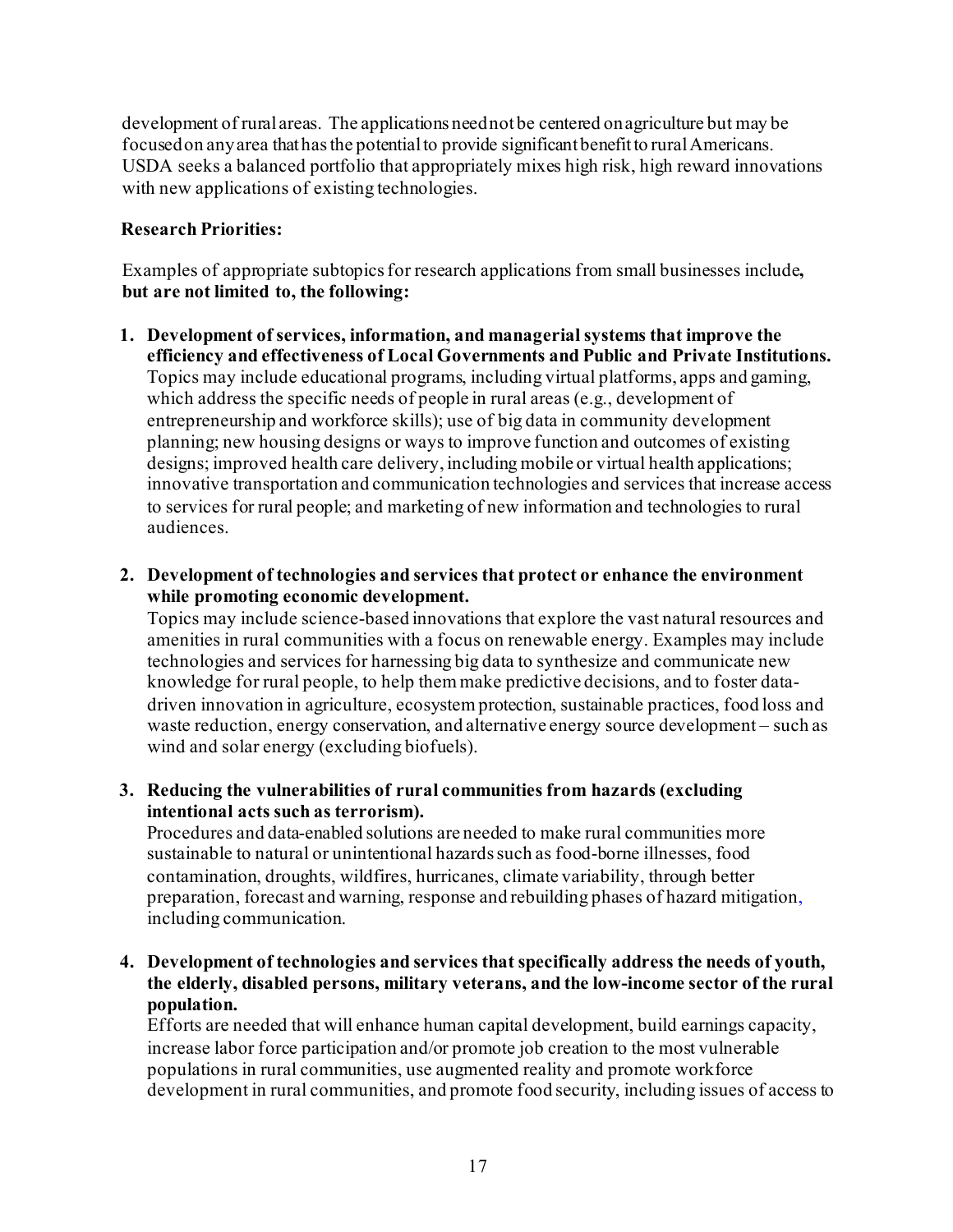development of rural areas. The applications need not be centered on agriculture but may be focused on any area that has the potential to provide significant benefit to rural Americans. USDA seeks a balanced portfolio that appropriately mixes high risk, high reward innovations with new applications of existing technologies.

**Research Priorities:**

Examples of appropriate subtopics for research applications from small businesses include**, but are not limited to, the following:**

1. **Development of services, information, and managerial systems that improve the efficiency and effectiveness of Local Governments and Public and Private Institutions.** Topics may include educational programs, including virtual platforms, apps and gaming, which address the specific needs of people in rural areas (e.g., development of entrepreneurship and workforce skills); use of big data in community development planning; new housing designs or ways to improve function and outcomes of existing designs; improved health care delivery, including mobile or virtual health applications; innovative transportation and communication technologies and services that increase access to services for rural people; and marketing of new information and technologies to rural audiences.

2. **Development of technologies and services that protect or enhance the environment while promoting economic development.**
Topics may include science-based innovations that explore the vast natural resources and amenities in rural communities with a focus on renewable energy. Examples may include technologies and services for harnessing big data to synthesize and communicate new knowledge for rural people, to help them make predictive decisions, and to foster data-driven innovation in agriculture, ecosystem protection, sustainable practices, food loss and waste reduction, energy conservation, and alternative energy source development – such as wind and solar energy (excluding biofuels).

3. **Reducing the vulnerabilities of rural communities from hazards (excluding intentional acts such as terrorism).**
Procedures and data-enabled solutions are needed to make rural communities more sustainable to natural or unintentional hazards such as food-borne illnesses, food contamination, droughts, wildfires, hurricanes, climate variability, through better preparation, forecast and warning, response and rebuilding phases of hazard mitigation, including communication.

4. **Development of technologies and services that specifically address the needs of youth, the elderly, disabled persons, military veterans, and the low-income sector of the rural population.**
Efforts are needed that will enhance human capital development, build earnings capacity, increase labor force participation and/or promote job creation to the most vulnerable populations in rural communities, use augmented reality and promote workforce development in rural communities, and promote food security, including issues of access to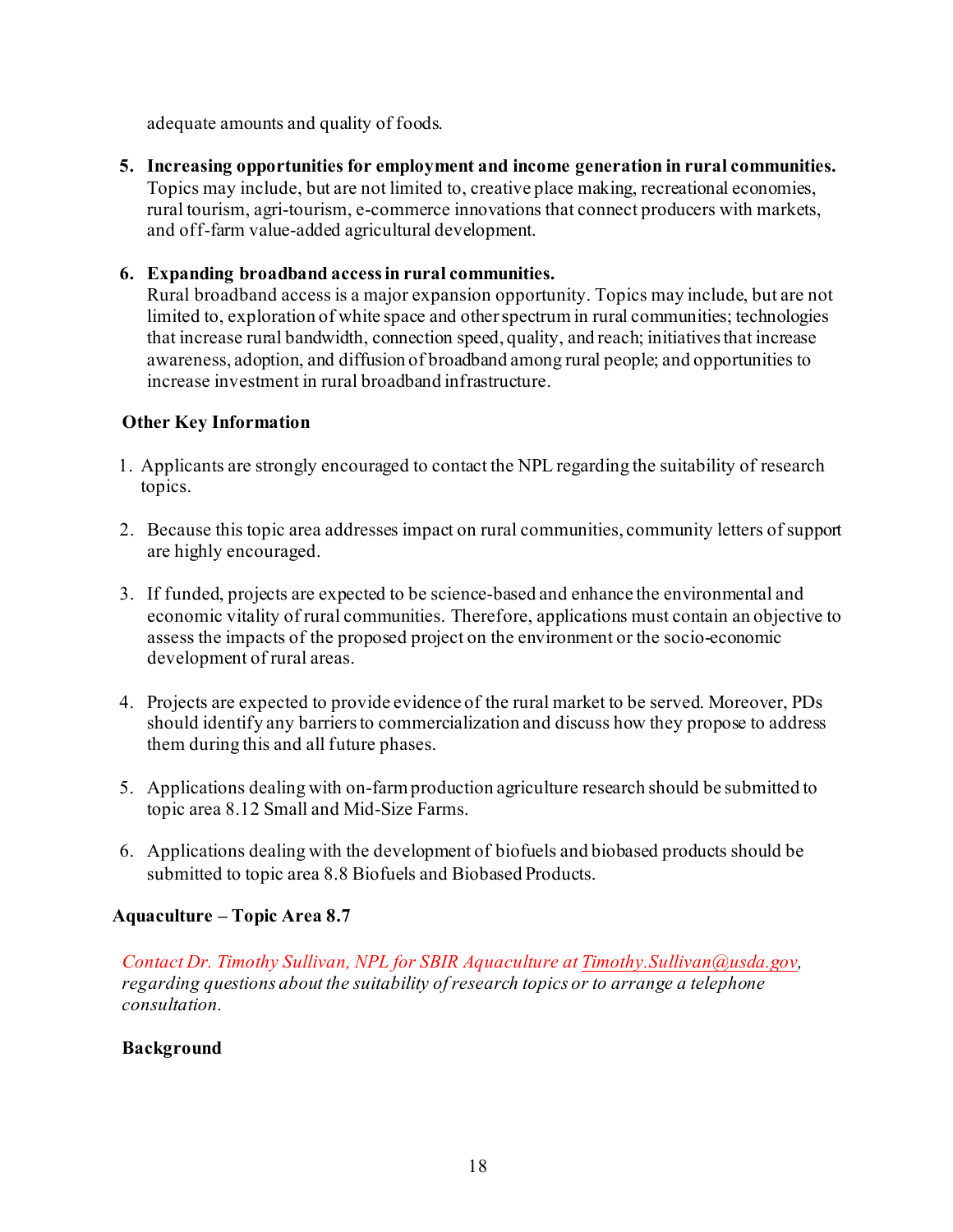adequate amounts and quality of foods.

5. **Increasing opportunities for employment and income generation in rural communities.** Topics may include, but are not limited to, creative place making, recreational economies, rural tourism, agri-tourism, e-commerce innovations that connect producers with markets, and off-farm value-added agricultural development.

6. **Expanding broadband access in rural communities.** Rural broadband access is a major expansion opportunity. Topics may include, but are not limited to, exploration of white space and other spectrum in rural communities; technologies that increase rural bandwidth, connection speed, quality, and reach; initiatives that increase awareness, adoption, and diffusion of broadband among rural people; and opportunities to increase investment in rural broadband infrastructure.

**Other Key Information**

1. Applicants are strongly encouraged to contact the NPL regarding the suitability of research topics.

2. Because this topic area addresses impact on rural communities, community letters of support are highly encouraged.

3. If funded, projects are expected to be science-based and enhance the environmental and economic vitality of rural communities. Therefore, applications must contain an objective to assess the impacts of the proposed project on the environment or the socio-economic development of rural areas.

4. Projects are expected to provide evidence of the rural market to be served. Moreover, PDs should identify any barriers to commercialization and discuss how they propose to address them during this and all future phases.

5. Applications dealing with on-farm production agriculture research should be submitted to topic area 8.12 Small and Mid-Size Farms.

6. Applications dealing with the development of biofuels and biobased products should be submitted to topic area 8.8 Biofuels and Biobased Products.

## Aquaculture – Topic Area 8.7

*Contact Dr. Timothy Sullivan, NPL for SBIR Aquaculture at Timothy.Sullivan@usda.gov, regarding questions about the suitability of research topics or to arrange a telephone consultation.*

**Background**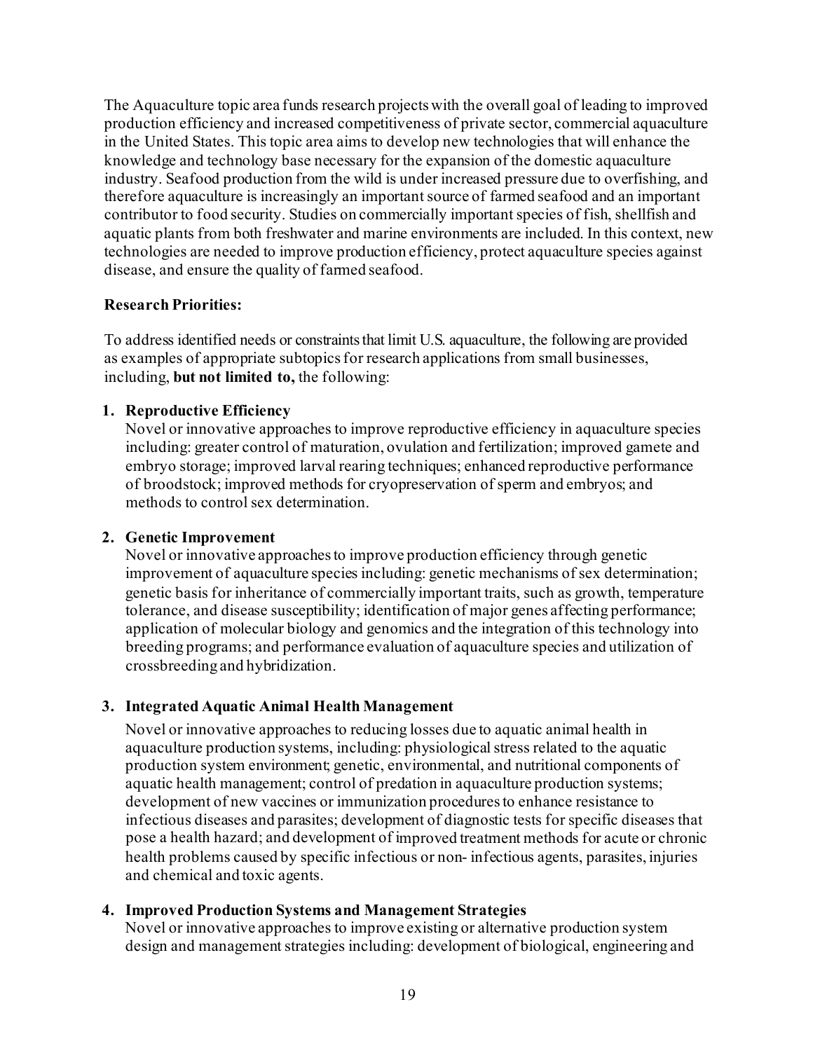The Aquaculture topic area funds research projects with the overall goal of leading to improved production efficiency and increased competitiveness of private sector, commercial aquaculture in the United States. This topic area aims to develop new technologies that will enhance the knowledge and technology base necessary for the expansion of the domestic aquaculture industry. Seafood production from the wild is under increased pressure due to overfishing, and therefore aquaculture is increasingly an important source of farmed seafood and an important contributor to food security. Studies on commercially important species of fish, shellfish and aquatic plants from both freshwater and marine environments are included. In this context, new technologies are needed to improve production efficiency, protect aquaculture species against disease, and ensure the quality of farmed seafood.

**Research Priorities:**

To address identified needs or constraints that limit U.S. aquaculture, the following are provided as examples of appropriate subtopics for research applications from small businesses, including, **but not limited to,** the following:

1. **Reproductive Efficiency**
   Novel or innovative approaches to improve reproductive efficiency in aquaculture species including: greater control of maturation, ovulation and fertilization; improved gamete and embryo storage; improved larval rearing techniques; enhanced reproductive performance of broodstock; improved methods for cryopreservation of sperm and embryos; and methods to control sex determination.

2. **Genetic Improvement**
   Novel or innovative approaches to improve production efficiency through genetic improvement of aquaculture species including: genetic mechanisms of sex determination; genetic basis for inheritance of commercially important traits, such as growth, temperature tolerance, and disease susceptibility; identification of major genes affecting performance; application of molecular biology and genomics and the integration of this technology into breeding programs; and performance evaluation of aquaculture species and utilization of crossbreeding and hybridization.

3. **Integrated Aquatic Animal Health Management**
   Novel or innovative approaches to reducing losses due to aquatic animal health in aquaculture production systems, including: physiological stress related to the aquatic production system environment; genetic, environmental, and nutritional components of aquatic health management; control of predation in aquaculture production systems; development of new vaccines or immunization procedures to enhance resistance to infectious diseases and parasites; development of diagnostic tests for specific diseases that pose a health hazard; and development of improved treatment methods for acute or chronic health problems caused by specific infectious or non- infectious agents, parasites, injuries and chemical and toxic agents.

4. **Improved Production Systems and Management Strategies**
   Novel or innovative approaches to improve existing or alternative production system design and management strategies including: development of biological, engineering and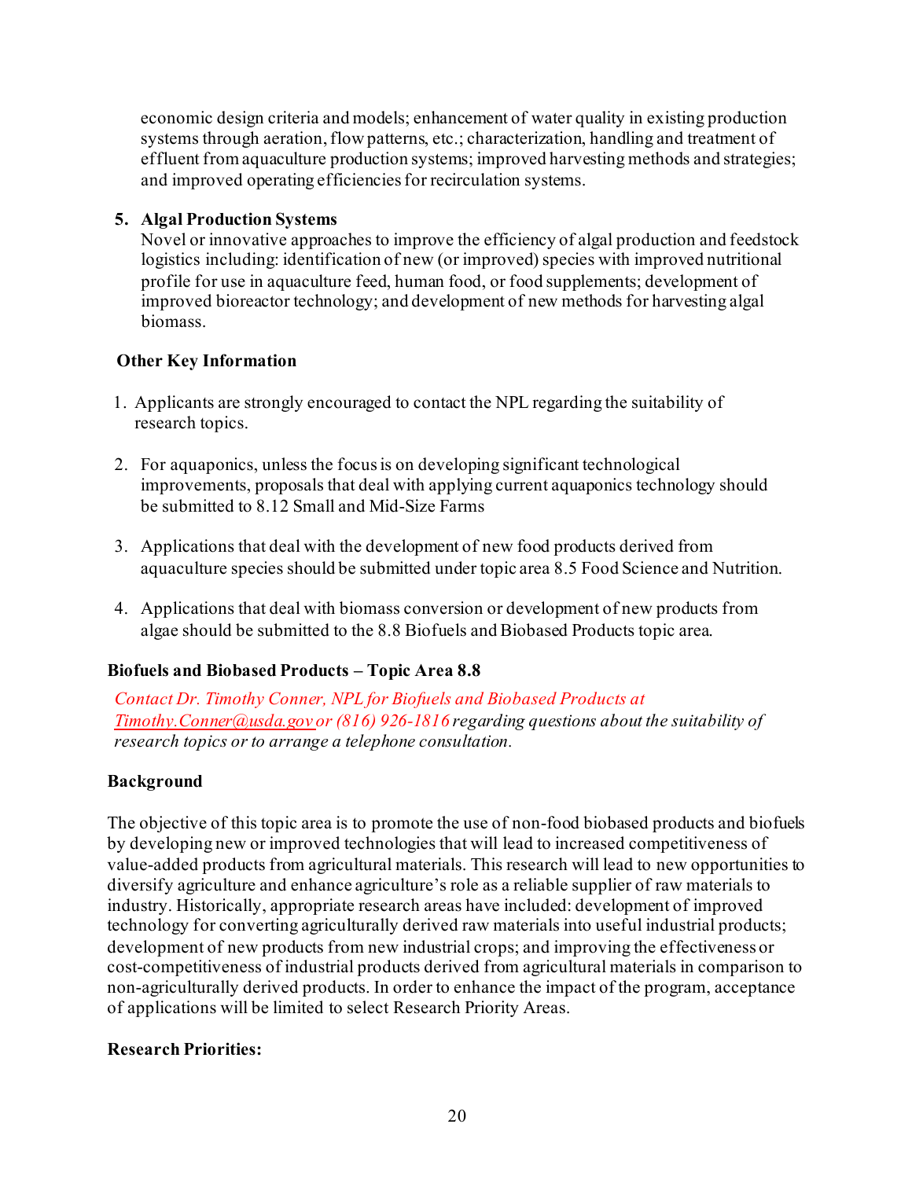economic design criteria and models; enhancement of water quality in existing production systems through aeration, flow patterns, etc.; characterization, handling and treatment of effluent from aquaculture production systems; improved harvesting methods and strategies; and improved operating efficiencies for recirculation systems.

5. **Algal Production Systems**
Novel or innovative approaches to improve the efficiency of algal production and feedstock logistics including: identification of new (or improved) species with improved nutritional profile for use in aquaculture feed, human food, or food supplements; development of improved bioreactor technology; and development of new methods for harvesting algal biomass.

**Other Key Information**

1. Applicants are strongly encouraged to contact the NPL regarding the suitability of research topics.

2. For aquaponics, unless the focus is on developing significant technological improvements, proposals that deal with applying current aquaponics technology should be submitted to 8.12 Small and Mid-Size Farms

3. Applications that deal with the development of new food products derived from aquaculture species should be submitted under topic area 8.5 Food Science and Nutrition.

4. Applications that deal with biomass conversion or development of new products from algae should be submitted to the 8.8 Biofuels and Biobased Products topic area.

### Biofuels and Biobased Products – Topic Area 8.8

*Contact Dr. Timothy Conner, NPL for Biofuels and Biobased Products at Timothy.Conner@usda.gov or (816) 926-1816 regarding questions about the suitability of research topics or to arrange a telephone consultation.*

**Background**

The objective of this topic area is to promote the use of non-food biobased products and biofuels by developing new or improved technologies that will lead to increased competitiveness of value-added products from agricultural materials. This research will lead to new opportunities to diversify agriculture and enhance agriculture's role as a reliable supplier of raw materials to industry. Historically, appropriate research areas have included: development of improved technology for converting agriculturally derived raw materials into useful industrial products; development of new products from new industrial crops; and improving the effectiveness or cost-competitiveness of industrial products derived from agricultural materials in comparison to non-agriculturally derived products. In order to enhance the impact of the program, acceptance of applications will be limited to select Research Priority Areas.

**Research Priorities:**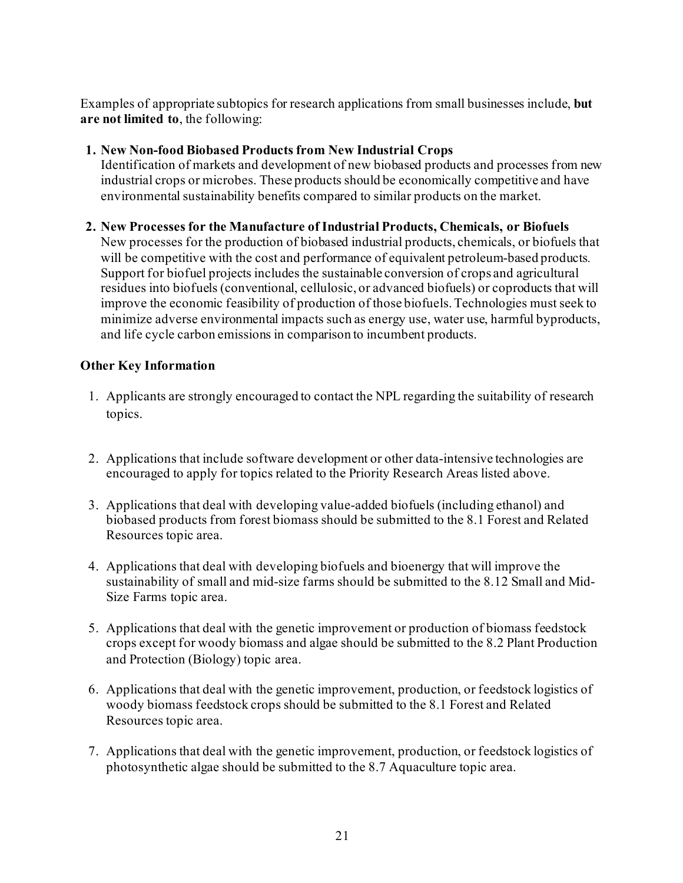Examples of appropriate subtopics for research applications from small businesses include, **but are not limited to**, the following:

1. **New Non-food Biobased Products from New Industrial Crops**
   Identification of markets and development of new biobased products and processes from new industrial crops or microbes. These products should be economically competitive and have environmental sustainability benefits compared to similar products on the market.

2. **New Processes for the Manufacture of Industrial Products, Chemicals, or Biofuels**
   New processes for the production of biobased industrial products, chemicals, or biofuels that will be competitive with the cost and performance of equivalent petroleum-based products. Support for biofuel projects includes the sustainable conversion of crops and agricultural residues into biofuels (conventional, cellulosic, or advanced biofuels) or coproducts that will improve the economic feasibility of production of those biofuels. Technologies must seek to minimize adverse environmental impacts such as energy use, water use, harmful byproducts, and life cycle carbon emissions in comparison to incumbent products.

**Other Key Information**

1. Applicants are strongly encouraged to contact the NPL regarding the suitability of research topics.

2. Applications that include software development or other data-intensive technologies are encouraged to apply for topics related to the Priority Research Areas listed above.

3. Applications that deal with developing value-added biofuels (including ethanol) and biobased products from forest biomass should be submitted to the 8.1 Forest and Related Resources topic area.

4. Applications that deal with developing biofuels and bioenergy that will improve the sustainability of small and mid-size farms should be submitted to the 8.12 Small and Mid-Size Farms topic area.

5. Applications that deal with the genetic improvement or production of biomass feedstock crops except for woody biomass and algae should be submitted to the 8.2 Plant Production and Protection (Biology) topic area.

6. Applications that deal with the genetic improvement, production, or feedstock logistics of woody biomass feedstock crops should be submitted to the 8.1 Forest and Related Resources topic area.

7. Applications that deal with the genetic improvement, production, or feedstock logistics of photosynthetic algae should be submitted to the 8.7 Aquaculture topic area.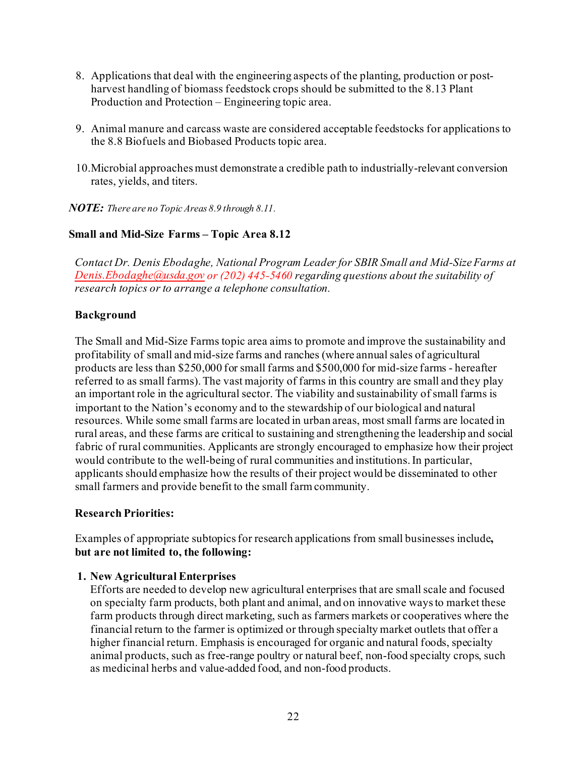8. Applications that deal with the engineering aspects of the planting, production or post-harvest handling of biomass feedstock crops should be submitted to the 8.13 Plant Production and Protection – Engineering topic area.

9. Animal manure and carcass waste are considered acceptable feedstocks for applications to the 8.8 Biofuels and Biobased Products topic area.

10. Microbial approaches must demonstrate a credible path to industrially-relevant conversion rates, yields, and titers.

***NOTE:*** *There are no Topic Areas 8.9 through 8.11.*

### Small and Mid-Size Farms – Topic Area 8.12

*Contact Dr. Denis Ebodaghe, National Program Leader for SBIR Small and Mid-Size Farms at Denis.Ebodaghe@usda.gov or (202) 445-5460 regarding questions about the suitability of research topics or to arrange a telephone consultation.*

**Background**

The Small and Mid-Size Farms topic area aims to promote and improve the sustainability and profitability of small and mid-size farms and ranches (where annual sales of agricultural products are less than $250,000 for small farms and $500,000 for mid-size farms - hereafter referred to as small farms). The vast majority of farms in this country are small and they play an important role in the agricultural sector. The viability and sustainability of small farms is important to the Nation's economy and to the stewardship of our biological and natural resources. While some small farms are located in urban areas, most small farms are located in rural areas, and these farms are critical to sustaining and strengthening the leadership and social fabric of rural communities. Applicants are strongly encouraged to emphasize how their project would contribute to the well-being of rural communities and institutions. In particular, applicants should emphasize how the results of their project would be disseminated to other small farmers and provide benefit to the small farm community.

**Research Priorities:**

Examples of appropriate subtopics for research applications from small businesses include**, but are not limited to, the following:**

1. **New Agricultural Enterprises**
   Efforts are needed to develop new agricultural enterprises that are small scale and focused on specialty farm products, both plant and animal, and on innovative ways to market these farm products through direct marketing, such as farmers markets or cooperatives where the financial return to the farmer is optimized or through specialty market outlets that offer a higher financial return. Emphasis is encouraged for organic and natural foods, specialty animal products, such as free-range poultry or natural beef, non-food specialty crops, such as medicinal herbs and value-added food, and non-food products.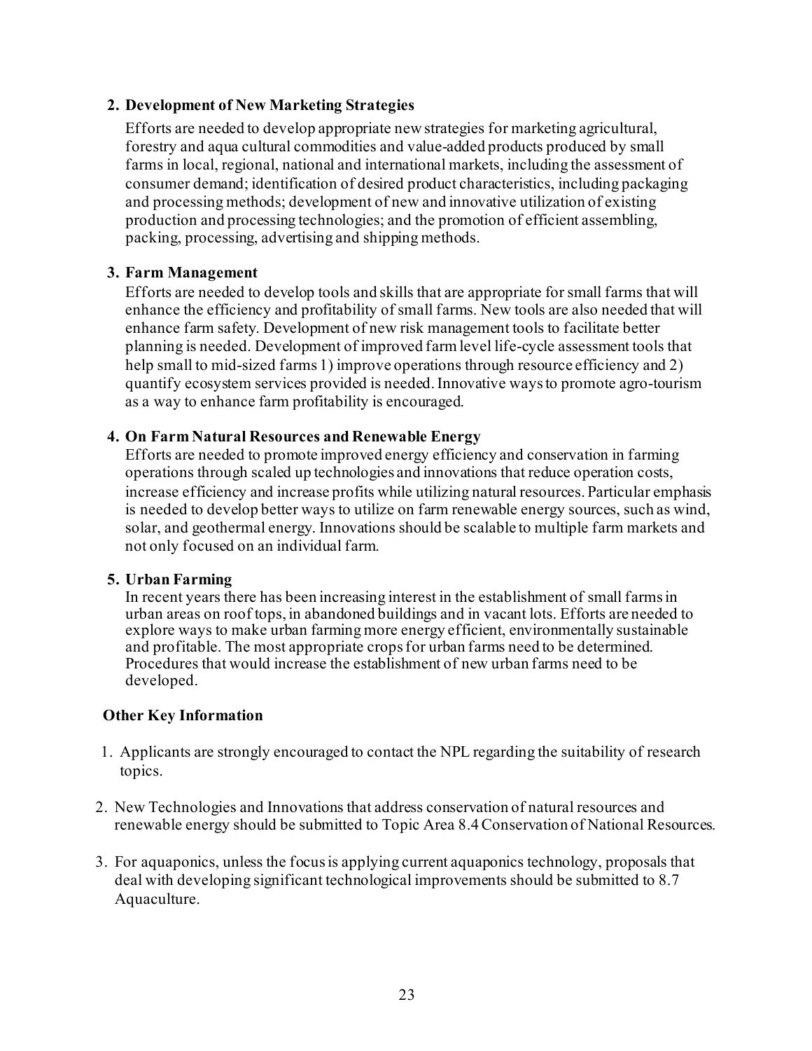2. **Development of New Marketing Strategies**

   Efforts are needed to develop appropriate new strategies for marketing agricultural, forestry and aqua cultural commodities and value-added products produced by small farms in local, regional, national and international markets, including the assessment of consumer demand; identification of desired product characteristics, including packaging and processing methods; development of new and innovative utilization of existing production and processing technologies; and the promotion of efficient assembling, packing, processing, advertising and shipping methods.

3. **Farm Management**

   Efforts are needed to develop tools and skills that are appropriate for small farms that will enhance the efficiency and profitability of small farms. New tools are also needed that will enhance farm safety. Development of new risk management tools to facilitate better planning is needed. Development of improved farm level life-cycle assessment tools that help small to mid-sized farms 1) improve operations through resource efficiency and 2) quantify ecosystem services provided is needed. Innovative ways to promote agro-tourism as a way to enhance farm profitability is encouraged.

4. **On Farm Natural Resources and Renewable Energy**

   Efforts are needed to promote improved energy efficiency and conservation in farming operations through scaled up technologies and innovations that reduce operation costs, increase efficiency and increase profits while utilizing natural resources. Particular emphasis is needed to develop better ways to utilize on farm renewable energy sources, such as wind, solar, and geothermal energy. Innovations should be scalable to multiple farm markets and not only focused on an individual farm.

5. **Urban Farming**

   In recent years there has been increasing interest in the establishment of small farms in urban areas on roof tops, in abandoned buildings and in vacant lots. Efforts are needed to explore ways to make urban farming more energy efficient, environmentally sustainable and profitable. The most appropriate crops for urban farms need to be determined. Procedures that would increase the establishment of new urban farms need to be developed.

**Other Key Information**

1. Applicants are strongly encouraged to contact the NPL regarding the suitability of research topics.

2. New Technologies and Innovations that address conservation of natural resources and renewable energy should be submitted to Topic Area 8.4 Conservation of National Resources.

3. For aquaponics, unless the focus is applying current aquaponics technology, proposals that deal with developing significant technological improvements should be submitted to 8.7 Aquaculture.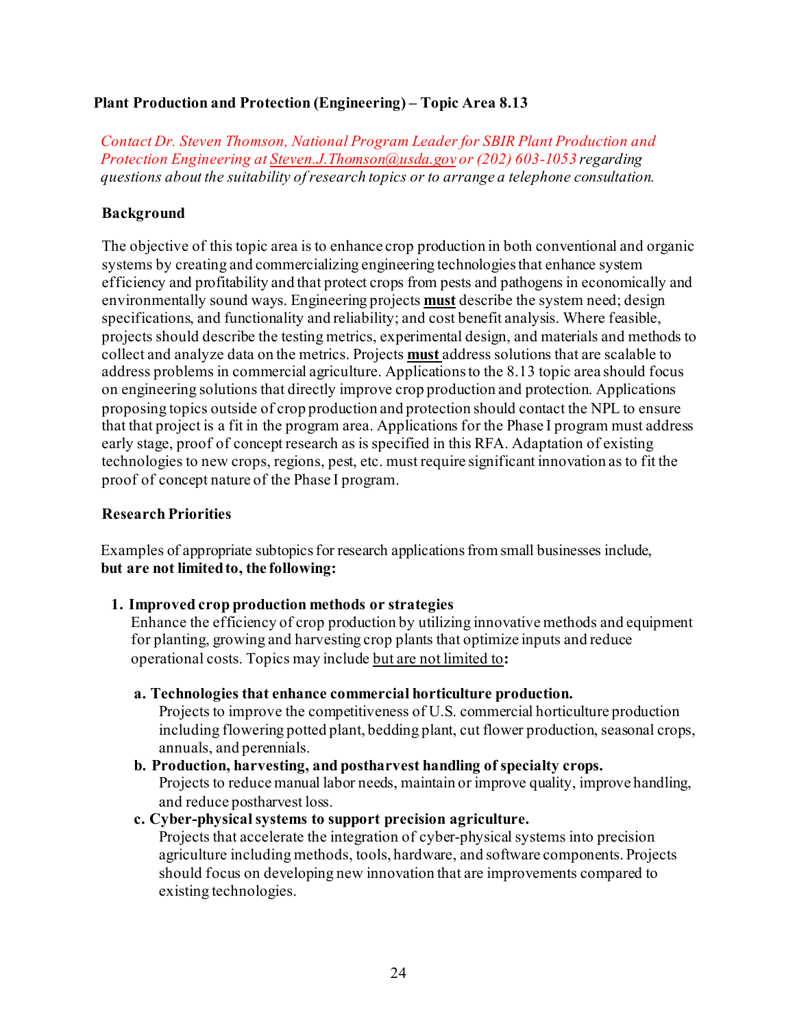### Plant Production and Protection (Engineering) – Topic Area 8.13

*Contact Dr. Steven Thomson, National Program Leader for SBIR Plant Production and Protection Engineering at Steven.J.Thomson@usda.gov or (202) 603-1053 regarding questions about the suitability of research topics or to arrange a telephone consultation.*

**Background**

The objective of this topic area is to enhance crop production in both conventional and organic systems by creating and commercializing engineering technologies that enhance system efficiency and profitability and that protect crops from pests and pathogens in economically and environmentally sound ways. Engineering projects **must** describe the system need; design specifications, and functionality and reliability; and cost benefit analysis. Where feasible, projects should describe the testing metrics, experimental design, and materials and methods to collect and analyze data on the metrics. Projects **must** address solutions that are scalable to address problems in commercial agriculture. Applications to the 8.13 topic area should focus on engineering solutions that directly improve crop production and protection. Applications proposing topics outside of crop production and protection should contact the NPL to ensure that that project is a fit in the program area. Applications for the Phase I program must address early stage, proof of concept research as is specified in this RFA. Adaptation of existing technologies to new crops, regions, pest, etc. must require significant innovation as to fit the proof of concept nature of the Phase I program.

**Research Priorities**

Examples of appropriate subtopics for research applications from small businesses include, **but are not limited to, the following:**

1. **Improved crop production methods or strategies**
   Enhance the efficiency of crop production by utilizing innovative methods and equipment for planting, growing and harvesting crop plants that optimize inputs and reduce operational costs. Topics may include but are not limited to**:**

   a. **Technologies that enhance commercial horticulture production.**
      Projects to improve the competitiveness of U.S. commercial horticulture production including flowering potted plant, bedding plant, cut flower production, seasonal crops, annuals, and perennials.

   b. **Production, harvesting, and postharvest handling of specialty crops.**
      Projects to reduce manual labor needs, maintain or improve quality, improve handling, and reduce postharvest loss.

   c. **Cyber-physical systems to support precision agriculture.**
      Projects that accelerate the integration of cyber-physical systems into precision agriculture including methods, tools, hardware, and software components. Projects should focus on developing new innovation that are improvements compared to existing technologies.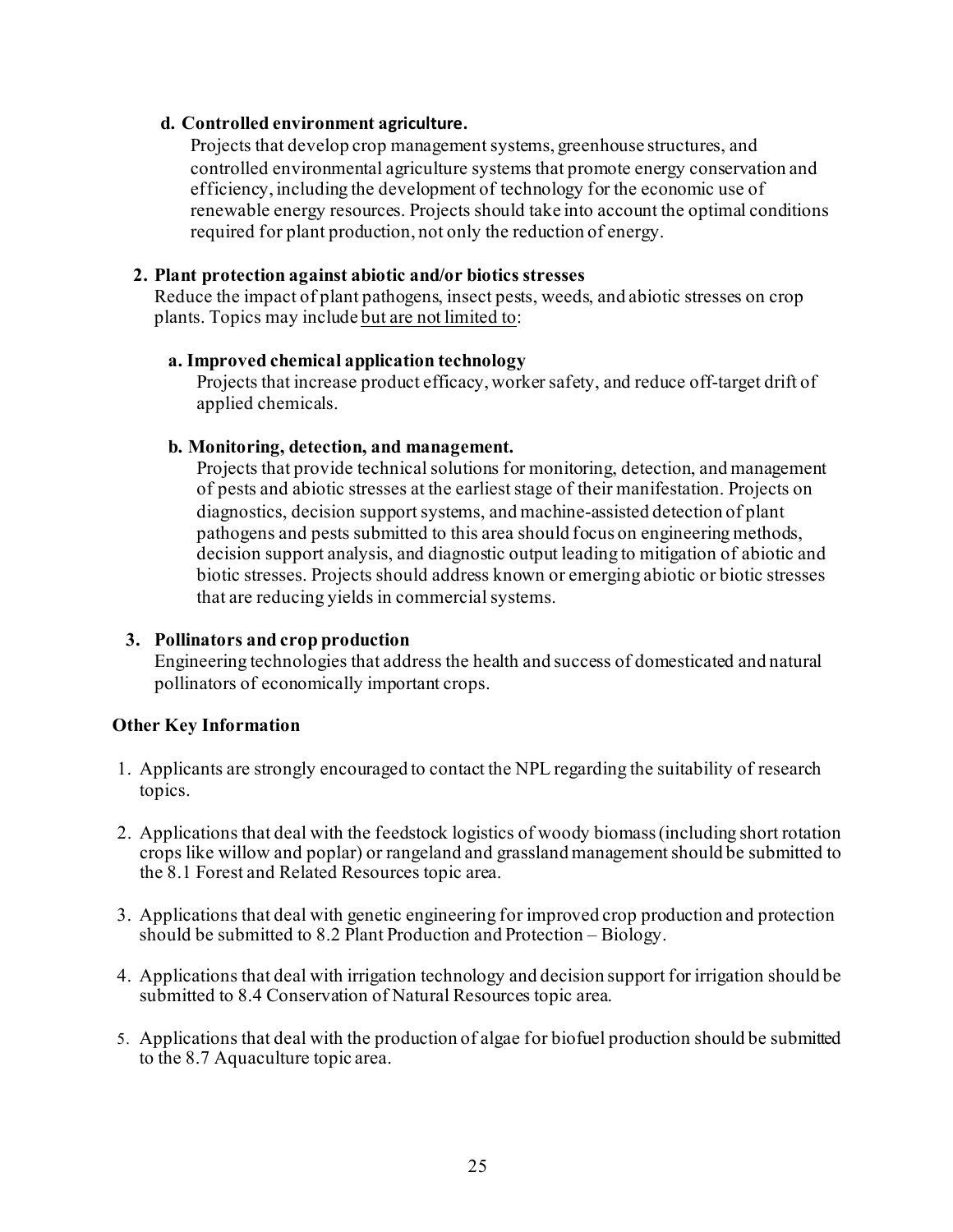**d. Controlled environment agriculture.**

Projects that develop crop management systems, greenhouse structures, and controlled environmental agriculture systems that promote energy conservation and efficiency, including the development of technology for the economic use of renewable energy resources. Projects should take into account the optimal conditions required for plant production, not only the reduction of energy.

**2. Plant protection against abiotic and/or biotics stresses**

Reduce the impact of plant pathogens, insect pests, weeds, and abiotic stresses on crop plants. Topics may include but are not limited to:

**a. Improved chemical application technology**

Projects that increase product efficacy, worker safety, and reduce off-target drift of applied chemicals.

**b. Monitoring, detection, and management.**

Projects that provide technical solutions for monitoring, detection, and management of pests and abiotic stresses at the earliest stage of their manifestation. Projects on diagnostics, decision support systems, and machine-assisted detection of plant pathogens and pests submitted to this area should focus on engineering methods, decision support analysis, and diagnostic output leading to mitigation of abiotic and biotic stresses. Projects should address known or emerging abiotic or biotic stresses that are reducing yields in commercial systems.

**3. Pollinators and crop production**

Engineering technologies that address the health and success of domesticated and natural pollinators of economically important crops.

**Other Key Information**

1. Applicants are strongly encouraged to contact the NPL regarding the suitability of research topics.
2. Applications that deal with the feedstock logistics of woody biomass (including short rotation crops like willow and poplar) or rangeland and grassland management should be submitted to the 8.1 Forest and Related Resources topic area.
3. Applications that deal with genetic engineering for improved crop production and protection should be submitted to 8.2 Plant Production and Protection – Biology.
4. Applications that deal with irrigation technology and decision support for irrigation should be submitted to 8.4 Conservation of Natural Resources topic area.
5. Applications that deal with the production of algae for biofuel production should be submitted to the 8.7 Aquaculture topic area.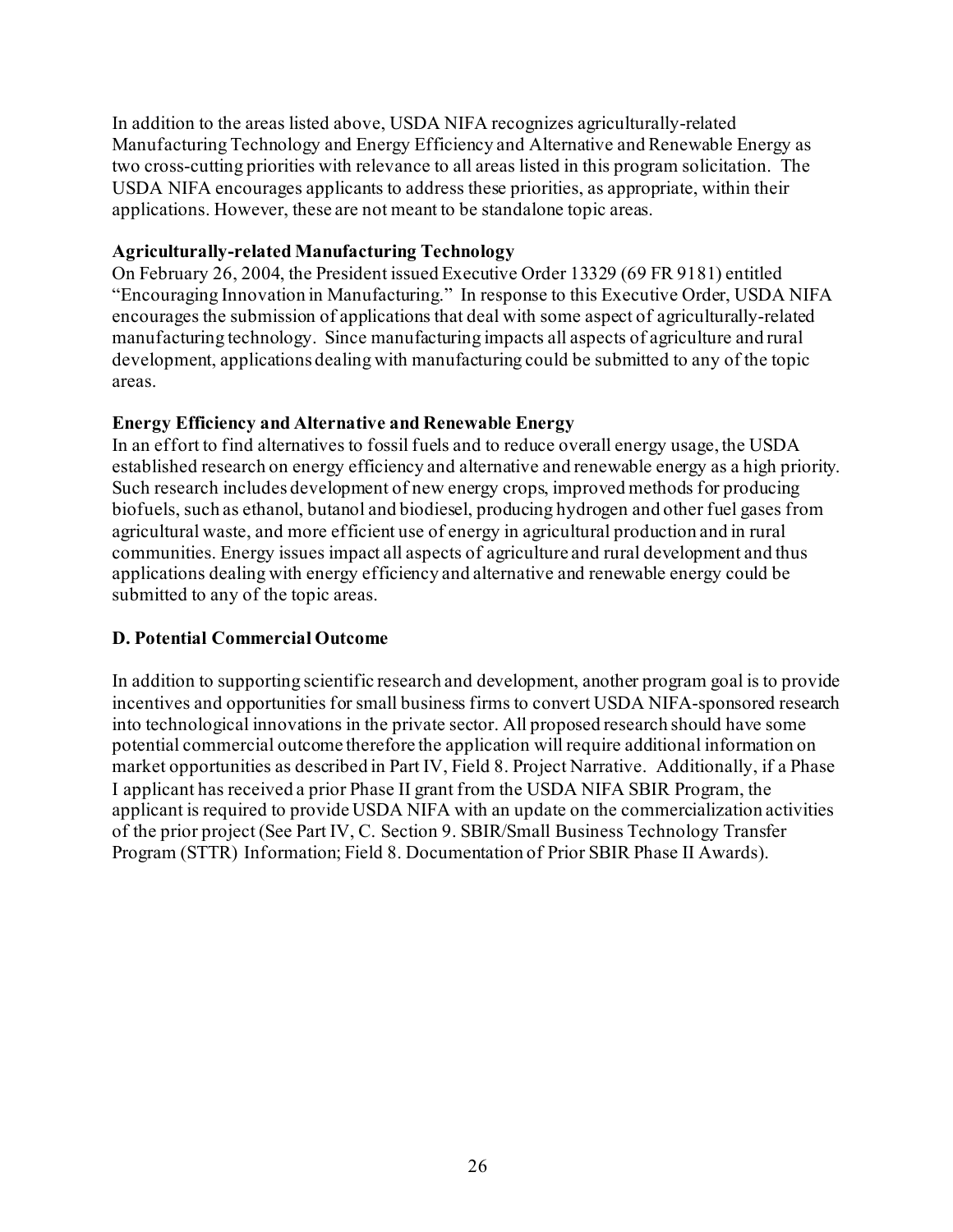In addition to the areas listed above, USDA NIFA recognizes agriculturally-related Manufacturing Technology and Energy Efficiency and Alternative and Renewable Energy as two cross-cutting priorities with relevance to all areas listed in this program solicitation. The USDA NIFA encourages applicants to address these priorities, as appropriate, within their applications. However, these are not meant to be standalone topic areas.

**Agriculturally-related Manufacturing Technology**
On February 26, 2004, the President issued Executive Order 13329 (69 FR 9181) entitled "Encouraging Innovation in Manufacturing." In response to this Executive Order, USDA NIFA encourages the submission of applications that deal with some aspect of agriculturally-related manufacturing technology. Since manufacturing impacts all aspects of agriculture and rural development, applications dealing with manufacturing could be submitted to any of the topic areas.

**Energy Efficiency and Alternative and Renewable Energy**
In an effort to find alternatives to fossil fuels and to reduce overall energy usage, the USDA established research on energy efficiency and alternative and renewable energy as a high priority. Such research includes development of new energy crops, improved methods for producing biofuels, such as ethanol, butanol and biodiesel, producing hydrogen and other fuel gases from agricultural waste, and more efficient use of energy in agricultural production and in rural communities. Energy issues impact all aspects of agriculture and rural development and thus applications dealing with energy efficiency and alternative and renewable energy could be submitted to any of the topic areas.

### D. Potential Commercial Outcome

In addition to supporting scientific research and development, another program goal is to provide incentives and opportunities for small business firms to convert USDA NIFA-sponsored research into technological innovations in the private sector. All proposed research should have some potential commercial outcome therefore the application will require additional information on market opportunities as described in Part IV, Field 8. Project Narrative. Additionally, if a Phase I applicant has received a prior Phase II grant from the USDA NIFA SBIR Program, the applicant is required to provide USDA NIFA with an update on the commercialization activities of the prior project (See Part IV, C. Section 9. SBIR/Small Business Technology Transfer Program (STTR) Information; Field 8. Documentation of Prior SBIR Phase II Awards).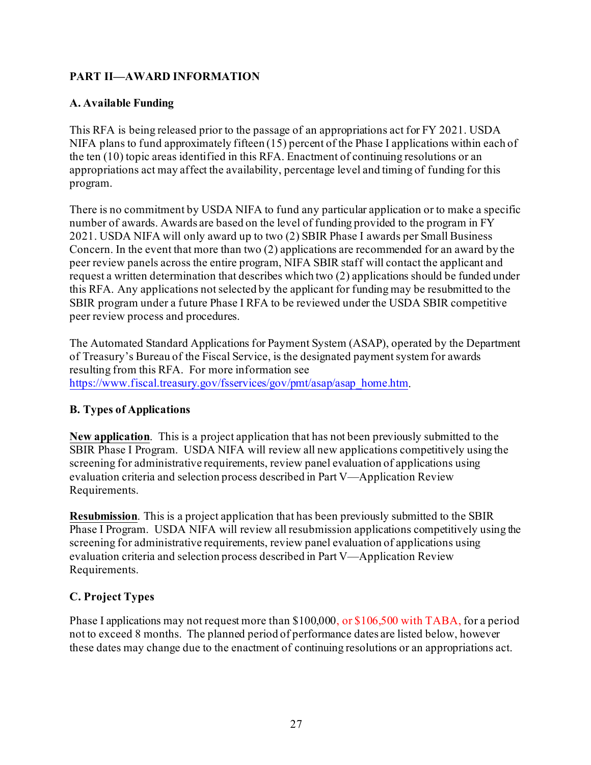## PART II—AWARD INFORMATION

### A. Available Funding

This RFA is being released prior to the passage of an appropriations act for FY 2021. USDA NIFA plans to fund approximately fifteen (15) percent of the Phase I applications within each of the ten (10) topic areas identified in this RFA. Enactment of continuing resolutions or an appropriations act may affect the availability, percentage level and timing of funding for this program.

There is no commitment by USDA NIFA to fund any particular application or to make a specific number of awards. Awards are based on the level of funding provided to the program in FY 2021. USDA NIFA will only award up to two (2) SBIR Phase I awards per Small Business Concern. In the event that more than two (2) applications are recommended for an award by the peer review panels across the entire program, NIFA SBIR staff will contact the applicant and request a written determination that describes which two (2) applications should be funded under this RFA. Any applications not selected by the applicant for funding may be resubmitted to the SBIR program under a future Phase I RFA to be reviewed under the USDA SBIR competitive peer review process and procedures.

The Automated Standard Applications for Payment System (ASAP), operated by the Department of Treasury's Bureau of the Fiscal Service, is the designated payment system for awards resulting from this RFA. For more information see https://www.fiscal.treasury.gov/fsservices/gov/pmt/asap/asap_home.htm.

### B. Types of Applications

**New application**. This is a project application that has not been previously submitted to the SBIR Phase I Program. USDA NIFA will review all new applications competitively using the screening for administrative requirements, review panel evaluation of applications using evaluation criteria and selection process described in Part V—Application Review Requirements.

**Resubmission**. This is a project application that has been previously submitted to the SBIR Phase I Program. USDA NIFA will review all resubmission applications competitively using the screening for administrative requirements, review panel evaluation of applications using evaluation criteria and selection process described in Part V—Application Review Requirements.

### C. Project Types

Phase I applications may not request more than $100,000, or $106,500 with TABA, for a period not to exceed 8 months. The planned period of performance dates are listed below, however these dates may change due to the enactment of continuing resolutions or an appropriations act.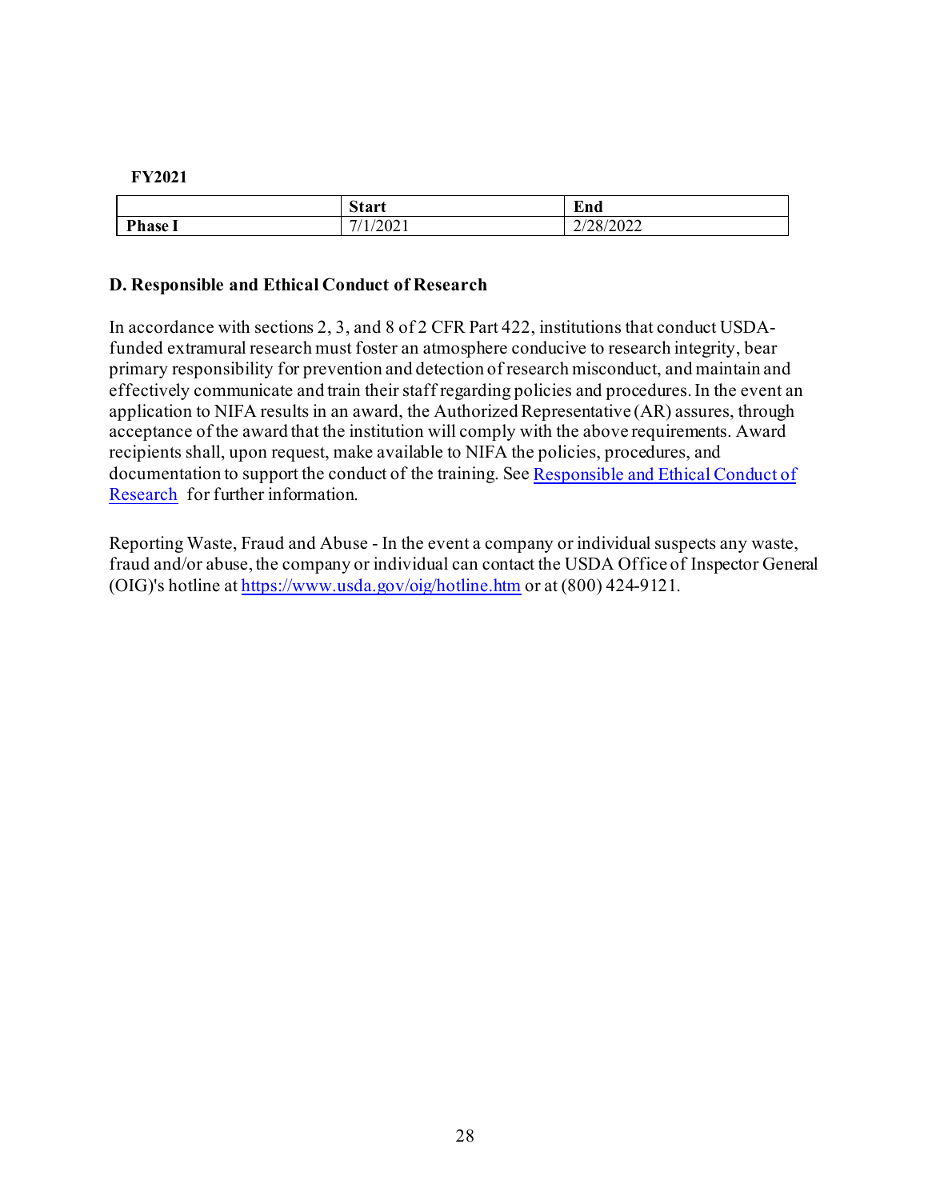**FY2021**

| | Start | End |
|---|---|---|
| **Phase I** | 7/1/2021 | 2/28/2022 |

### D. Responsible and Ethical Conduct of Research

In accordance with sections 2, 3, and 8 of 2 CFR Part 422, institutions that conduct USDA-funded extramural research must foster an atmosphere conducive to research integrity, bear primary responsibility for prevention and detection of research misconduct, and maintain and effectively communicate and train their staff regarding policies and procedures. In the event an application to NIFA results in an award, the Authorized Representative (AR) assures, through acceptance of the award that the institution will comply with the above requirements. Award recipients shall, upon request, make available to NIFA the policies, procedures, and documentation to support the conduct of the training. See [Responsible and Ethical Conduct of Research](#) for further information.

Reporting Waste, Fraud and Abuse - In the event a company or individual suspects any waste, fraud and/or abuse, the company or individual can contact the USDA Office of Inspector General (OIG)'s hotline at [https://www.usda.gov/oig/hotline.htm](https://www.usda.gov/oig/hotline.htm) or at (800) 424-9121.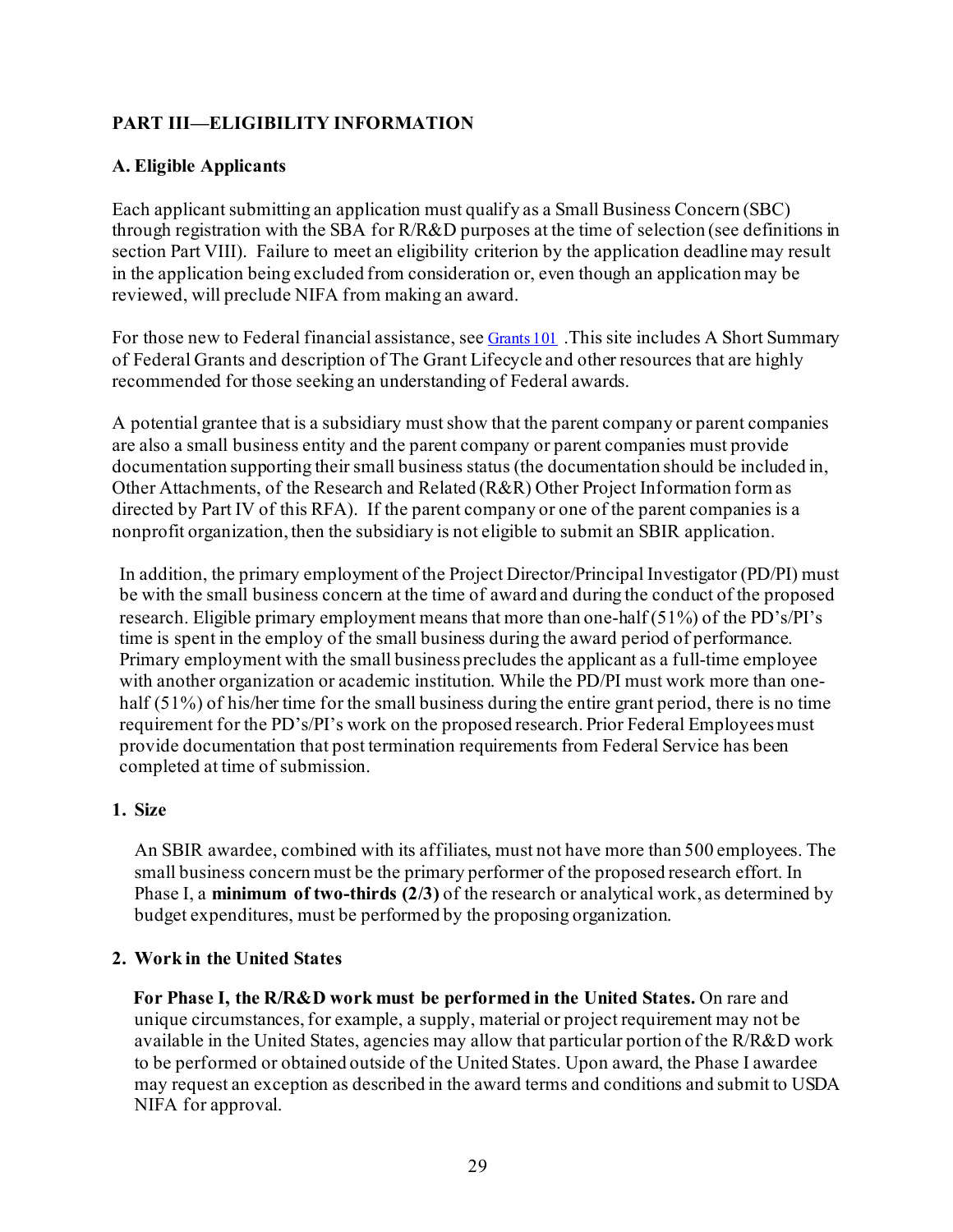## PART III—ELIGIBILITY INFORMATION

### A. Eligible Applicants

Each applicant submitting an application must qualify as a Small Business Concern (SBC) through registration with the SBA for R/R&D purposes at the time of selection (see definitions in section Part VIII). Failure to meet an eligibility criterion by the application deadline may result in the application being excluded from consideration or, even though an application may be reviewed, will preclude NIFA from making an award.

For those new to Federal financial assistance, see Grants 101 .This site includes A Short Summary of Federal Grants and description of The Grant Lifecycle and other resources that are highly recommended for those seeking an understanding of Federal awards.

A potential grantee that is a subsidiary must show that the parent company or parent companies are also a small business entity and the parent company or parent companies must provide documentation supporting their small business status (the documentation should be included in, Other Attachments, of the Research and Related (R&R) Other Project Information form as directed by Part IV of this RFA). If the parent company or one of the parent companies is a nonprofit organization, then the subsidiary is not eligible to submit an SBIR application.

In addition, the primary employment of the Project Director/Principal Investigator (PD/PI) must be with the small business concern at the time of award and during the conduct of the proposed research. Eligible primary employment means that more than one-half (51%) of the PD's/PI's time is spent in the employ of the small business during the award period of performance. Primary employment with the small business precludes the applicant as a full-time employee with another organization or academic institution. While the PD/PI must work more than one-half (51%) of his/her time for the small business during the entire grant period, there is no time requirement for the PD's/PI's work on the proposed research. Prior Federal Employees must provide documentation that post termination requirements from Federal Service has been completed at time of submission.

#### 1. Size

An SBIR awardee, combined with its affiliates, must not have more than 500 employees. The small business concern must be the primary performer of the proposed research effort. In Phase I, a **minimum of two-thirds (2/3)** of the research or analytical work, as determined by budget expenditures, must be performed by the proposing organization.

#### 2. Work in the United States

**For Phase I, the R/R&D work must be performed in the United States.** On rare and unique circumstances, for example, a supply, material or project requirement may not be available in the United States, agencies may allow that particular portion of the R/R&D work to be performed or obtained outside of the United States. Upon award, the Phase I awardee may request an exception as described in the award terms and conditions and submit to USDA NIFA for approval.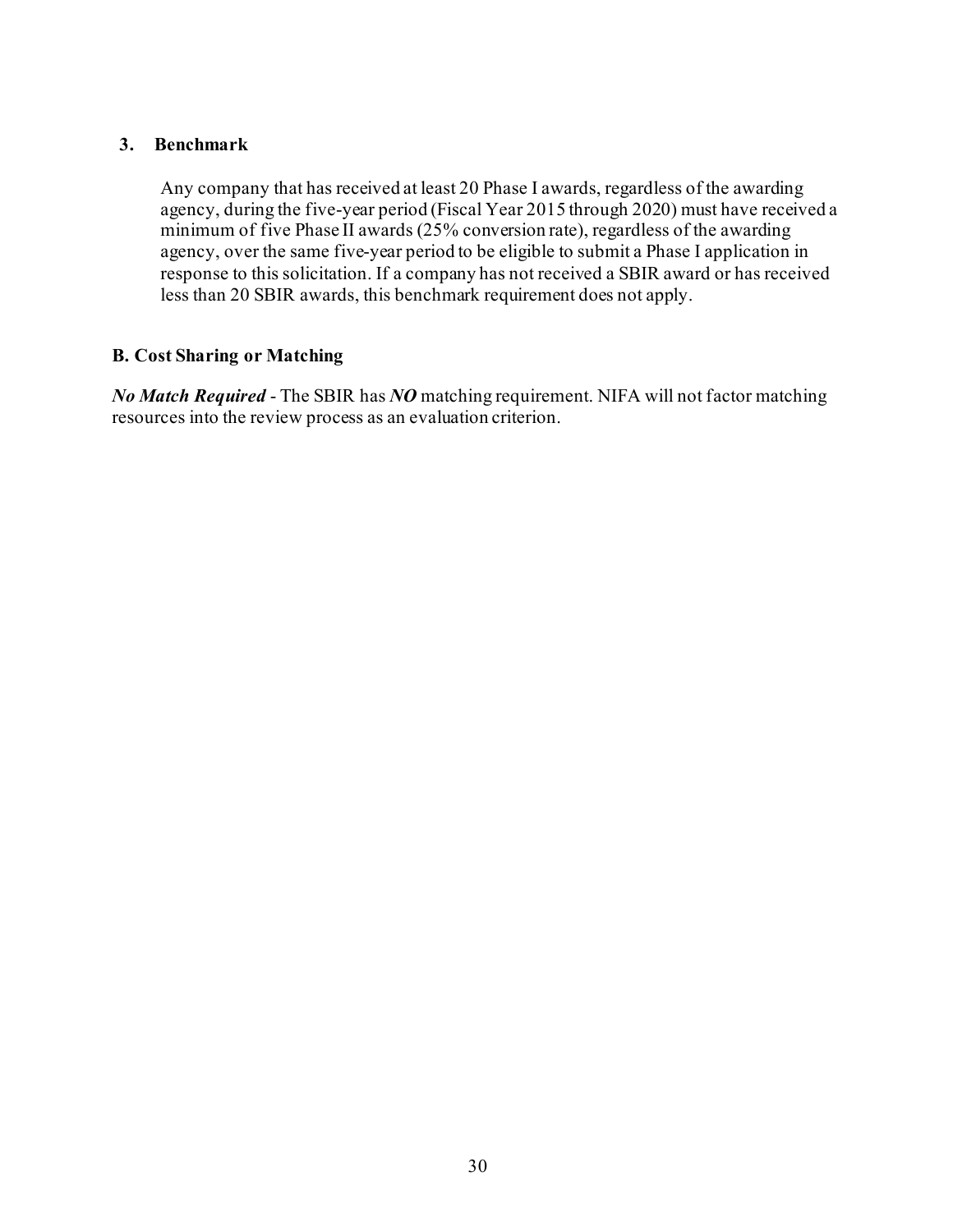### 3. Benchmark

Any company that has received at least 20 Phase I awards, regardless of the awarding agency, during the five-year period (Fiscal Year 2015 through 2020) must have received a minimum of five Phase II awards (25% conversion rate), regardless of the awarding agency, over the same five-year period to be eligible to submit a Phase I application in response to this solicitation. If a company has not received a SBIR award or has received less than 20 SBIR awards, this benchmark requirement does not apply.

## B. Cost Sharing or Matching

***No Match Required*** - The SBIR has ***NO*** matching requirement. NIFA will not factor matching resources into the review process as an evaluation criterion.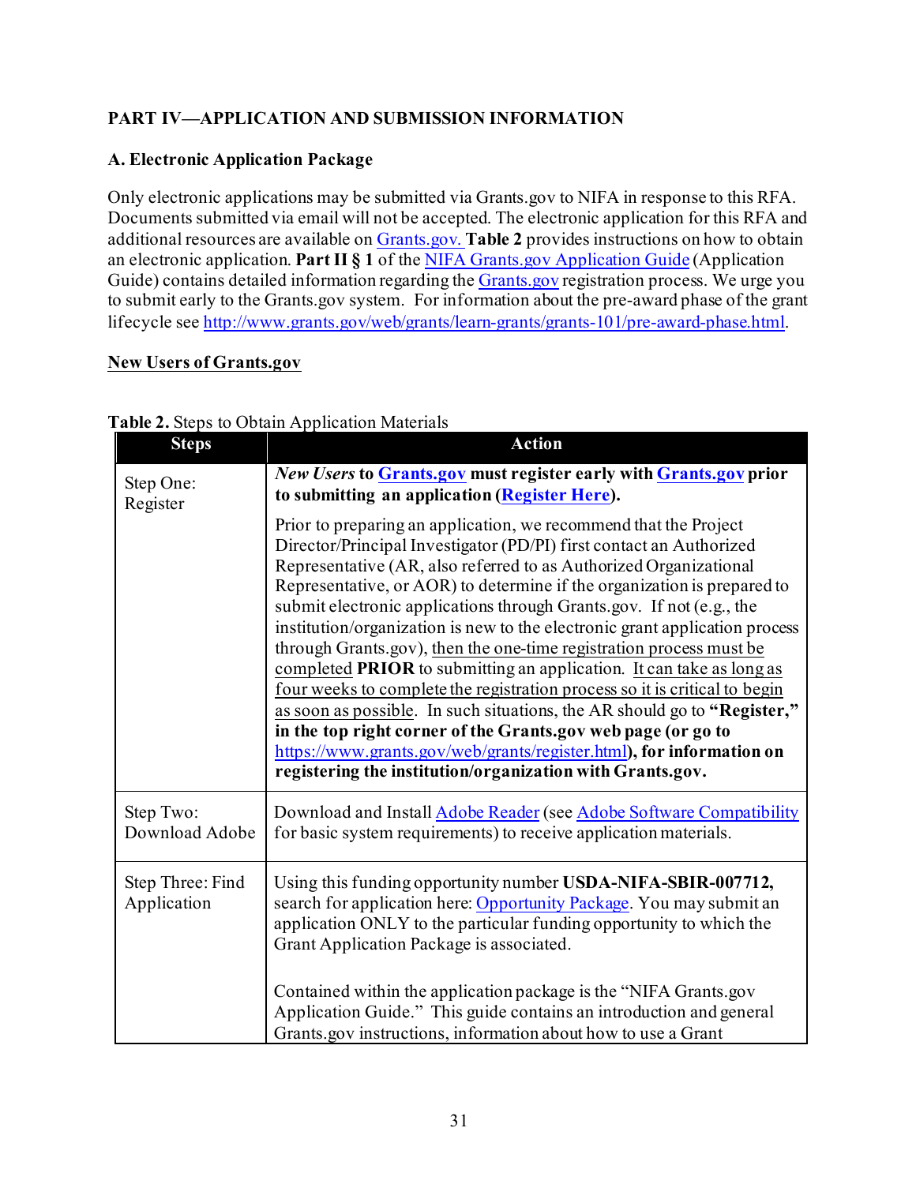## PART IV—APPLICATION AND SUBMISSION INFORMATION

### A. Electronic Application Package

Only electronic applications may be submitted via Grants.gov to NIFA in response to this RFA. Documents submitted via email will not be accepted. The electronic application for this RFA and additional resources are available on Grants.gov. **Table 2** provides instructions on how to obtain an electronic application. **Part II § 1** of the NIFA Grants.gov Application Guide (Application Guide) contains detailed information regarding the Grants.gov registration process. We urge you to submit early to the Grants.gov system. For information about the pre-award phase of the grant lifecycle see http://www.grants.gov/web/grants/learn-grants/grants-101/pre-award-phase.html.

**New Users of Grants.gov**

**Table 2.** Steps to Obtain Application Materials

| Steps | Action |
|---|---|
| Step One: Register | ***New Users*** **to Grants.gov must register early with Grants.gov prior to submitting an application (Register Here).**<br><br>Prior to preparing an application, we recommend that the Project Director/Principal Investigator (PD/PI) first contact an Authorized Representative (AR, also referred to as Authorized Organizational Representative, or AOR) to determine if the organization is prepared to submit electronic applications through Grants.gov. If not (e.g., the institution/organization is new to the electronic grant application process through Grants.gov), then the one-time registration process must be completed **PRIOR** to submitting an application. It can take as long as four weeks to complete the registration process so it is critical to begin as soon as possible. In such situations, the AR should go to **"Register," in the top right corner of the Grants.gov web page (or go to https://www.grants.gov/web/grants/register.html), for information on registering the institution/organization with Grants.gov.** |
| Step Two: Download Adobe | Download and Install Adobe Reader (see Adobe Software Compatibility for basic system requirements) to receive application materials. |
| Step Three: Find Application | Using this funding opportunity number **USDA-NIFA-SBIR-007712,** search for application here: Opportunity Package. You may submit an application ONLY to the particular funding opportunity to which the Grant Application Package is associated.<br><br>Contained within the application package is the "NIFA Grants.gov Application Guide." This guide contains an introduction and general Grants.gov instructions, information about how to use a Grant |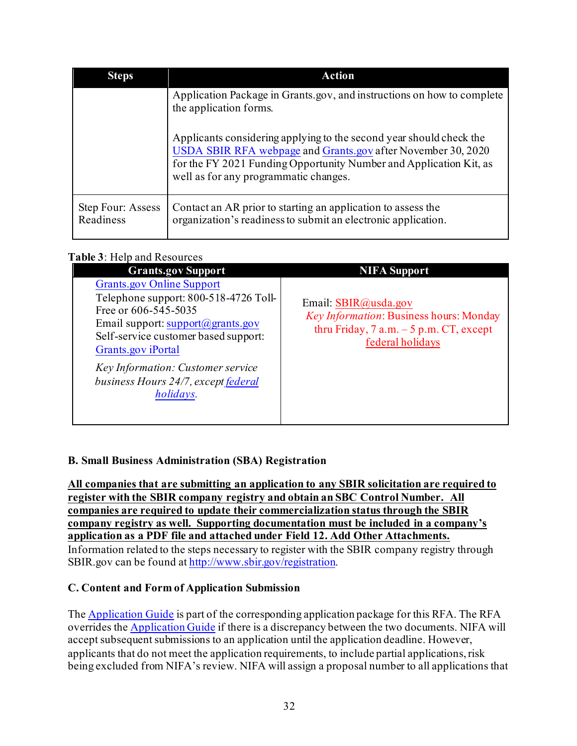| Steps | Action |
|---|---|
| | Application Package in Grants.gov, and instructions on how to complete the application forms.<br><br>Applicants considering applying to the second year should check the USDA SBIR RFA webpage and Grants.gov after November 30, 2020 for the FY 2021 Funding Opportunity Number and Application Kit, as well as for any programmatic changes. |
| Step Four: Assess Readiness | Contact an AR prior to starting an application to assess the organization's readiness to submit an electronic application. |

**Table 3**: Help and Resources

| Grants.gov Support | NIFA Support |
|---|---|
| Grants.gov Online Support<br>Telephone support: 800-518-4726 Toll-Free or 606-545-5035<br>Email support: support@grants.gov<br>Self-service customer based support: Grants.gov iPortal<br><br>*Key Information: Customer service business Hours 24/7, except federal holidays.* | Email: SBIR@usda.gov<br>*Key Information*: Business hours: Monday thru Friday, 7 a.m. – 5 p.m. CT, except federal holidays |

**B. Small Business Administration (SBA) Registration**

**All companies that are submitting an application to any SBIR solicitation are required to register with the SBIR company registry and obtain an SBC Control Number. All companies are required to update their commercialization status through the SBIR company registry as well. Supporting documentation must be included in a company's application as a PDF file and attached under Field 12. Add Other Attachments.** Information related to the steps necessary to register with the SBIR company registry through SBIR.gov can be found at http://www.sbir.gov/registration.

**C. Content and Form of Application Submission**

The Application Guide is part of the corresponding application package for this RFA. The RFA overrides the Application Guide if there is a discrepancy between the two documents. NIFA will accept subsequent submissions to an application until the application deadline. However, applicants that do not meet the application requirements, to include partial applications, risk being excluded from NIFA's review. NIFA will assign a proposal number to all applications that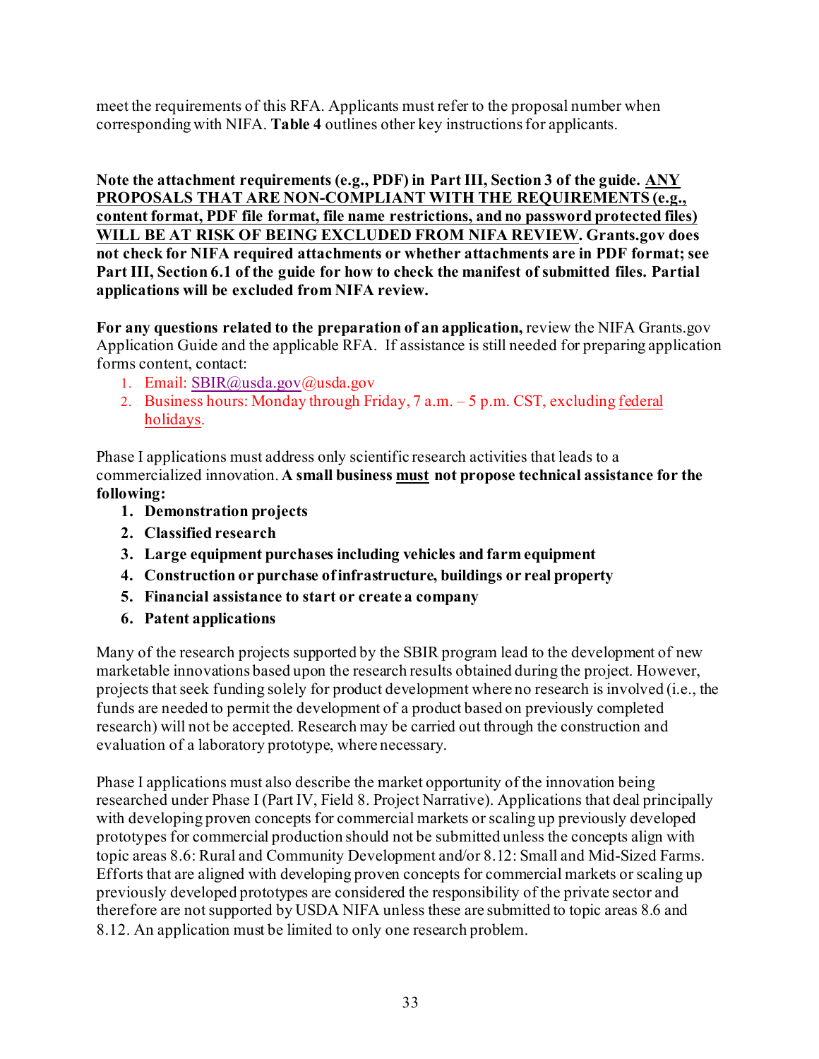meet the requirements of this RFA. Applicants must refer to the proposal number when corresponding with NIFA. **Table 4** outlines other key instructions for applicants.

**Note the attachment requirements (e.g., PDF) in Part III, Section 3 of the guide. ANY PROPOSALS THAT ARE NON-COMPLIANT WITH THE REQUIREMENTS (e.g., content format, PDF file format, file name restrictions, and no password protected files) WILL BE AT RISK OF BEING EXCLUDED FROM NIFA REVIEW. Grants.gov does not check for NIFA required attachments or whether attachments are in PDF format; see Part III, Section 6.1 of the guide for how to check the manifest of submitted files. Partial applications will be excluded from NIFA review.**

**For any questions related to the preparation of an application,** review the NIFA Grants.gov Application Guide and the applicable RFA. If assistance is still needed for preparing application forms content, contact:

1. Email: SBIR@usda.gov@usda.gov
2. Business hours: Monday through Friday, 7 a.m. – 5 p.m. CST, excluding federal holidays.

Phase I applications must address only scientific research activities that leads to a commercialized innovation. **A small business must not propose technical assistance for the following:**

1. **Demonstration projects**
2. **Classified research**
3. **Large equipment purchases including vehicles and farm equipment**
4. **Construction or purchase of infrastructure, buildings or real property**
5. **Financial assistance to start or create a company**
6. **Patent applications**

Many of the research projects supported by the SBIR program lead to the development of new marketable innovations based upon the research results obtained during the project. However, projects that seek funding solely for product development where no research is involved (i.e., the funds are needed to permit the development of a product based on previously completed research) will not be accepted. Research may be carried out through the construction and evaluation of a laboratory prototype, where necessary.

Phase I applications must also describe the market opportunity of the innovation being researched under Phase I (Part IV, Field 8. Project Narrative). Applications that deal principally with developing proven concepts for commercial markets or scaling up previously developed prototypes for commercial production should not be submitted unless the concepts align with topic areas 8.6: Rural and Community Development and/or 8.12: Small and Mid-Sized Farms. Efforts that are aligned with developing proven concepts for commercial markets or scaling up previously developed prototypes are considered the responsibility of the private sector and therefore are not supported by USDA NIFA unless these are submitted to topic areas 8.6 and 8.12. An application must be limited to only one research problem.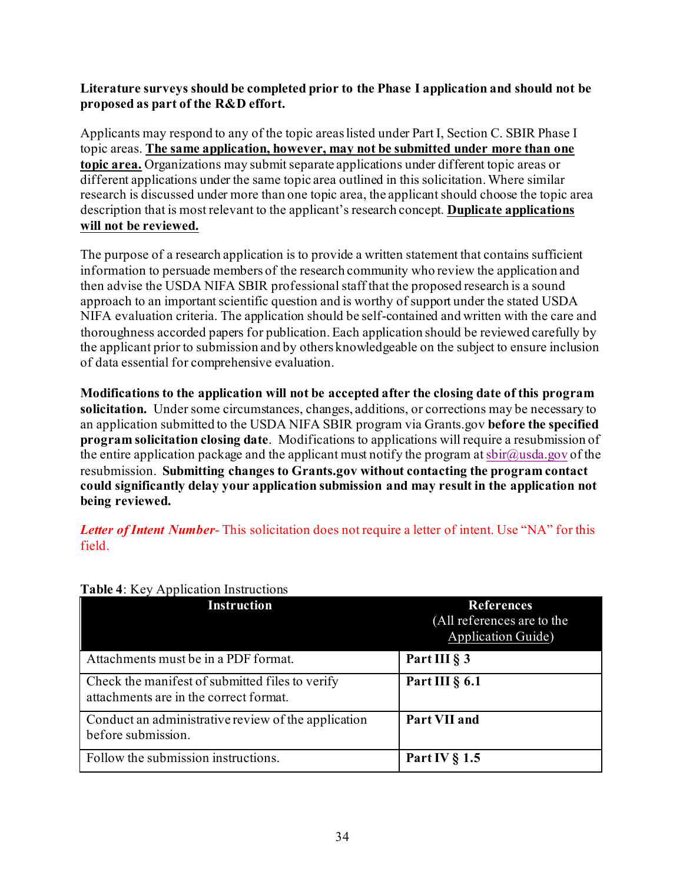**Literature surveys should be completed prior to the Phase I application and should not be proposed as part of the R&D effort.**

Applicants may respond to any of the topic areas listed under Part I, Section C. SBIR Phase I topic areas. **The same application, however, may not be submitted under more than one topic area.** Organizations may submit separate applications under different topic areas or different applications under the same topic area outlined in this solicitation. Where similar research is discussed under more than one topic area, the applicant should choose the topic area description that is most relevant to the applicant's research concept. **Duplicate applications will not be reviewed.**

The purpose of a research application is to provide a written statement that contains sufficient information to persuade members of the research community who review the application and then advise the USDA NIFA SBIR professional staff that the proposed research is a sound approach to an important scientific question and is worthy of support under the stated USDA NIFA evaluation criteria. The application should be self-contained and written with the care and thoroughness accorded papers for publication. Each application should be reviewed carefully by the applicant prior to submission and by others knowledgeable on the subject to ensure inclusion of data essential for comprehensive evaluation.

**Modifications to the application will not be accepted after the closing date of this program solicitation.** Under some circumstances, changes, additions, or corrections may be necessary to an application submitted to the USDA NIFA SBIR program via Grants.gov **before the specified program solicitation closing date**. Modifications to applications will require a resubmission of the entire application package and the applicant must notify the program at sbir@usda.gov of the resubmission. **Submitting changes to Grants.gov without contacting the program contact could significantly delay your application submission and may result in the application not being reviewed.**

***Letter of Intent Number***- This solicitation does not require a letter of intent. Use "NA" for this field.

**Table 4**: Key Application Instructions

| Instruction | References (All references are to the Application Guide) |
|---|---|
| Attachments must be in a PDF format. | **Part III § 3** |
| Check the manifest of submitted files to verify attachments are in the correct format. | **Part III § 6.1** |
| Conduct an administrative review of the application before submission. | **Part VII and** |
| Follow the submission instructions. | **Part IV § 1.5** |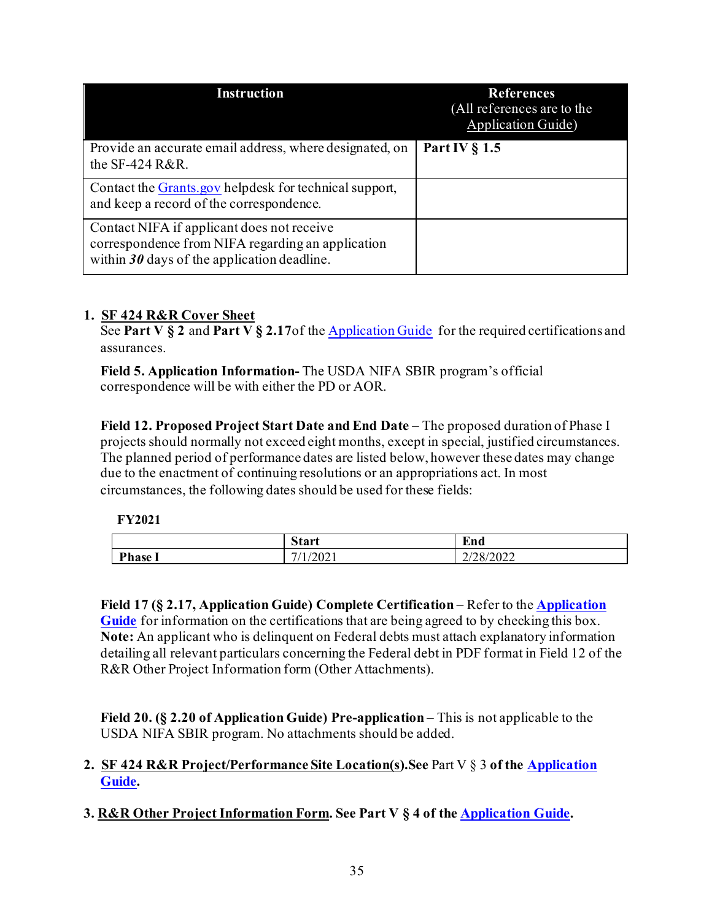| Instruction | References (All references are to the Application Guide) |
|---|---|
| Provide an accurate email address, where designated, on the SF-424 R&R. | **Part IV § 1.5** |
| Contact the Grants.gov helpdesk for technical support, and keep a record of the correspondence. | |
| Contact NIFA if applicant does not receive correspondence from NIFA regarding an application within ***30*** days of the application deadline. | |

1. **SF 424 R&R Cover Sheet**
   See **Part V § 2** and **Part V § 2.17**of the Application Guide for the required certifications and assurances.

   **Field 5. Application Information-** The USDA NIFA SBIR program's official correspondence will be with either the PD or AOR.

   **Field 12. Proposed Project Start Date and End Date** – The proposed duration of Phase I projects should normally not exceed eight months, except in special, justified circumstances. The planned period of performance dates are listed below, however these dates may change due to the enactment of continuing resolutions or an appropriations act. In most circumstances, the following dates should be used for these fields:

   **FY2021**

   | | **Start** | **End** |
   |---|---|---|
   | **Phase I** | 7/1/2021 | 2/28/2022 |

   **Field 17 (§ 2.17, Application Guide) Complete Certification** – Refer to the **Application Guide** for information on the certifications that are being agreed to by checking this box. **Note:** An applicant who is delinquent on Federal debts must attach explanatory information detailing all relevant particulars concerning the Federal debt in PDF format in Field 12 of the R&R Other Project Information form (Other Attachments).

   **Field 20. (§ 2.20 of Application Guide) Pre-application** – This is not applicable to the USDA NIFA SBIR program. No attachments should be added.

2. **SF 424 R&R Project/Performance Site Location(s).See** Part V § 3 **of the Application Guide.**

3. **R&R Other Project Information Form. See Part V § 4 of the Application Guide.**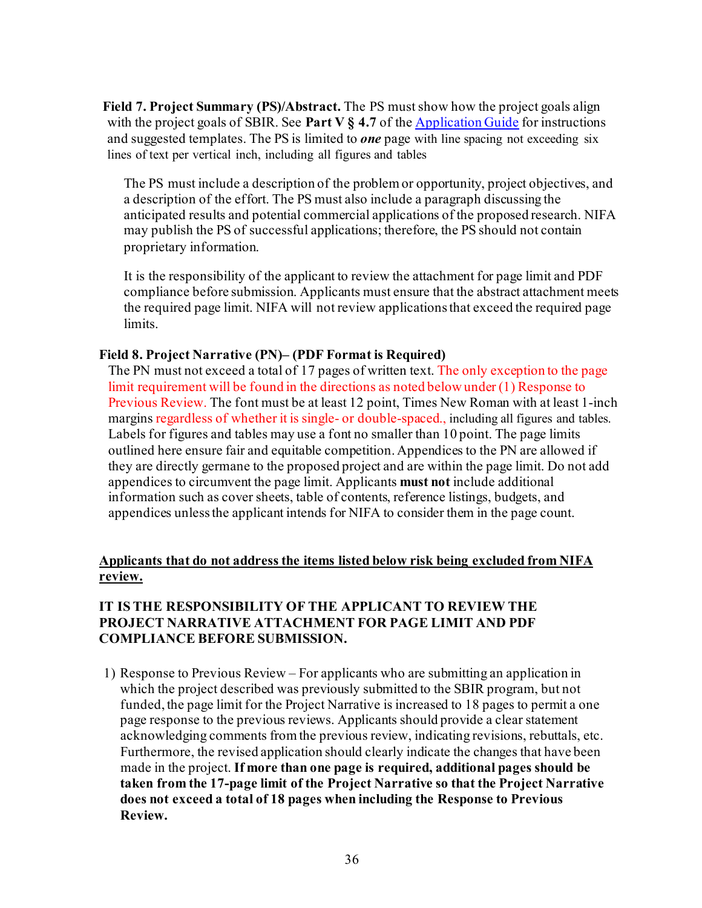**Field 7. Project Summary (PS)/Abstract.** The PS must show how the project goals align with the project goals of SBIR. See **Part V § 4.7** of the [Application Guide](#) for instructions and suggested templates. The PS is limited to ***one*** page with line spacing not exceeding six lines of text per vertical inch, including all figures and tables

The PS must include a description of the problem or opportunity, project objectives, and a description of the effort. The PS must also include a paragraph discussing the anticipated results and potential commercial applications of the proposed research. NIFA may publish the PS of successful applications; therefore, the PS should not contain proprietary information.

It is the responsibility of the applicant to review the attachment for page limit and PDF compliance before submission. Applicants must ensure that the abstract attachment meets the required page limit. NIFA will not review applications that exceed the required page limits.

**Field 8. Project Narrative (PN)– (PDF Format is Required)**

The PN must not exceed a total of 17 pages of written text. The only exception to the page limit requirement will be found in the directions as noted below under (1) Response to Previous Review. The font must be at least 12 point, Times New Roman with at least 1-inch margins regardless of whether it is single- or double-spaced., including all figures and tables. Labels for figures and tables may use a font no smaller than 10 point. The page limits outlined here ensure fair and equitable competition. Appendices to the PN are allowed if they are directly germane to the proposed project and are within the page limit. Do not add appendices to circumvent the page limit. Applicants **must not** include additional information such as cover sheets, table of contents, reference listings, budgets, and appendices unless the applicant intends for NIFA to consider them in the page count.

<u>**Applicants that do not address the items listed below risk being excluded from NIFA review.**</u>

**IT IS THE RESPONSIBILITY OF THE APPLICANT TO REVIEW THE PROJECT NARRATIVE ATTACHMENT FOR PAGE LIMIT AND PDF COMPLIANCE BEFORE SUBMISSION.**

1) Response to Previous Review – For applicants who are submitting an application in which the project described was previously submitted to the SBIR program, but not funded, the page limit for the Project Narrative is increased to 18 pages to permit a one page response to the previous reviews. Applicants should provide a clear statement acknowledging comments from the previous review, indicating revisions, rebuttals, etc. Furthermore, the revised application should clearly indicate the changes that have been made in the project. **If more than one page is required, additional pages should be taken from the 17-page limit of the Project Narrative so that the Project Narrative does not exceed a total of 18 pages when including the Response to Previous Review.**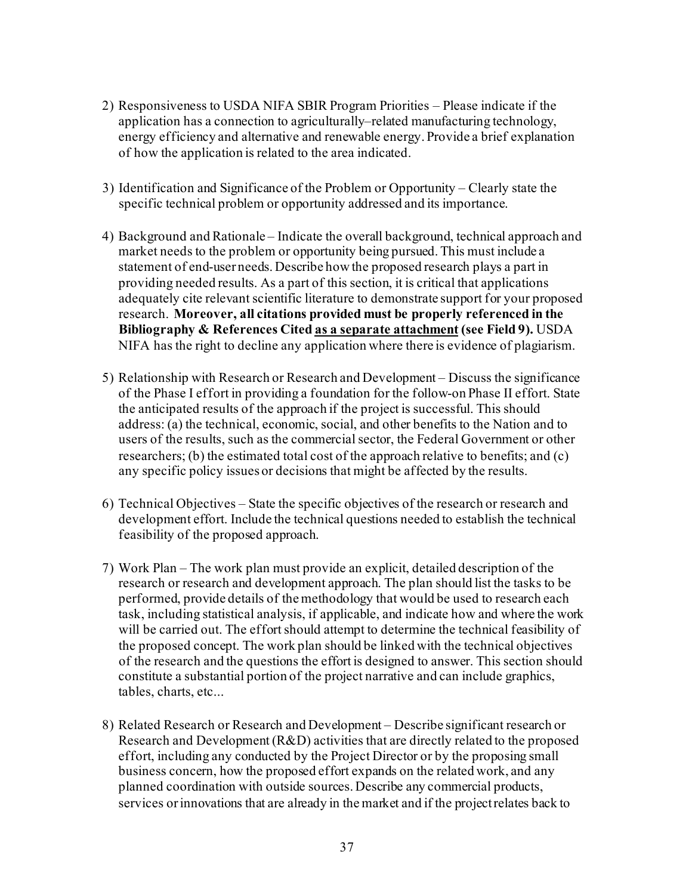2) Responsiveness to USDA NIFA SBIR Program Priorities – Please indicate if the application has a connection to agriculturally–related manufacturing technology, energy efficiency and alternative and renewable energy. Provide a brief explanation of how the application is related to the area indicated.

3) Identification and Significance of the Problem or Opportunity – Clearly state the specific technical problem or opportunity addressed and its importance.

4) Background and Rationale – Indicate the overall background, technical approach and market needs to the problem or opportunity being pursued. This must include a statement of end-user needs. Describe how the proposed research plays a part in providing needed results. As a part of this section, it is critical that applications adequately cite relevant scientific literature to demonstrate support for your proposed research. **Moreover, all citations provided must be properly referenced in the Bibliography & References Cited <u>as a separate attachment</u> (see Field 9).** USDA NIFA has the right to decline any application where there is evidence of plagiarism.

5) Relationship with Research or Research and Development – Discuss the significance of the Phase I effort in providing a foundation for the follow-on Phase II effort. State the anticipated results of the approach if the project is successful. This should address: (a) the technical, economic, social, and other benefits to the Nation and to users of the results, such as the commercial sector, the Federal Government or other researchers; (b) the estimated total cost of the approach relative to benefits; and (c) any specific policy issues or decisions that might be affected by the results.

6) Technical Objectives – State the specific objectives of the research or research and development effort. Include the technical questions needed to establish the technical feasibility of the proposed approach.

7) Work Plan – The work plan must provide an explicit, detailed description of the research or research and development approach. The plan should list the tasks to be performed, provide details of the methodology that would be used to research each task, including statistical analysis, if applicable, and indicate how and where the work will be carried out. The effort should attempt to determine the technical feasibility of the proposed concept. The work plan should be linked with the technical objectives of the research and the questions the effort is designed to answer. This section should constitute a substantial portion of the project narrative and can include graphics, tables, charts, etc...

8) Related Research or Research and Development – Describe significant research or Research and Development (R&D) activities that are directly related to the proposed effort, including any conducted by the Project Director or by the proposing small business concern, how the proposed effort expands on the related work, and any planned coordination with outside sources. Describe any commercial products, services or innovations that are already in the market and if the project relates back to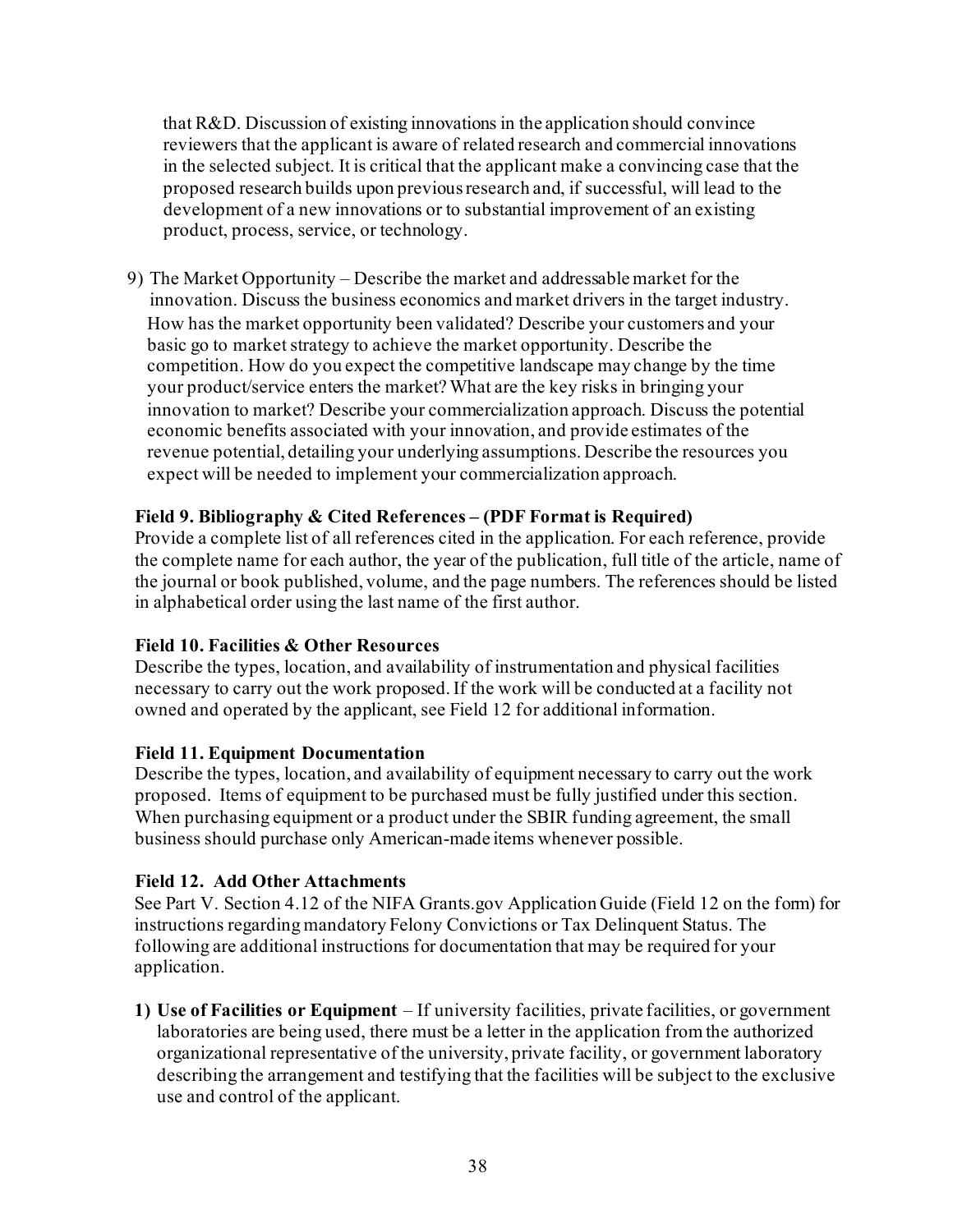that R&D. Discussion of existing innovations in the application should convince reviewers that the applicant is aware of related research and commercial innovations in the selected subject. It is critical that the applicant make a convincing case that the proposed research builds upon previous research and, if successful, will lead to the development of a new innovations or to substantial improvement of an existing product, process, service, or technology.

9) The Market Opportunity – Describe the market and addressable market for the innovation. Discuss the business economics and market drivers in the target industry. How has the market opportunity been validated? Describe your customers and your basic go to market strategy to achieve the market opportunity. Describe the competition. How do you expect the competitive landscape may change by the time your product/service enters the market? What are the key risks in bringing your innovation to market? Describe your commercialization approach. Discuss the potential economic benefits associated with your innovation, and provide estimates of the revenue potential, detailing your underlying assumptions. Describe the resources you expect will be needed to implement your commercialization approach.

**Field 9. Bibliography & Cited References – (PDF Format is Required)**

Provide a complete list of all references cited in the application. For each reference, provide the complete name for each author, the year of the publication, full title of the article, name of the journal or book published, volume, and the page numbers. The references should be listed in alphabetical order using the last name of the first author.

**Field 10. Facilities & Other Resources**

Describe the types, location, and availability of instrumentation and physical facilities necessary to carry out the work proposed. If the work will be conducted at a facility not owned and operated by the applicant, see Field 12 for additional information.

**Field 11. Equipment Documentation**

Describe the types, location, and availability of equipment necessary to carry out the work proposed. Items of equipment to be purchased must be fully justified under this section. When purchasing equipment or a product under the SBIR funding agreement, the small business should purchase only American-made items whenever possible.

**Field 12. Add Other Attachments**

See Part V. Section 4.12 of the NIFA Grants.gov Application Guide (Field 12 on the form) for instructions regarding mandatory Felony Convictions or Tax Delinquent Status. The following are additional instructions for documentation that may be required for your application.

1) **Use of Facilities or Equipment** – If university facilities, private facilities, or government laboratories are being used, there must be a letter in the application from the authorized organizational representative of the university, private facility, or government laboratory describing the arrangement and testifying that the facilities will be subject to the exclusive use and control of the applicant.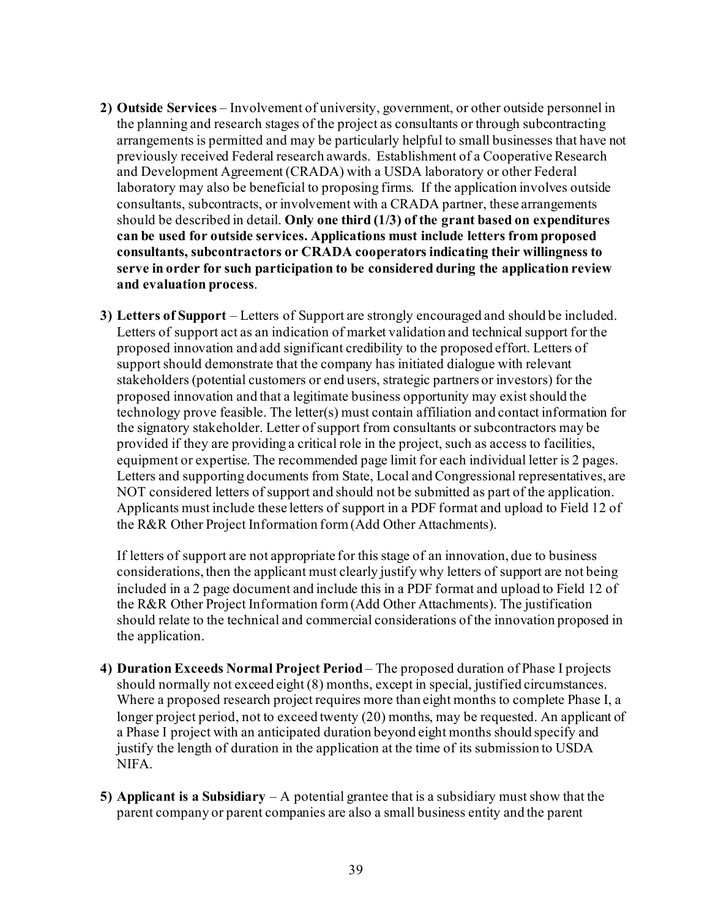2) **Outside Services** – Involvement of university, government, or other outside personnel in the planning and research stages of the project as consultants or through subcontracting arrangements is permitted and may be particularly helpful to small businesses that have not previously received Federal research awards. Establishment of a Cooperative Research and Development Agreement (CRADA) with a USDA laboratory or other Federal laboratory may also be beneficial to proposing firms. If the application involves outside consultants, subcontracts, or involvement with a CRADA partner, these arrangements should be described in detail. **Only one third (1/3) of the grant based on expenditures can be used for outside services. Applications must include letters from proposed consultants, subcontractors or CRADA cooperators indicating their willingness to serve in order for such participation to be considered during the application review and evaluation process**.

3) **Letters of Support** – Letters of Support are strongly encouraged and should be included. Letters of support act as an indication of market validation and technical support for the proposed innovation and add significant credibility to the proposed effort. Letters of support should demonstrate that the company has initiated dialogue with relevant stakeholders (potential customers or end users, strategic partners or investors) for the proposed innovation and that a legitimate business opportunity may exist should the technology prove feasible. The letter(s) must contain affiliation and contact information for the signatory stakeholder. Letter of support from consultants or subcontractors may be provided if they are providing a critical role in the project, such as access to facilities, equipment or expertise. The recommended page limit for each individual letter is 2 pages. Letters and supporting documents from State, Local and Congressional representatives, are NOT considered letters of support and should not be submitted as part of the application. Applicants must include these letters of support in a PDF format and upload to Field 12 of the R&R Other Project Information form (Add Other Attachments).

   If letters of support are not appropriate for this stage of an innovation, due to business considerations, then the applicant must clearly justify why letters of support are not being included in a 2 page document and include this in a PDF format and upload to Field 12 of the R&R Other Project Information form (Add Other Attachments). The justification should relate to the technical and commercial considerations of the innovation proposed in the application.

4) **Duration Exceeds Normal Project Period** – The proposed duration of Phase I projects should normally not exceed eight (8) months, except in special, justified circumstances. Where a proposed research project requires more than eight months to complete Phase I, a longer project period, not to exceed twenty (20) months, may be requested. An applicant of a Phase I project with an anticipated duration beyond eight months should specify and justify the length of duration in the application at the time of its submission to USDA NIFA.

5) **Applicant is a Subsidiary** – A potential grantee that is a subsidiary must show that the parent company or parent companies are also a small business entity and the parent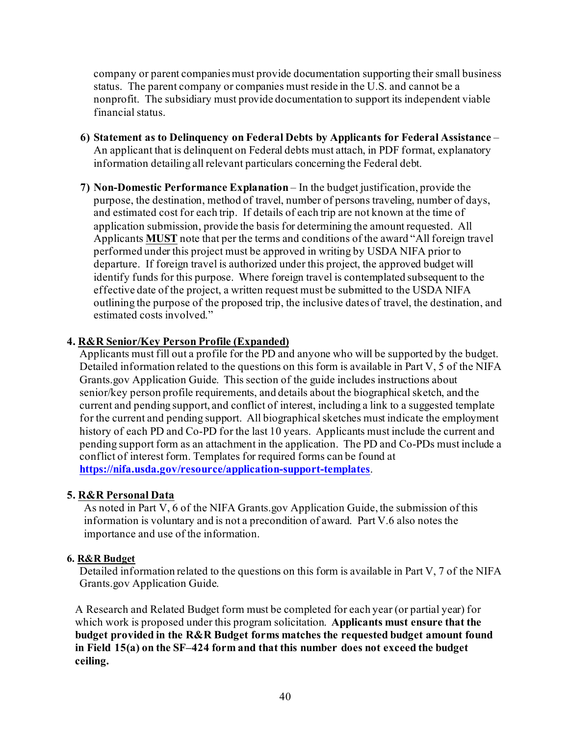company or parent companies must provide documentation supporting their small business status. The parent company or companies must reside in the U.S. and cannot be a nonprofit. The subsidiary must provide documentation to support its independent viable financial status.

6) **Statement as to Delinquency on Federal Debts by Applicants for Federal Assistance** – An applicant that is delinquent on Federal debts must attach, in PDF format, explanatory information detailing all relevant particulars concerning the Federal debt.

7) **Non-Domestic Performance Explanation** – In the budget justification, provide the purpose, the destination, method of travel, number of persons traveling, number of days, and estimated cost for each trip. If details of each trip are not known at the time of application submission, provide the basis for determining the amount requested. All Applicants **MUST** note that per the terms and conditions of the award "All foreign travel performed under this project must be approved in writing by USDA NIFA prior to departure. If foreign travel is authorized under this project, the approved budget will identify funds for this purpose. Where foreign travel is contemplated subsequent to the effective date of the project, a written request must be submitted to the USDA NIFA outlining the purpose of the proposed trip, the inclusive dates of travel, the destination, and estimated costs involved."

### 4. R&R Senior/Key Person Profile (Expanded)

Applicants must fill out a profile for the PD and anyone who will be supported by the budget. Detailed information related to the questions on this form is available in Part V, 5 of the NIFA Grants.gov Application Guide. This section of the guide includes instructions about senior/key person profile requirements, and details about the biographical sketch, and the current and pending support, and conflict of interest, including a link to a suggested template for the current and pending support. All biographical sketches must indicate the employment history of each PD and Co-PD for the last 10 years. Applicants must include the current and pending support form as an attachment in the application. The PD and Co-PDs must include a conflict of interest form. Templates for required forms can be found at **https://nifa.usda.gov/resource/application-support-templates**.

### 5. R&R Personal Data

As noted in Part V, 6 of the NIFA Grants.gov Application Guide, the submission of this information is voluntary and is not a precondition of award. Part V.6 also notes the importance and use of the information.

### 6. R&R Budget

Detailed information related to the questions on this form is available in Part V, 7 of the NIFA Grants.gov Application Guide.

A Research and Related Budget form must be completed for each year (or partial year) for which work is proposed under this program solicitation. **Applicants must ensure that the budget provided in the R&R Budget forms matches the requested budget amount found in Field 15(a) on the SF–424 form and that this number does not exceed the budget ceiling.**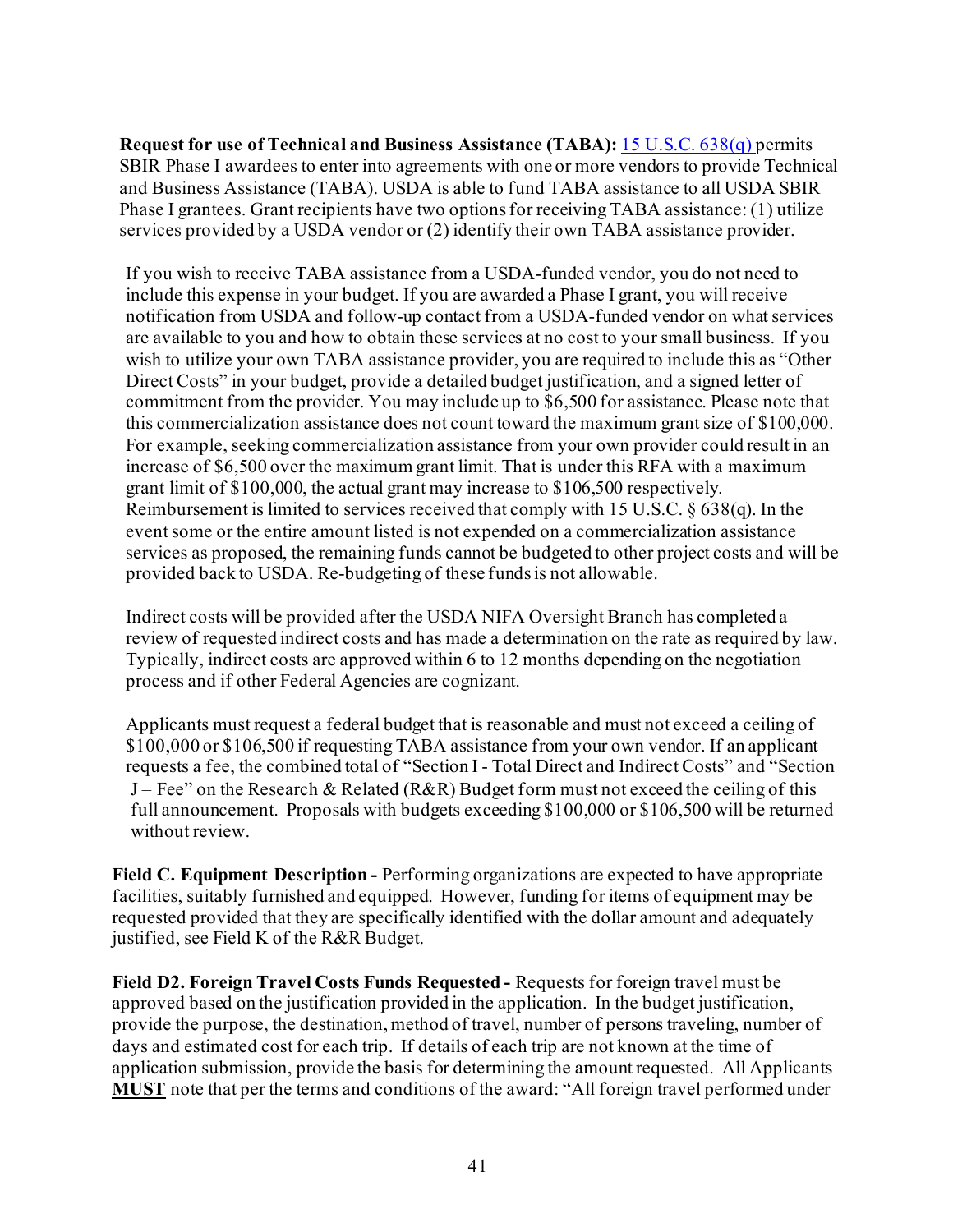**Request for use of Technical and Business Assistance (TABA):** [15 U.S.C. 638(q)](#) permits SBIR Phase I awardees to enter into agreements with one or more vendors to provide Technical and Business Assistance (TABA). USDA is able to fund TABA assistance to all USDA SBIR Phase I grantees. Grant recipients have two options for receiving TABA assistance: (1) utilize services provided by a USDA vendor or (2) identify their own TABA assistance provider.

If you wish to receive TABA assistance from a USDA-funded vendor, you do not need to include this expense in your budget. If you are awarded a Phase I grant, you will receive notification from USDA and follow-up contact from a USDA-funded vendor on what services are available to you and how to obtain these services at no cost to your small business. If you wish to utilize your own TABA assistance provider, you are required to include this as "Other Direct Costs" in your budget, provide a detailed budget justification, and a signed letter of commitment from the provider. You may include up to $6,500 for assistance. Please note that this commercialization assistance does not count toward the maximum grant size of $100,000. For example, seeking commercialization assistance from your own provider could result in an increase of $6,500 over the maximum grant limit. That is under this RFA with a maximum grant limit of $100,000, the actual grant may increase to $106,500 respectively. Reimbursement is limited to services received that comply with 15 U.S.C. § 638(q). In the event some or the entire amount listed is not expended on a commercialization assistance services as proposed, the remaining funds cannot be budgeted to other project costs and will be provided back to USDA. Re-budgeting of these funds is not allowable.

Indirect costs will be provided after the USDA NIFA Oversight Branch has completed a review of requested indirect costs and has made a determination on the rate as required by law. Typically, indirect costs are approved within 6 to 12 months depending on the negotiation process and if other Federal Agencies are cognizant.

Applicants must request a federal budget that is reasonable and must not exceed a ceiling of $100,000 or $106,500 if requesting TABA assistance from your own vendor. If an applicant requests a fee, the combined total of "Section I - Total Direct and Indirect Costs" and "Section J – Fee" on the Research & Related (R&R) Budget form must not exceed the ceiling of this full announcement. Proposals with budgets exceeding $100,000 or $106,500 will be returned without review.

**Field C. Equipment Description -** Performing organizations are expected to have appropriate facilities, suitably furnished and equipped. However, funding for items of equipment may be requested provided that they are specifically identified with the dollar amount and adequately justified, see Field K of the R&R Budget.

**Field D2. Foreign Travel Costs Funds Requested -** Requests for foreign travel must be approved based on the justification provided in the application. In the budget justification, provide the purpose, the destination, method of travel, number of persons traveling, number of days and estimated cost for each trip. If details of each trip are not known at the time of application submission, provide the basis for determining the amount requested. All Applicants **MUST** note that per the terms and conditions of the award: "All foreign travel performed under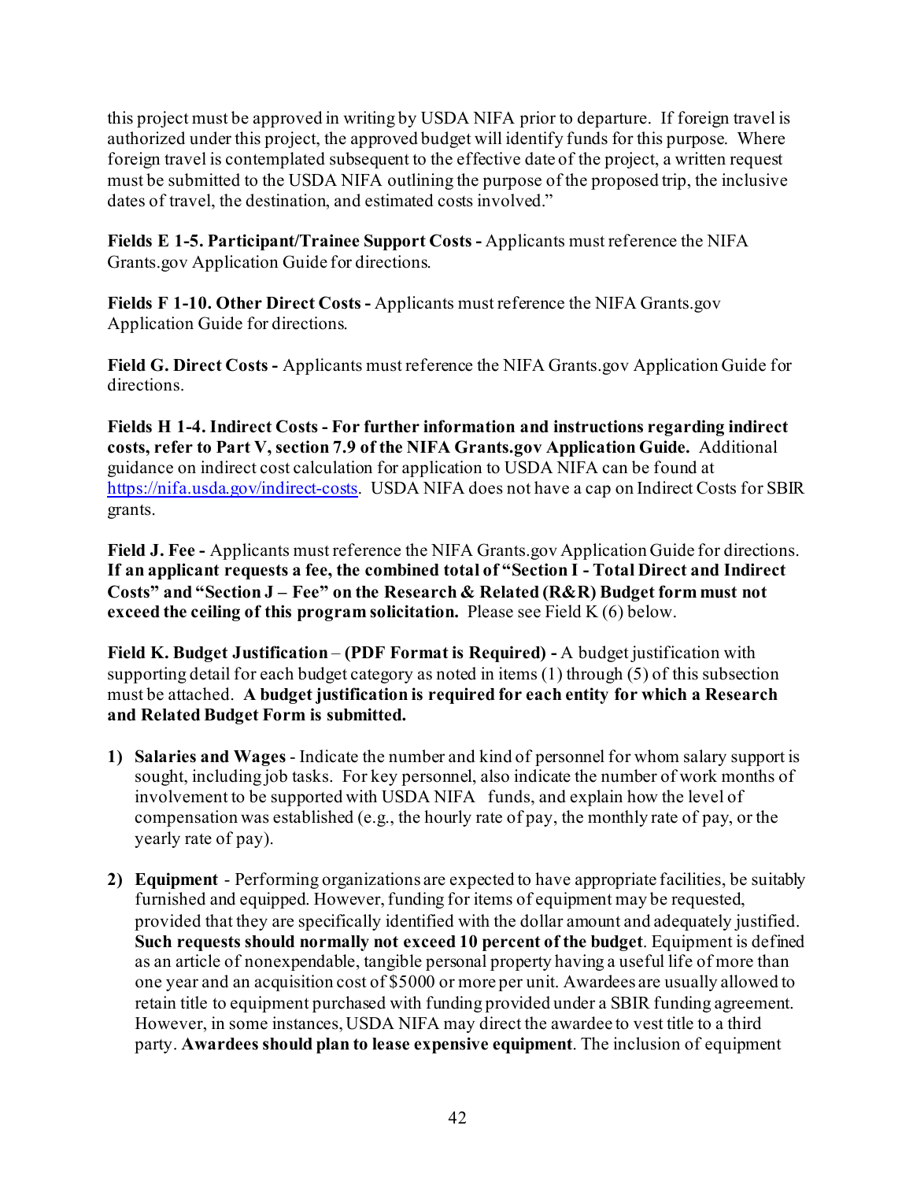this project must be approved in writing by USDA NIFA prior to departure. If foreign travel is authorized under this project, the approved budget will identify funds for this purpose. Where foreign travel is contemplated subsequent to the effective date of the project, a written request must be submitted to the USDA NIFA outlining the purpose of the proposed trip, the inclusive dates of travel, the destination, and estimated costs involved."

**Fields E 1-5. Participant/Trainee Support Costs -** Applicants must reference the NIFA Grants.gov Application Guide for directions.

**Fields F 1-10. Other Direct Costs -** Applicants must reference the NIFA Grants.gov Application Guide for directions.

**Field G. Direct Costs -** Applicants must reference the NIFA Grants.gov Application Guide for directions.

**Fields H 1-4. Indirect Costs - For further information and instructions regarding indirect costs, refer to Part V, section 7.9 of the NIFA Grants.gov Application Guide.** Additional guidance on indirect cost calculation for application to USDA NIFA can be found at https://nifa.usda.gov/indirect-costs. USDA NIFA does not have a cap on Indirect Costs for SBIR grants.

**Field J. Fee -** Applicants must reference the NIFA Grants.gov Application Guide for directions. **If an applicant requests a fee, the combined total of "Section I - Total Direct and Indirect Costs" and "Section J – Fee" on the Research & Related (R&R) Budget form must not exceed the ceiling of this program solicitation.** Please see Field K (6) below.

**Field K. Budget Justification** – **(PDF Format is Required) -** A budget justification with supporting detail for each budget category as noted in items (1) through (5) of this subsection must be attached. **A budget justification is required for each entity for which a Research and Related Budget Form is submitted.**

1) **Salaries and Wages** - Indicate the number and kind of personnel for whom salary support is sought, including job tasks. For key personnel, also indicate the number of work months of involvement to be supported with USDA NIFA funds, and explain how the level of compensation was established (e.g., the hourly rate of pay, the monthly rate of pay, or the yearly rate of pay).

2) **Equipment** - Performing organizations are expected to have appropriate facilities, be suitably furnished and equipped. However, funding for items of equipment may be requested, provided that they are specifically identified with the dollar amount and adequately justified. **Such requests should normally not exceed 10 percent of the budget**. Equipment is defined as an article of nonexpendable, tangible personal property having a useful life of more than one year and an acquisition cost of $5000 or more per unit. Awardees are usually allowed to retain title to equipment purchased with funding provided under a SBIR funding agreement. However, in some instances, USDA NIFA may direct the awardee to vest title to a third party. **Awardees should plan to lease expensive equipment**. The inclusion of equipment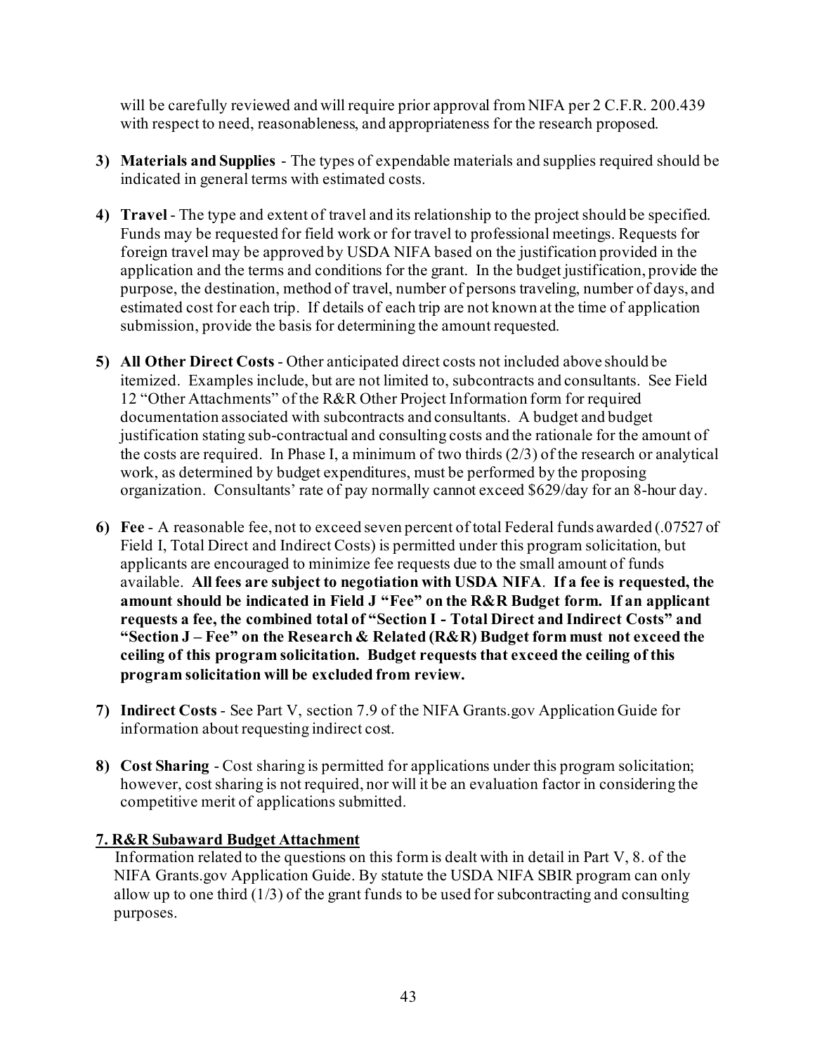will be carefully reviewed and will require prior approval from NIFA per 2 C.F.R. 200.439 with respect to need, reasonableness, and appropriateness for the research proposed.

3) **Materials and Supplies** - The types of expendable materials and supplies required should be indicated in general terms with estimated costs.

4) **Travel** - The type and extent of travel and its relationship to the project should be specified. Funds may be requested for field work or for travel to professional meetings. Requests for foreign travel may be approved by USDA NIFA based on the justification provided in the application and the terms and conditions for the grant. In the budget justification, provide the purpose, the destination, method of travel, number of persons traveling, number of days, and estimated cost for each trip. If details of each trip are not known at the time of application submission, provide the basis for determining the amount requested.

5) **All Other Direct Costs** - Other anticipated direct costs not included above should be itemized. Examples include, but are not limited to, subcontracts and consultants. See Field 12 "Other Attachments" of the R&R Other Project Information form for required documentation associated with subcontracts and consultants. A budget and budget justification stating sub-contractual and consulting costs and the rationale for the amount of the costs are required. In Phase I, a minimum of two thirds (2/3) of the research or analytical work, as determined by budget expenditures, must be performed by the proposing organization. Consultants' rate of pay normally cannot exceed $629/day for an 8-hour day.

6) **Fee** - A reasonable fee, not to exceed seven percent of total Federal funds awarded (.07527 of Field I, Total Direct and Indirect Costs) is permitted under this program solicitation, but applicants are encouraged to minimize fee requests due to the small amount of funds available. **All fees are subject to negotiation with USDA NIFA**. **If a fee is requested, the amount should be indicated in Field J "Fee" on the R&R Budget form. If an applicant requests a fee, the combined total of "Section I - Total Direct and Indirect Costs" and "Section J – Fee" on the Research & Related (R&R) Budget form must not exceed the ceiling of this program solicitation. Budget requests that exceed the ceiling of this program solicitation will be excluded from review.**

7) **Indirect Costs** - See Part V, section 7.9 of the NIFA Grants.gov Application Guide for information about requesting indirect cost.

8) **Cost Sharing** - Cost sharing is permitted for applications under this program solicitation; however, cost sharing is not required, nor will it be an evaluation factor in considering the competitive merit of applications submitted.

**7. R&R Subaward Budget Attachment**

Information related to the questions on this form is dealt with in detail in Part V, 8. of the NIFA Grants.gov Application Guide. By statute the USDA NIFA SBIR program can only allow up to one third (1/3) of the grant funds to be used for subcontracting and consulting purposes.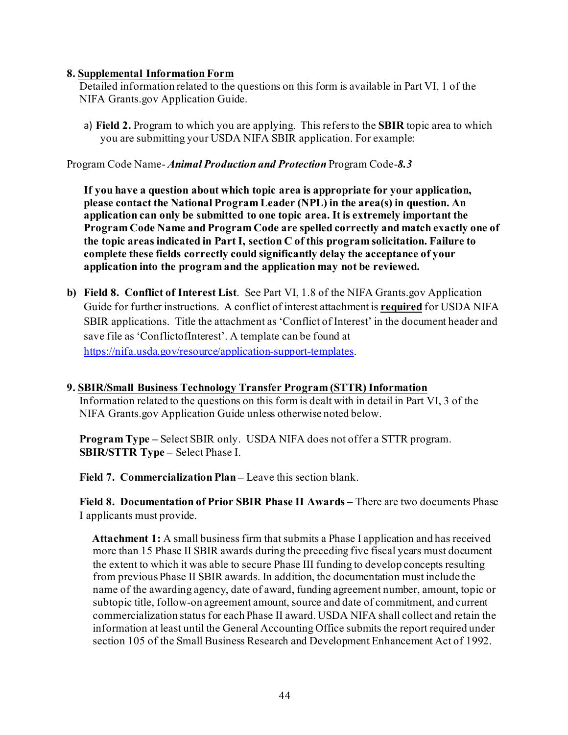8. **Supplemental Information Form**

Detailed information related to the questions on this form is available in Part VI, 1 of the NIFA Grants.gov Application Guide.

a) **Field 2.** Program to which you are applying. This refers to the **SBIR** topic area to which you are submitting your USDA NIFA SBIR application. For example:

Program Code Name- ***Animal Production and Protection*** Program Code-***8.3***

**If you have a question about which topic area is appropriate for your application, please contact the National Program Leader (NPL) in the area(s) in question. An application can only be submitted to one topic area. It is extremely important the Program Code Name and Program Code are spelled correctly and match exactly one of the topic areas indicated in Part I, section C of this program solicitation. Failure to complete these fields correctly could significantly delay the acceptance of your application into the program and the application may not be reviewed.**

b) **Field 8. Conflict of Interest List**. See Part VI, 1.8 of the NIFA Grants.gov Application Guide for further instructions. A conflict of interest attachment is **required** for USDA NIFA SBIR applications. Title the attachment as 'Conflict of Interest' in the document header and save file as 'ConflictofInterest'. A template can be found at https://nifa.usda.gov/resource/application-support-templates.

9. **SBIR/Small Business Technology Transfer Program (STTR) Information**

Information related to the questions on this form is dealt with in detail in Part VI, 3 of the NIFA Grants.gov Application Guide unless otherwise noted below.

**Program Type –** Select SBIR only. USDA NIFA does not offer a STTR program.
**SBIR/STTR Type –** Select Phase I.

**Field 7. Commercialization Plan –** Leave this section blank.

**Field 8. Documentation of Prior SBIR Phase II Awards –** There are two documents Phase I applicants must provide.

**Attachment 1:** A small business firm that submits a Phase I application and has received more than 15 Phase II SBIR awards during the preceding five fiscal years must document the extent to which it was able to secure Phase III funding to develop concepts resulting from previous Phase II SBIR awards. In addition, the documentation must include the name of the awarding agency, date of award, funding agreement number, amount, topic or subtopic title, follow-on agreement amount, source and date of commitment, and current commercialization status for each Phase II award. USDA NIFA shall collect and retain the information at least until the General Accounting Office submits the report required under section 105 of the Small Business Research and Development Enhancement Act of 1992.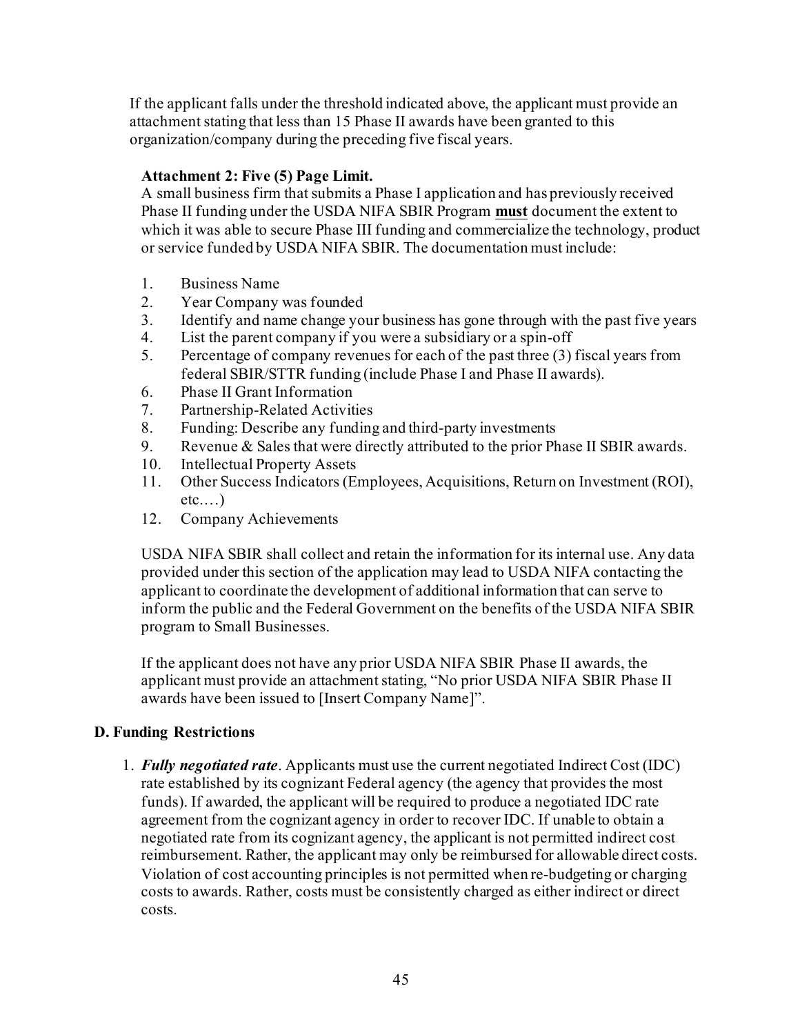If the applicant falls under the threshold indicated above, the applicant must provide an attachment stating that less than 15 Phase II awards have been granted to this organization/company during the preceding five fiscal years.

**Attachment 2: Five (5) Page Limit.**
A small business firm that submits a Phase I application and has previously received Phase II funding under the USDA NIFA SBIR Program **must** document the extent to which it was able to secure Phase III funding and commercialize the technology, product or service funded by USDA NIFA SBIR. The documentation must include:

1. Business Name
2. Year Company was founded
3. Identify and name change your business has gone through with the past five years
4. List the parent company if you were a subsidiary or a spin-off
5. Percentage of company revenues for each of the past three (3) fiscal years from federal SBIR/STTR funding (include Phase I and Phase II awards).
6. Phase II Grant Information
7. Partnership-Related Activities
8. Funding: Describe any funding and third-party investments
9. Revenue & Sales that were directly attributed to the prior Phase II SBIR awards.
10. Intellectual Property Assets
11. Other Success Indicators (Employees, Acquisitions, Return on Investment (ROI), etc.…)
12. Company Achievements

USDA NIFA SBIR shall collect and retain the information for its internal use. Any data provided under this section of the application may lead to USDA NIFA contacting the applicant to coordinate the development of additional information that can serve to inform the public and the Federal Government on the benefits of the USDA NIFA SBIR program to Small Businesses.

If the applicant does not have any prior USDA NIFA SBIR Phase II awards, the applicant must provide an attachment stating, "No prior USDA NIFA SBIR Phase II awards have been issued to [Insert Company Name]".

## D. Funding Restrictions

1. ***Fully negotiated rate***. Applicants must use the current negotiated Indirect Cost (IDC) rate established by its cognizant Federal agency (the agency that provides the most funds). If awarded, the applicant will be required to produce a negotiated IDC rate agreement from the cognizant agency in order to recover IDC. If unable to obtain a negotiated rate from its cognizant agency, the applicant is not permitted indirect cost reimbursement. Rather, the applicant may only be reimbursed for allowable direct costs. Violation of cost accounting principles is not permitted when re-budgeting or charging costs to awards. Rather, costs must be consistently charged as either indirect or direct costs.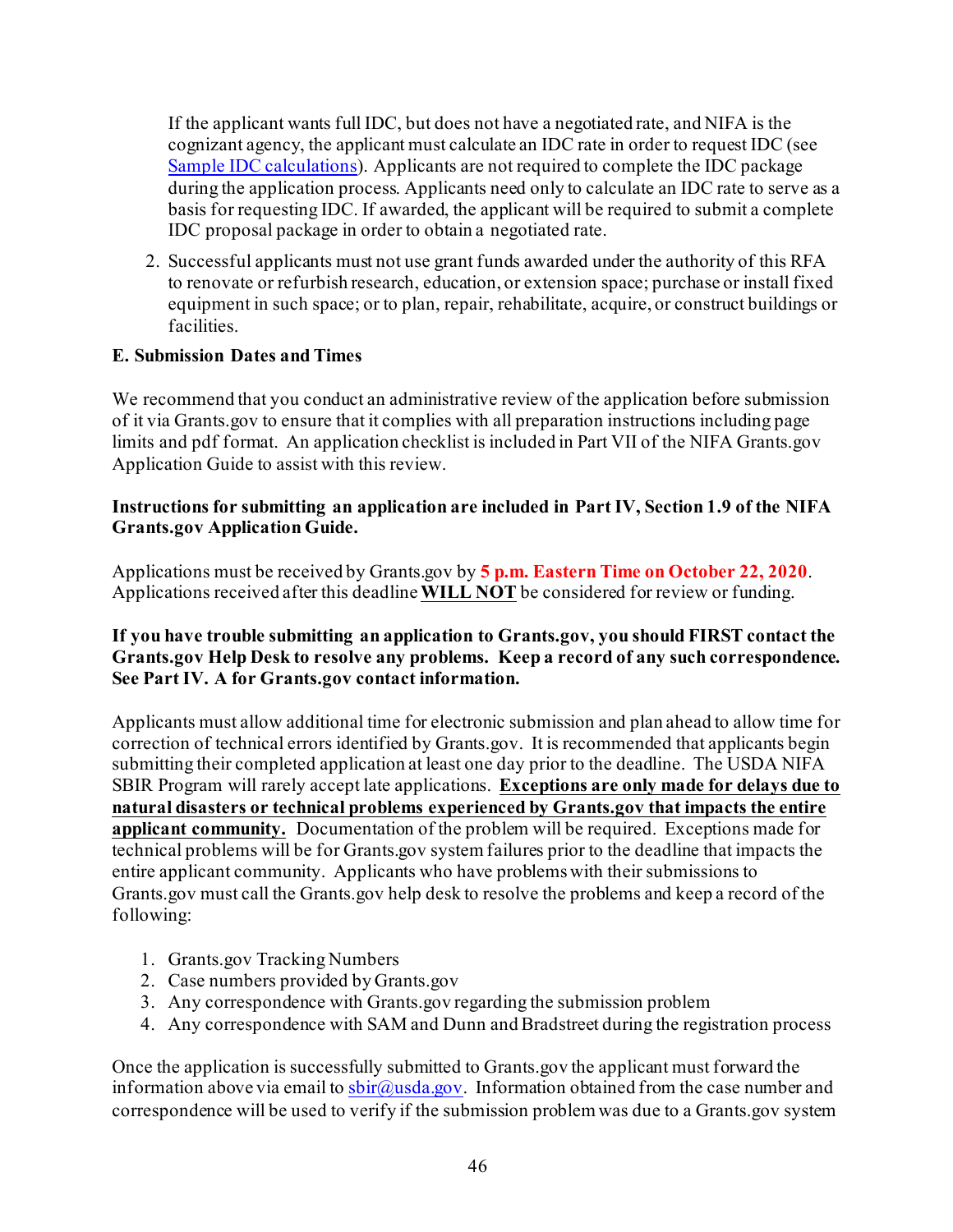If the applicant wants full IDC, but does not have a negotiated rate, and NIFA is the cognizant agency, the applicant must calculate an IDC rate in order to request IDC (see [Sample IDC calculations](Sample IDC calculations)). Applicants are not required to complete the IDC package during the application process. Applicants need only to calculate an IDC rate to serve as a basis for requesting IDC. If awarded, the applicant will be required to submit a complete IDC proposal package in order to obtain a negotiated rate.

2. Successful applicants must not use grant funds awarded under the authority of this RFA to renovate or refurbish research, education, or extension space; purchase or install fixed equipment in such space; or to plan, repair, rehabilitate, acquire, or construct buildings or facilities.

**E. Submission Dates and Times**

We recommend that you conduct an administrative review of the application before submission of it via Grants.gov to ensure that it complies with all preparation instructions including page limits and pdf format. An application checklist is included in Part VII of the NIFA Grants.gov Application Guide to assist with this review.

**Instructions for submitting an application are included in Part IV, Section 1.9 of the NIFA Grants.gov Application Guide.**

Applications must be received by Grants.gov by **5 p.m. Eastern Time on October 22, 2020**. Applications received after this deadline **WILL NOT** be considered for review or funding.

**If you have trouble submitting an application to Grants.gov, you should FIRST contact the Grants.gov Help Desk to resolve any problems. Keep a record of any such correspondence. See Part IV. A for Grants.gov contact information.**

Applicants must allow additional time for electronic submission and plan ahead to allow time for correction of technical errors identified by Grants.gov. It is recommended that applicants begin submitting their completed application at least one day prior to the deadline. The USDA NIFA SBIR Program will rarely accept late applications. **Exceptions are only made for delays due to natural disasters or technical problems experienced by Grants.gov that impacts the entire applicant community.** Documentation of the problem will be required. Exceptions made for technical problems will be for Grants.gov system failures prior to the deadline that impacts the entire applicant community. Applicants who have problems with their submissions to Grants.gov must call the Grants.gov help desk to resolve the problems and keep a record of the following:

1. Grants.gov Tracking Numbers
2. Case numbers provided by Grants.gov
3. Any correspondence with Grants.gov regarding the submission problem
4. Any correspondence with SAM and Dunn and Bradstreet during the registration process

Once the application is successfully submitted to Grants.gov the applicant must forward the information above via email to [sbir@usda.gov](mailto:sbir@usda.gov). Information obtained from the case number and correspondence will be used to verify if the submission problem was due to a Grants.gov system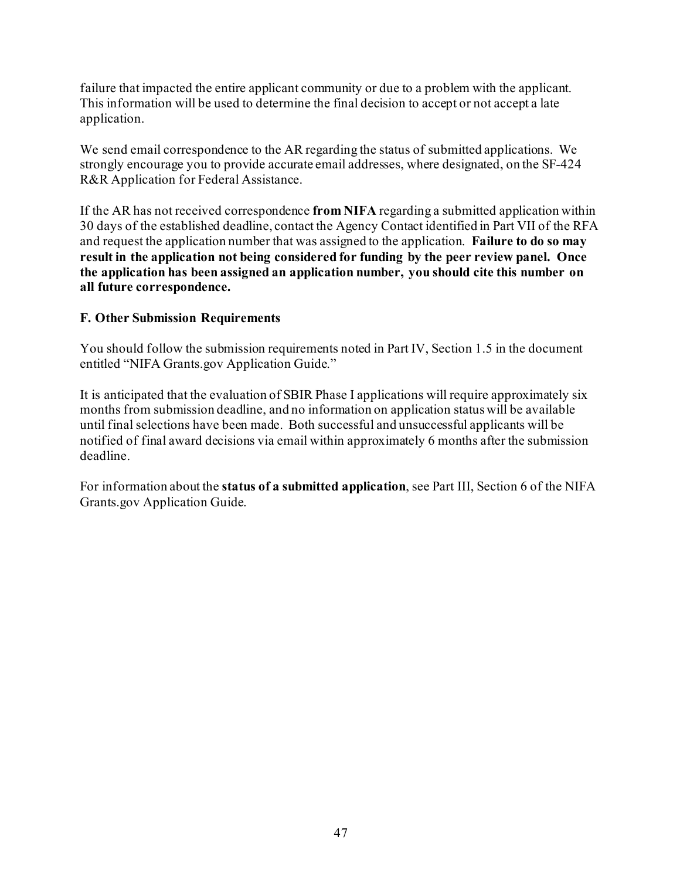failure that impacted the entire applicant community or due to a problem with the applicant. This information will be used to determine the final decision to accept or not accept a late application.

We send email correspondence to the AR regarding the status of submitted applications. We strongly encourage you to provide accurate email addresses, where designated, on the SF-424 R&R Application for Federal Assistance.

If the AR has not received correspondence **from NIFA** regarding a submitted application within 30 days of the established deadline, contact the Agency Contact identified in Part VII of the RFA and request the application number that was assigned to the application. **Failure to do so may result in the application not being considered for funding by the peer review panel. Once the application has been assigned an application number, you should cite this number on all future correspondence.**

**F. Other Submission Requirements**

You should follow the submission requirements noted in Part IV, Section 1.5 in the document entitled "NIFA Grants.gov Application Guide."

It is anticipated that the evaluation of SBIR Phase I applications will require approximately six months from submission deadline, and no information on application status will be available until final selections have been made. Both successful and unsuccessful applicants will be notified of final award decisions via email within approximately 6 months after the submission deadline.

For information about the **status of a submitted application**, see Part III, Section 6 of the NIFA Grants.gov Application Guide.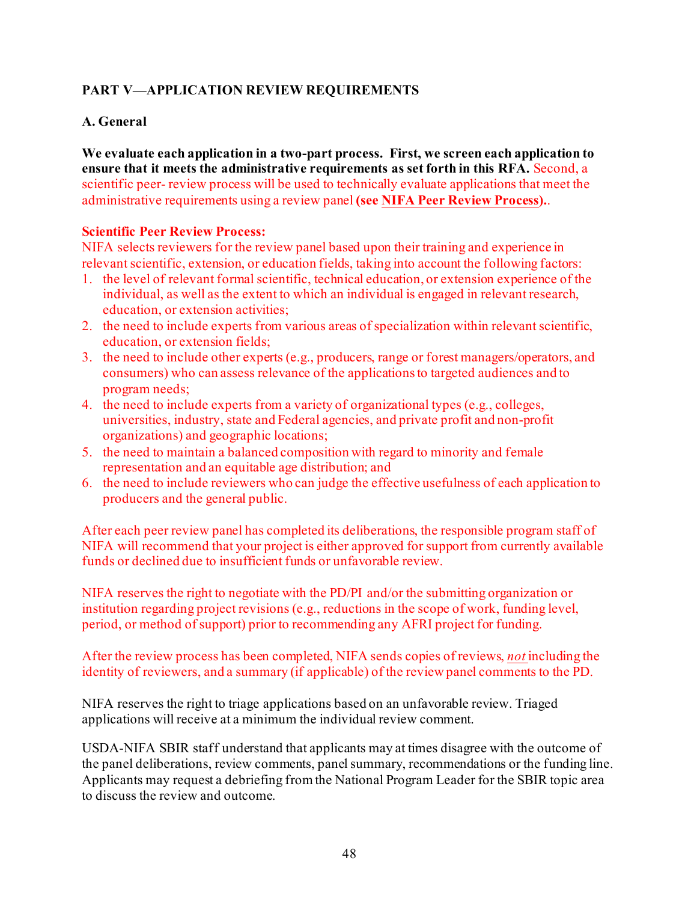## PART V—APPLICATION REVIEW REQUIREMENTS

### A. General

**We evaluate each application in a two-part process. First, we screen each application to ensure that it meets the administrative requirements as set forth in this RFA.** Second, a scientific peer- review process will be used to technically evaluate applications that meet the administrative requirements using a review panel **(see NIFA Peer Review Process).**.

**Scientific Peer Review Process:**
NIFA selects reviewers for the review panel based upon their training and experience in relevant scientific, extension, or education fields, taking into account the following factors:

1. the level of relevant formal scientific, technical education, or extension experience of the individual, as well as the extent to which an individual is engaged in relevant research, education, or extension activities;
2. the need to include experts from various areas of specialization within relevant scientific, education, or extension fields;
3. the need to include other experts (e.g., producers, range or forest managers/operators, and consumers) who can assess relevance of the applications to targeted audiences and to program needs;
4. the need to include experts from a variety of organizational types (e.g., colleges, universities, industry, state and Federal agencies, and private profit and non-profit organizations) and geographic locations;
5. the need to maintain a balanced composition with regard to minority and female representation and an equitable age distribution; and
6. the need to include reviewers who can judge the effective usefulness of each application to producers and the general public.

After each peer review panel has completed its deliberations, the responsible program staff of NIFA will recommend that your project is either approved for support from currently available funds or declined due to insufficient funds or unfavorable review.

NIFA reserves the right to negotiate with the PD/PI and/or the submitting organization or institution regarding project revisions (e.g., reductions in the scope of work, funding level, period, or method of support) prior to recommending any AFRI project for funding.

After the review process has been completed, NIFA sends copies of reviews, ***not*** including the identity of reviewers, and a summary (if applicable) of the review panel comments to the PD.

NIFA reserves the right to triage applications based on an unfavorable review. Triaged applications will receive at a minimum the individual review comment.

USDA-NIFA SBIR staff understand that applicants may at times disagree with the outcome of the panel deliberations, review comments, panel summary, recommendations or the funding line. Applicants may request a debriefing from the National Program Leader for the SBIR topic area to discuss the review and outcome.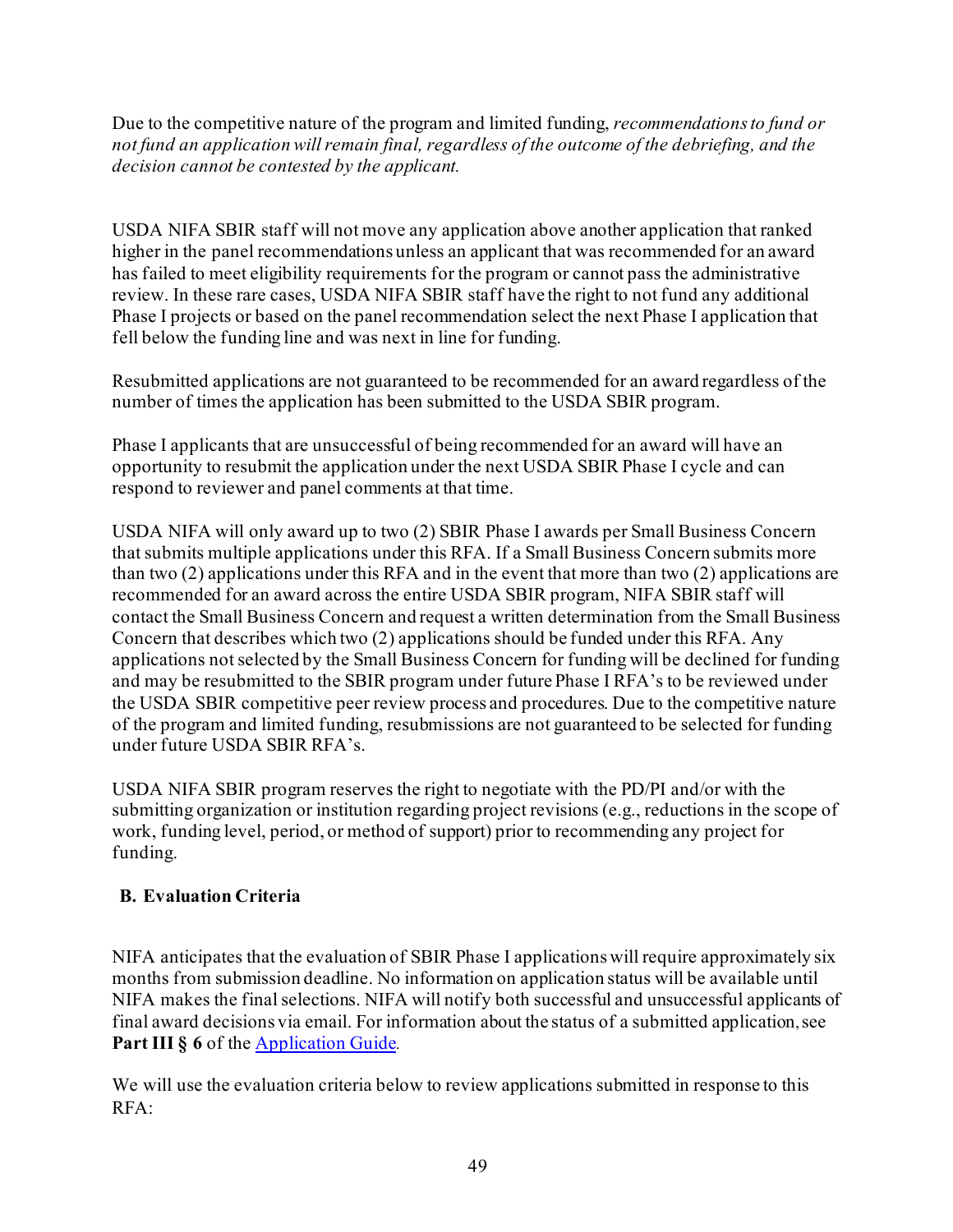Due to the competitive nature of the program and limited funding, *recommendations to fund or not fund an application will remain final, regardless of the outcome of the debriefing, and the decision cannot be contested by the applicant.*

USDA NIFA SBIR staff will not move any application above another application that ranked higher in the panel recommendations unless an applicant that was recommended for an award has failed to meet eligibility requirements for the program or cannot pass the administrative review. In these rare cases, USDA NIFA SBIR staff have the right to not fund any additional Phase I projects or based on the panel recommendation select the next Phase I application that fell below the funding line and was next in line for funding.

Resubmitted applications are not guaranteed to be recommended for an award regardless of the number of times the application has been submitted to the USDA SBIR program.

Phase I applicants that are unsuccessful of being recommended for an award will have an opportunity to resubmit the application under the next USDA SBIR Phase I cycle and can respond to reviewer and panel comments at that time.

USDA NIFA will only award up to two (2) SBIR Phase I awards per Small Business Concern that submits multiple applications under this RFA. If a Small Business Concern submits more than two (2) applications under this RFA and in the event that more than two (2) applications are recommended for an award across the entire USDA SBIR program, NIFA SBIR staff will contact the Small Business Concern and request a written determination from the Small Business Concern that describes which two (2) applications should be funded under this RFA. Any applications not selected by the Small Business Concern for funding will be declined for funding and may be resubmitted to the SBIR program under future Phase I RFA's to be reviewed under the USDA SBIR competitive peer review process and procedures. Due to the competitive nature of the program and limited funding, resubmissions are not guaranteed to be selected for funding under future USDA SBIR RFA's.

USDA NIFA SBIR program reserves the right to negotiate with the PD/PI and/or with the submitting organization or institution regarding project revisions (e.g., reductions in the scope of work, funding level, period, or method of support) prior to recommending any project for funding.

## B. Evaluation Criteria

NIFA anticipates that the evaluation of SBIR Phase I applications will require approximately six months from submission deadline. No information on application status will be available until NIFA makes the final selections. NIFA will notify both successful and unsuccessful applicants of final award decisions via email. For information about the status of a submitted application, see **Part III § 6** of the Application Guide.

We will use the evaluation criteria below to review applications submitted in response to this RFA: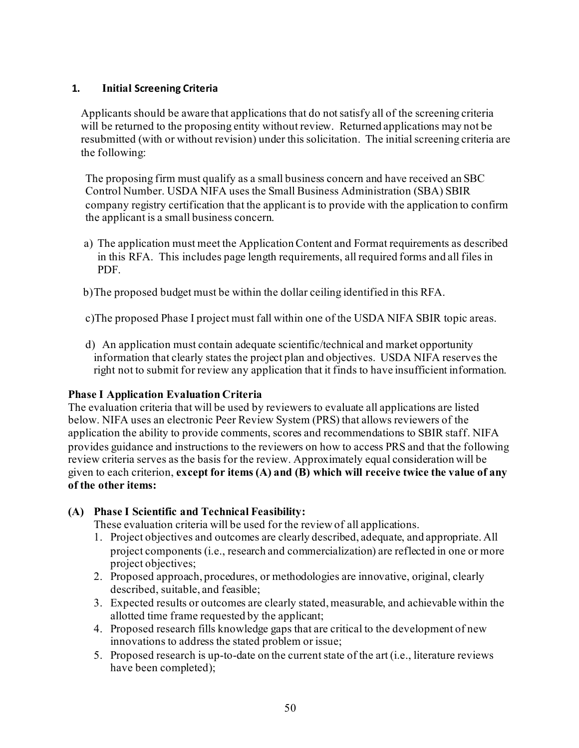## 1. Initial Screening Criteria

Applicants should be aware that applications that do not satisfy all of the screening criteria will be returned to the proposing entity without review. Returned applications may not be resubmitted (with or without revision) under this solicitation. The initial screening criteria are the following:

The proposing firm must qualify as a small business concern and have received an SBC Control Number. USDA NIFA uses the Small Business Administration (SBA) SBIR company registry certification that the applicant is to provide with the application to confirm the applicant is a small business concern.

a) The application must meet the Application Content and Format requirements as described in this RFA. This includes page length requirements, all required forms and all files in PDF.

b) The proposed budget must be within the dollar ceiling identified in this RFA.

c) The proposed Phase I project must fall within one of the USDA NIFA SBIR topic areas.

d) An application must contain adequate scientific/technical and market opportunity information that clearly states the project plan and objectives. USDA NIFA reserves the right not to submit for review any application that it finds to have insufficient information.

**Phase I Application Evaluation Criteria**

The evaluation criteria that will be used by reviewers to evaluate all applications are listed below. NIFA uses an electronic Peer Review System (PRS) that allows reviewers of the application the ability to provide comments, scores and recommendations to SBIR staff. NIFA provides guidance and instructions to the reviewers on how to access PRS and that the following review criteria serves as the basis for the review. Approximately equal consideration will be given to each criterion, **except for items (A) and (B) which will receive twice the value of any of the other items:**

**(A) Phase I Scientific and Technical Feasibility:**

These evaluation criteria will be used for the review of all applications.

1. Project objectives and outcomes are clearly described, adequate, and appropriate. All project components (i.e., research and commercialization) are reflected in one or more project objectives;
2. Proposed approach, procedures, or methodologies are innovative, original, clearly described, suitable, and feasible;
3. Expected results or outcomes are clearly stated, measurable, and achievable within the allotted time frame requested by the applicant;
4. Proposed research fills knowledge gaps that are critical to the development of new innovations to address the stated problem or issue;
5. Proposed research is up-to-date on the current state of the art (i.e., literature reviews have been completed);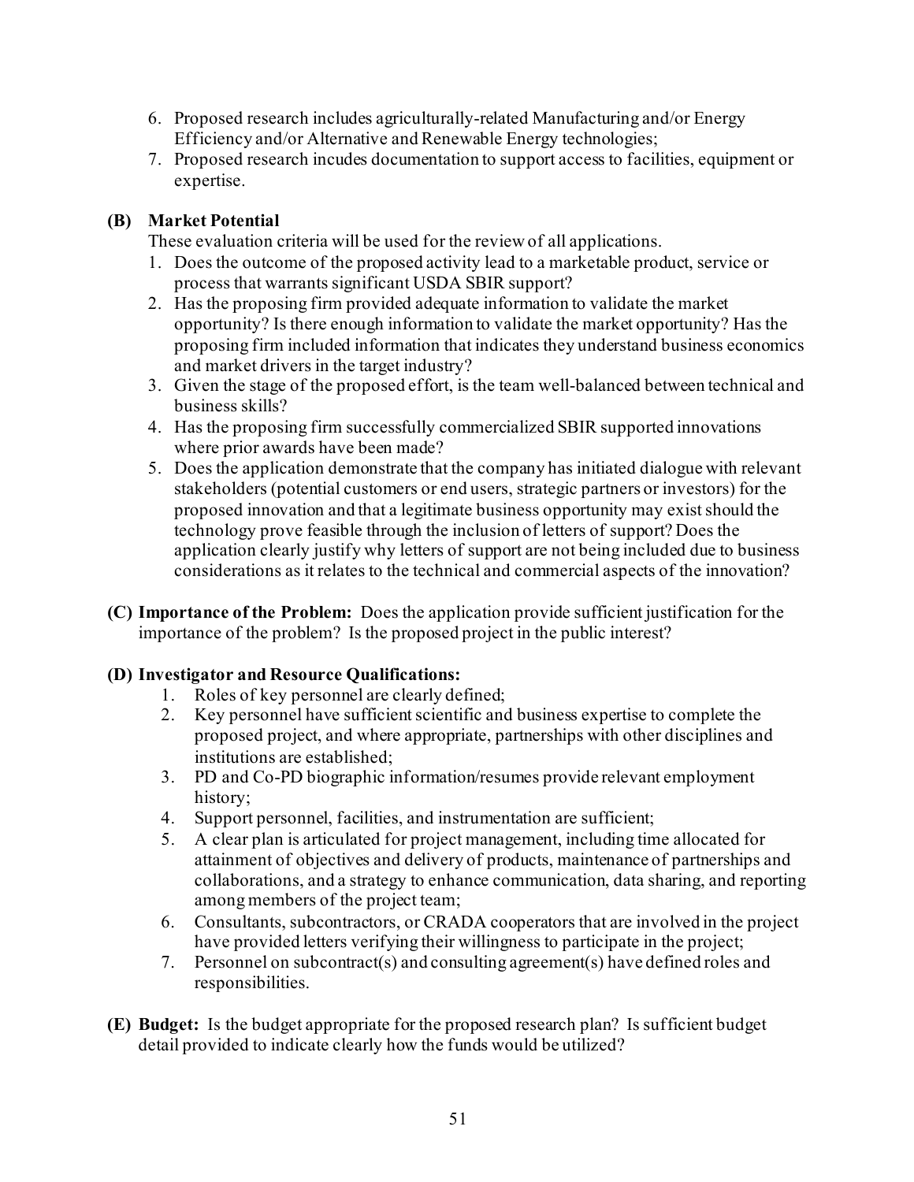6. Proposed research includes agriculturally-related Manufacturing and/or Energy Efficiency and/or Alternative and Renewable Energy technologies;
7. Proposed research incudes documentation to support access to facilities, equipment or expertise.

**(B) Market Potential**

These evaluation criteria will be used for the review of all applications.

1. Does the outcome of the proposed activity lead to a marketable product, service or process that warrants significant USDA SBIR support?
2. Has the proposing firm provided adequate information to validate the market opportunity? Is there enough information to validate the market opportunity? Has the proposing firm included information that indicates they understand business economics and market drivers in the target industry?
3. Given the stage of the proposed effort, is the team well-balanced between technical and business skills?
4. Has the proposing firm successfully commercialized SBIR supported innovations where prior awards have been made?
5. Does the application demonstrate that the company has initiated dialogue with relevant stakeholders (potential customers or end users, strategic partners or investors) for the proposed innovation and that a legitimate business opportunity may exist should the technology prove feasible through the inclusion of letters of support? Does the application clearly justify why letters of support are not being included due to business considerations as it relates to the technical and commercial aspects of the innovation?

**(C) Importance of the Problem:** Does the application provide sufficient justification for the importance of the problem? Is the proposed project in the public interest?

**(D) Investigator and Resource Qualifications:**

1. Roles of key personnel are clearly defined;
2. Key personnel have sufficient scientific and business expertise to complete the proposed project, and where appropriate, partnerships with other disciplines and institutions are established;
3. PD and Co-PD biographic information/resumes provide relevant employment history;
4. Support personnel, facilities, and instrumentation are sufficient;
5. A clear plan is articulated for project management, including time allocated for attainment of objectives and delivery of products, maintenance of partnerships and collaborations, and a strategy to enhance communication, data sharing, and reporting among members of the project team;
6. Consultants, subcontractors, or CRADA cooperators that are involved in the project have provided letters verifying their willingness to participate in the project;
7. Personnel on subcontract(s) and consulting agreement(s) have defined roles and responsibilities.

**(E) Budget:** Is the budget appropriate for the proposed research plan? Is sufficient budget detail provided to indicate clearly how the funds would be utilized?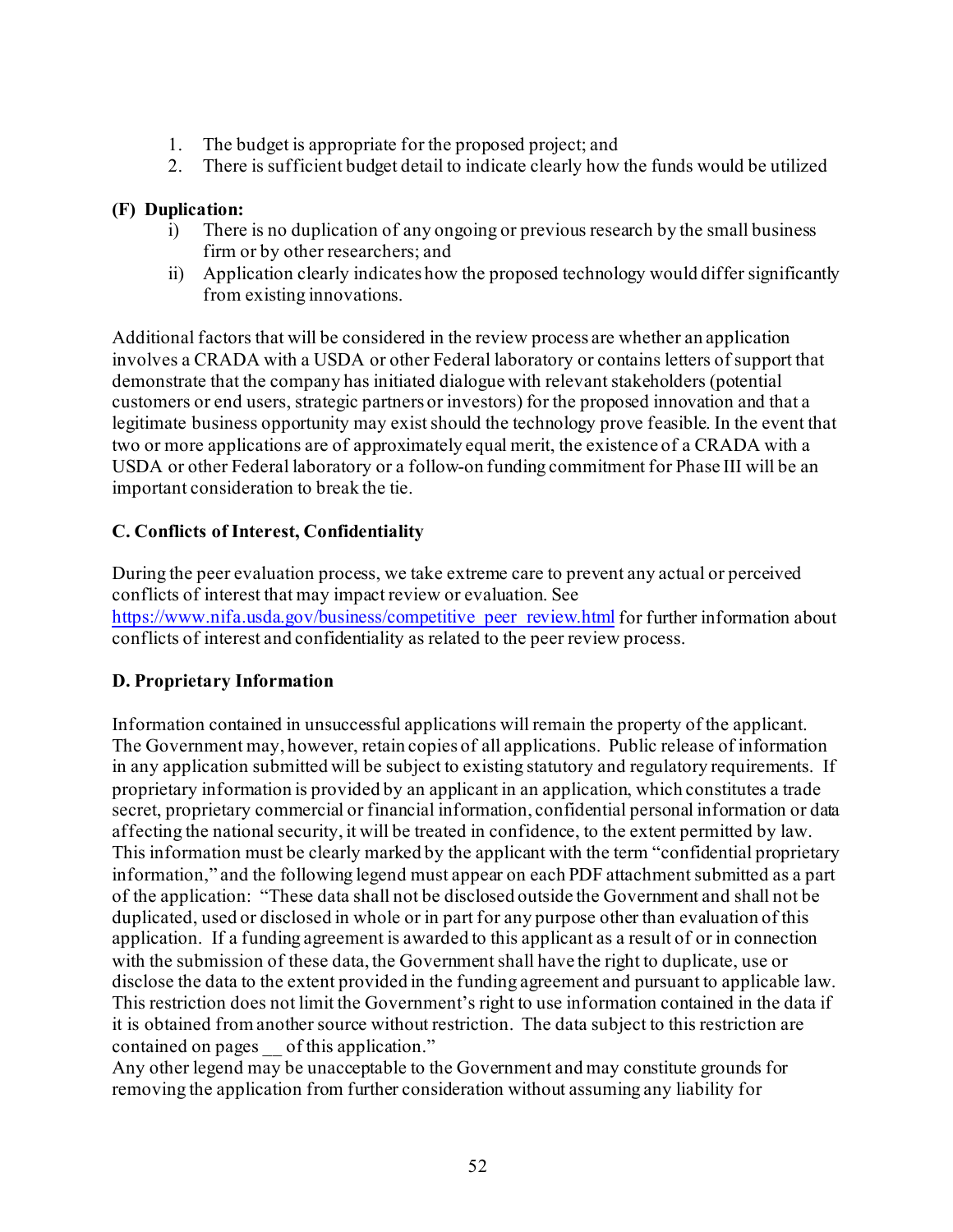1. The budget is appropriate for the proposed project; and
2. There is sufficient budget detail to indicate clearly how the funds would be utilized

**(F) Duplication:**

i) There is no duplication of any ongoing or previous research by the small business firm or by other researchers; and

ii) Application clearly indicates how the proposed technology would differ significantly from existing innovations.

Additional factors that will be considered in the review process are whether an application involves a CRADA with a USDA or other Federal laboratory or contains letters of support that demonstrate that the company has initiated dialogue with relevant stakeholders (potential customers or end users, strategic partners or investors) for the proposed innovation and that a legitimate business opportunity may exist should the technology prove feasible. In the event that two or more applications are of approximately equal merit, the existence of a CRADA with a USDA or other Federal laboratory or a follow-on funding commitment for Phase III will be an important consideration to break the tie.

### C. Conflicts of Interest, Confidentiality

During the peer evaluation process, we take extreme care to prevent any actual or perceived conflicts of interest that may impact review or evaluation. See [https://www.nifa.usda.gov/business/competitive_peer_review.html](https://www.nifa.usda.gov/business/competitive_peer_review.html) for further information about conflicts of interest and confidentiality as related to the peer review process.

### D. Proprietary Information

Information contained in unsuccessful applications will remain the property of the applicant. The Government may, however, retain copies of all applications. Public release of information in any application submitted will be subject to existing statutory and regulatory requirements. If proprietary information is provided by an applicant in an application, which constitutes a trade secret, proprietary commercial or financial information, confidential personal information or data affecting the national security, it will be treated in confidence, to the extent permitted by law. This information must be clearly marked by the applicant with the term "confidential proprietary information," and the following legend must appear on each PDF attachment submitted as a part of the application: "These data shall not be disclosed outside the Government and shall not be duplicated, used or disclosed in whole or in part for any purpose other than evaluation of this application. If a funding agreement is awarded to this applicant as a result of or in connection with the submission of these data, the Government shall have the right to duplicate, use or disclose the data to the extent provided in the funding agreement and pursuant to applicable law. This restriction does not limit the Government's right to use information contained in the data if it is obtained from another source without restriction. The data subject to this restriction are contained on pages __ of this application."
Any other legend may be unacceptable to the Government and may constitute grounds for removing the application from further consideration without assuming any liability for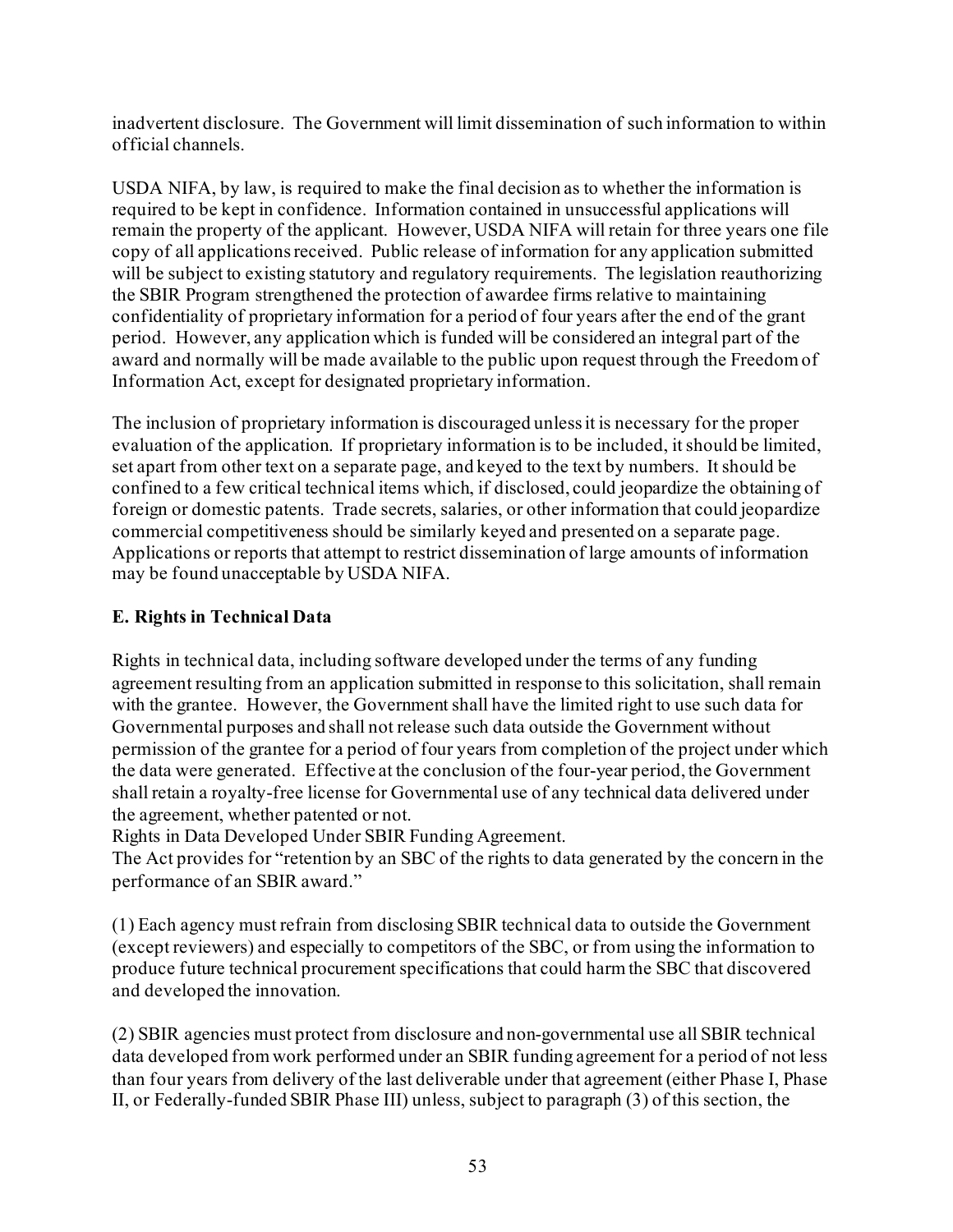inadvertent disclosure. The Government will limit dissemination of such information to within official channels.

USDA NIFA, by law, is required to make the final decision as to whether the information is required to be kept in confidence. Information contained in unsuccessful applications will remain the property of the applicant. However, USDA NIFA will retain for three years one file copy of all applications received. Public release of information for any application submitted will be subject to existing statutory and regulatory requirements. The legislation reauthorizing the SBIR Program strengthened the protection of awardee firms relative to maintaining confidentiality of proprietary information for a period of four years after the end of the grant period. However, any application which is funded will be considered an integral part of the award and normally will be made available to the public upon request through the Freedom of Information Act, except for designated proprietary information.

The inclusion of proprietary information is discouraged unless it is necessary for the proper evaluation of the application. If proprietary information is to be included, it should be limited, set apart from other text on a separate page, and keyed to the text by numbers. It should be confined to a few critical technical items which, if disclosed, could jeopardize the obtaining of foreign or domestic patents. Trade secrets, salaries, or other information that could jeopardize commercial competitiveness should be similarly keyed and presented on a separate page. Applications or reports that attempt to restrict dissemination of large amounts of information may be found unacceptable by USDA NIFA.

**E. Rights in Technical Data**

Rights in technical data, including software developed under the terms of any funding agreement resulting from an application submitted in response to this solicitation, shall remain with the grantee. However, the Government shall have the limited right to use such data for Governmental purposes and shall not release such data outside the Government without permission of the grantee for a period of four years from completion of the project under which the data were generated. Effective at the conclusion of the four-year period, the Government shall retain a royalty-free license for Governmental use of any technical data delivered under the agreement, whether patented or not.

Rights in Data Developed Under SBIR Funding Agreement.

The Act provides for "retention by an SBC of the rights to data generated by the concern in the performance of an SBIR award."

(1) Each agency must refrain from disclosing SBIR technical data to outside the Government (except reviewers) and especially to competitors of the SBC, or from using the information to produce future technical procurement specifications that could harm the SBC that discovered and developed the innovation.

(2) SBIR agencies must protect from disclosure and non-governmental use all SBIR technical data developed from work performed under an SBIR funding agreement for a period of not less than four years from delivery of the last deliverable under that agreement (either Phase I, Phase II, or Federally-funded SBIR Phase III) unless, subject to paragraph (3) of this section, the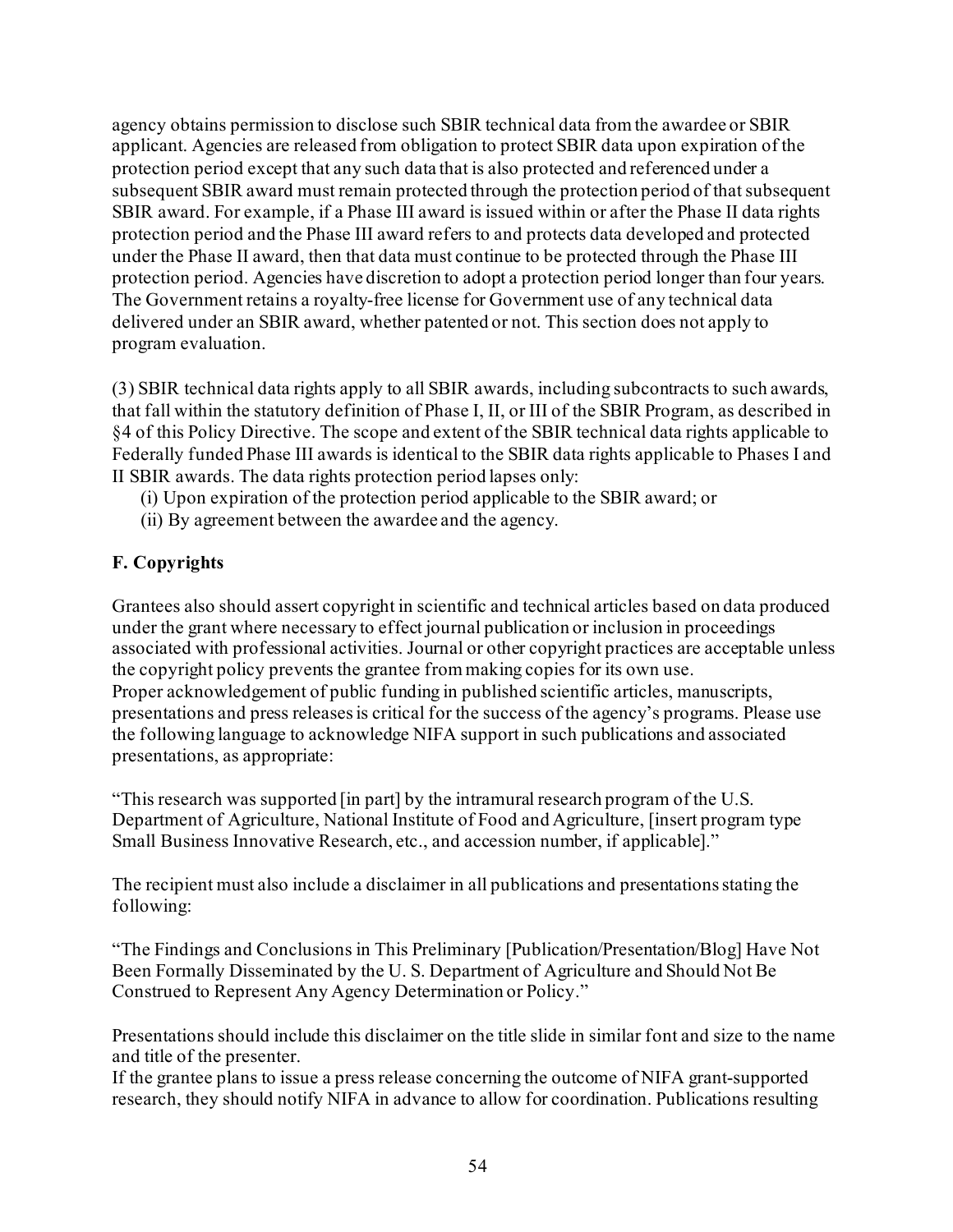agency obtains permission to disclose such SBIR technical data from the awardee or SBIR applicant. Agencies are released from obligation to protect SBIR data upon expiration of the protection period except that any such data that is also protected and referenced under a subsequent SBIR award must remain protected through the protection period of that subsequent SBIR award. For example, if a Phase III award is issued within or after the Phase II data rights protection period and the Phase III award refers to and protects data developed and protected under the Phase II award, then that data must continue to be protected through the Phase III protection period. Agencies have discretion to adopt a protection period longer than four years. The Government retains a royalty-free license for Government use of any technical data delivered under an SBIR award, whether patented or not. This section does not apply to program evaluation.

(3) SBIR technical data rights apply to all SBIR awards, including subcontracts to such awards, that fall within the statutory definition of Phase I, II, or III of the SBIR Program, as described in §4 of this Policy Directive. The scope and extent of the SBIR technical data rights applicable to Federally funded Phase III awards is identical to the SBIR data rights applicable to Phases I and II SBIR awards. The data rights protection period lapses only:

(i) Upon expiration of the protection period applicable to the SBIR award; or
(ii) By agreement between the awardee and the agency.

**F. Copyrights**

Grantees also should assert copyright in scientific and technical articles based on data produced under the grant where necessary to effect journal publication or inclusion in proceedings associated with professional activities. Journal or other copyright practices are acceptable unless the copyright policy prevents the grantee from making copies for its own use.
Proper acknowledgement of public funding in published scientific articles, manuscripts, presentations and press releases is critical for the success of the agency's programs. Please use the following language to acknowledge NIFA support in such publications and associated presentations, as appropriate:

"This research was supported [in part] by the intramural research program of the U.S. Department of Agriculture, National Institute of Food and Agriculture, [insert program type Small Business Innovative Research, etc., and accession number, if applicable]."

The recipient must also include a disclaimer in all publications and presentations stating the following:

"The Findings and Conclusions in This Preliminary [Publication/Presentation/Blog] Have Not Been Formally Disseminated by the U. S. Department of Agriculture and Should Not Be Construed to Represent Any Agency Determination or Policy."

Presentations should include this disclaimer on the title slide in similar font and size to the name and title of the presenter.
If the grantee plans to issue a press release concerning the outcome of NIFA grant-supported research, they should notify NIFA in advance to allow for coordination. Publications resulting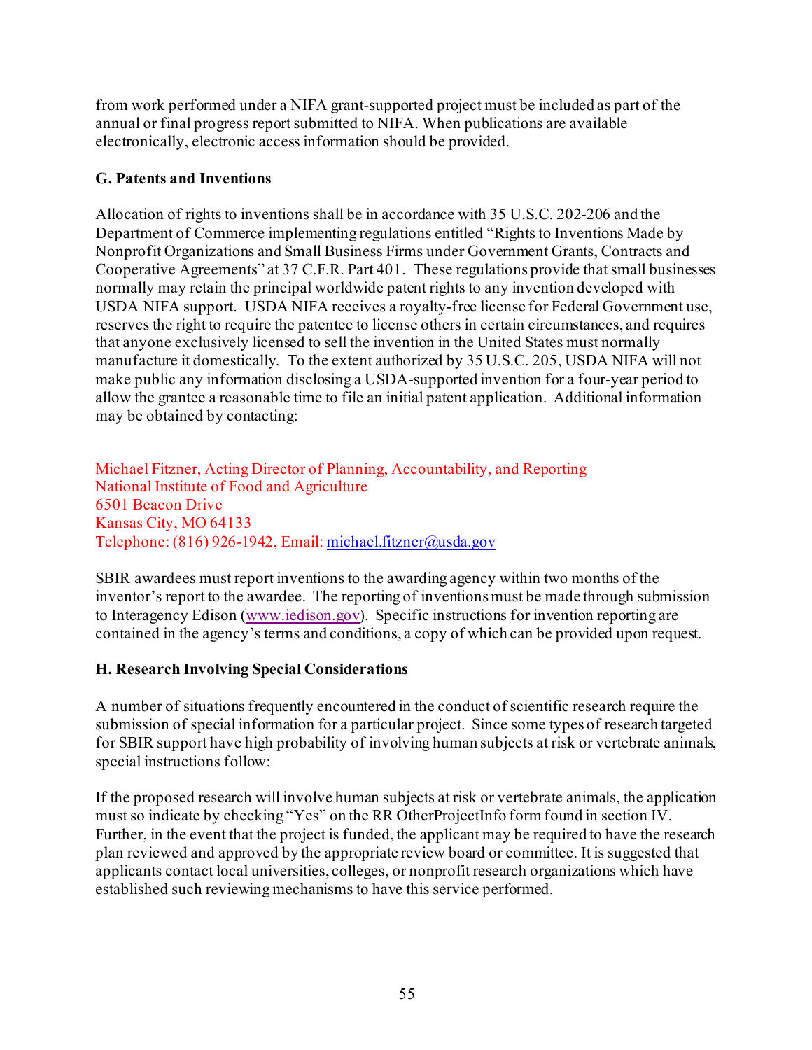from work performed under a NIFA grant-supported project must be included as part of the annual or final progress report submitted to NIFA. When publications are available electronically, electronic access information should be provided.

### G. Patents and Inventions

Allocation of rights to inventions shall be in accordance with 35 U.S.C. 202-206 and the Department of Commerce implementing regulations entitled "Rights to Inventions Made by Nonprofit Organizations and Small Business Firms under Government Grants, Contracts and Cooperative Agreements" at 37 C.F.R. Part 401. These regulations provide that small businesses normally may retain the principal worldwide patent rights to any invention developed with USDA NIFA support. USDA NIFA receives a royalty-free license for Federal Government use, reserves the right to require the patentee to license others in certain circumstances, and requires that anyone exclusively licensed to sell the invention in the United States must normally manufacture it domestically. To the extent authorized by 35 U.S.C. 205, USDA NIFA will not make public any information disclosing a USDA-supported invention for a four-year period to allow the grantee a reasonable time to file an initial patent application. Additional information may be obtained by contacting:

Michael Fitzner, Acting Director of Planning, Accountability, and Reporting
National Institute of Food and Agriculture
6501 Beacon Drive
Kansas City, MO 64133
Telephone: (816) 926-1942, Email: michael.fitzner@usda.gov

SBIR awardees must report inventions to the awarding agency within two months of the inventor's report to the awardee. The reporting of inventions must be made through submission to Interagency Edison (www.iedison.gov). Specific instructions for invention reporting are contained in the agency's terms and conditions, a copy of which can be provided upon request.

### H. Research Involving Special Considerations

A number of situations frequently encountered in the conduct of scientific research require the submission of special information for a particular project. Since some types of research targeted for SBIR support have high probability of involving human subjects at risk or vertebrate animals, special instructions follow:

If the proposed research will involve human subjects at risk or vertebrate animals, the application must so indicate by checking "Yes" on the RR OtherProjectInfo form found in section IV. Further, in the event that the project is funded, the applicant may be required to have the research plan reviewed and approved by the appropriate review board or committee. It is suggested that applicants contact local universities, colleges, or nonprofit research organizations which have established such reviewing mechanisms to have this service performed.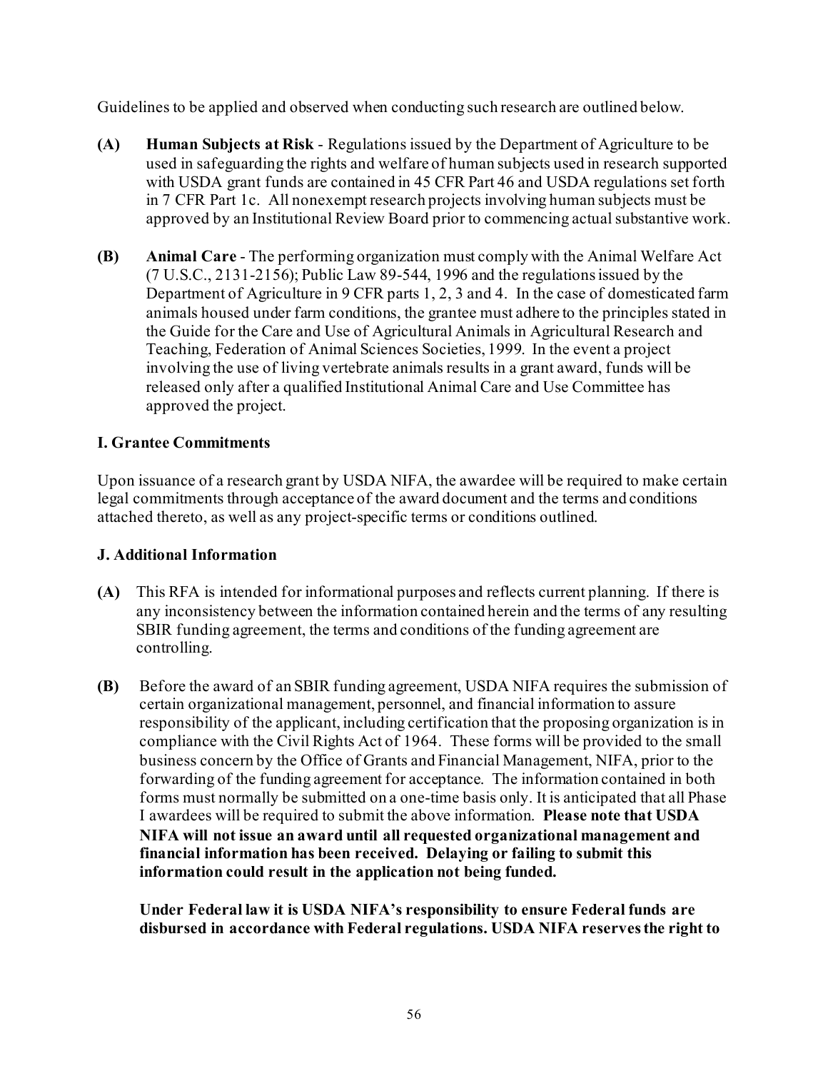Guidelines to be applied and observed when conducting such research are outlined below.

**(A)** **Human Subjects at Risk** - Regulations issued by the Department of Agriculture to be used in safeguarding the rights and welfare of human subjects used in research supported with USDA grant funds are contained in 45 CFR Part 46 and USDA regulations set forth in 7 CFR Part 1c. All nonexempt research projects involving human subjects must be approved by an Institutional Review Board prior to commencing actual substantive work.

**(B)** **Animal Care** - The performing organization must comply with the Animal Welfare Act (7 U.S.C., 2131-2156); Public Law 89-544, 1996 and the regulations issued by the Department of Agriculture in 9 CFR parts 1, 2, 3 and 4. In the case of domesticated farm animals housed under farm conditions, the grantee must adhere to the principles stated in the Guide for the Care and Use of Agricultural Animals in Agricultural Research and Teaching, Federation of Animal Sciences Societies, 1999. In the event a project involving the use of living vertebrate animals results in a grant award, funds will be released only after a qualified Institutional Animal Care and Use Committee has approved the project.

### I. Grantee Commitments

Upon issuance of a research grant by USDA NIFA, the awardee will be required to make certain legal commitments through acceptance of the award document and the terms and conditions attached thereto, as well as any project-specific terms or conditions outlined.

### J. Additional Information

**(A)** This RFA is intended for informational purposes and reflects current planning. If there is any inconsistency between the information contained herein and the terms of any resulting SBIR funding agreement, the terms and conditions of the funding agreement are controlling.

**(B)** Before the award of an SBIR funding agreement, USDA NIFA requires the submission of certain organizational management, personnel, and financial information to assure responsibility of the applicant, including certification that the proposing organization is in compliance with the Civil Rights Act of 1964. These forms will be provided to the small business concern by the Office of Grants and Financial Management, NIFA, prior to the forwarding of the funding agreement for acceptance. The information contained in both forms must normally be submitted on a one-time basis only. It is anticipated that all Phase I awardees will be required to submit the above information. **Please note that USDA NIFA will not issue an award until all requested organizational management and financial information has been received. Delaying or failing to submit this information could result in the application not being funded.**

**Under Federal law it is USDA NIFA's responsibility to ensure Federal funds are disbursed in accordance with Federal regulations. USDA NIFA reserves the right to**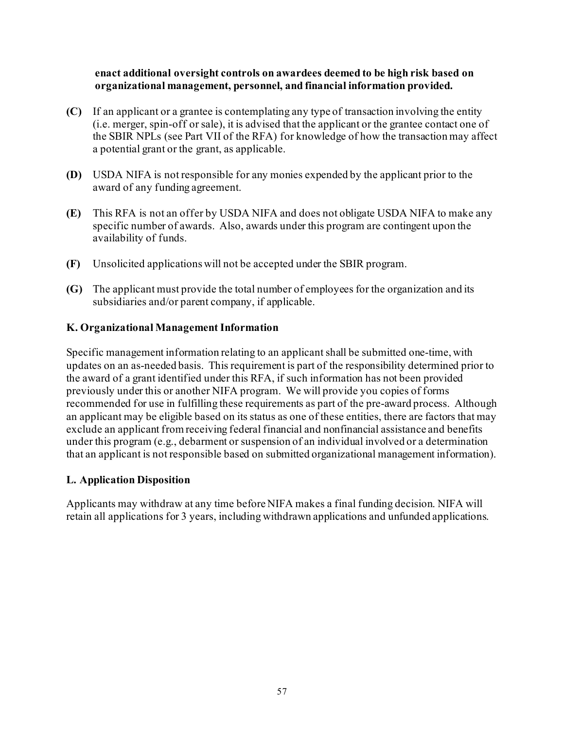**enact additional oversight controls on awardees deemed to be high risk based on organizational management, personnel, and financial information provided.**

**(C)** If an applicant or a grantee is contemplating any type of transaction involving the entity (i.e. merger, spin-off or sale), it is advised that the applicant or the grantee contact one of the SBIR NPLs (see Part VII of the RFA) for knowledge of how the transaction may affect a potential grant or the grant, as applicable.

**(D)** USDA NIFA is not responsible for any monies expended by the applicant prior to the award of any funding agreement.

**(E)** This RFA is not an offer by USDA NIFA and does not obligate USDA NIFA to make any specific number of awards. Also, awards under this program are contingent upon the availability of funds.

**(F)** Unsolicited applications will not be accepted under the SBIR program.

**(G)** The applicant must provide the total number of employees for the organization and its subsidiaries and/or parent company, if applicable.

### K. Organizational Management Information

Specific management information relating to an applicant shall be submitted one-time, with updates on an as-needed basis. This requirement is part of the responsibility determined prior to the award of a grant identified under this RFA, if such information has not been provided previously under this or another NIFA program. We will provide you copies of forms recommended for use in fulfilling these requirements as part of the pre-award process. Although an applicant may be eligible based on its status as one of these entities, there are factors that may exclude an applicant from receiving federal financial and nonfinancial assistance and benefits under this program (e.g., debarment or suspension of an individual involved or a determination that an applicant is not responsible based on submitted organizational management information).

### L. Application Disposition

Applicants may withdraw at any time before NIFA makes a final funding decision. NIFA will retain all applications for 3 years, including withdrawn applications and unfunded applications.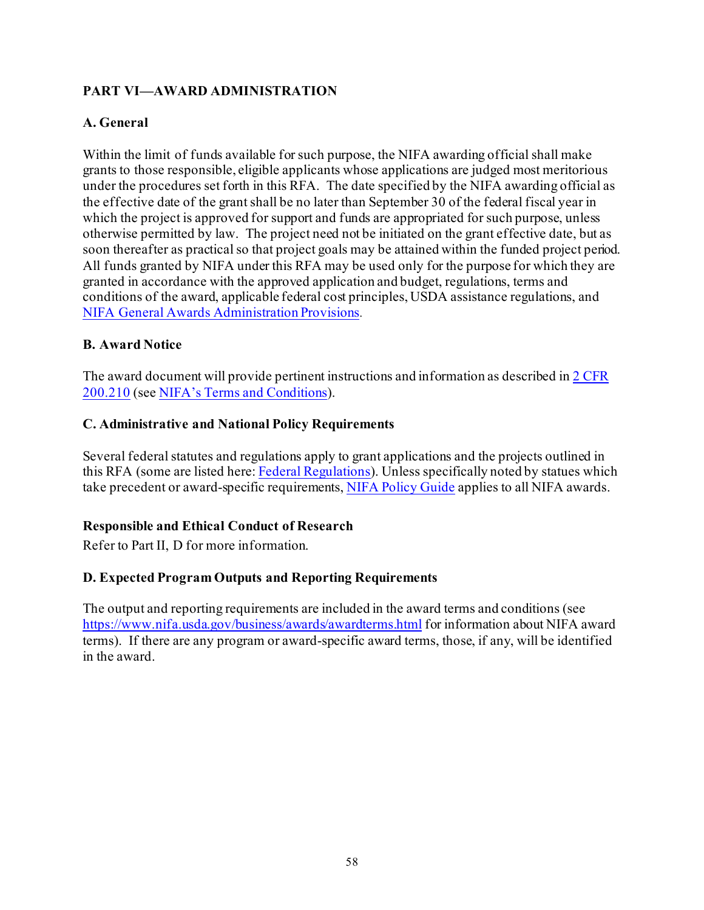## PART VI—AWARD ADMINISTRATION

### A. General

Within the limit of funds available for such purpose, the NIFA awarding official shall make grants to those responsible, eligible applicants whose applications are judged most meritorious under the procedures set forth in this RFA. The date specified by the NIFA awarding official as the effective date of the grant shall be no later than September 30 of the federal fiscal year in which the project is approved for support and funds are appropriated for such purpose, unless otherwise permitted by law. The project need not be initiated on the grant effective date, but as soon thereafter as practical so that project goals may be attained within the funded project period. All funds granted by NIFA under this RFA may be used only for the purpose for which they are granted in accordance with the approved application and budget, regulations, terms and conditions of the award, applicable federal cost principles, USDA assistance regulations, and NIFA General Awards Administration Provisions.

### B. Award Notice

The award document will provide pertinent instructions and information as described in 2 CFR 200.210 (see NIFA's Terms and Conditions).

### C. Administrative and National Policy Requirements

Several federal statutes and regulations apply to grant applications and the projects outlined in this RFA (some are listed here: Federal Regulations). Unless specifically noted by statues which take precedent or award-specific requirements, NIFA Policy Guide applies to all NIFA awards.

**Responsible and Ethical Conduct of Research**

Refer to Part II, D for more information.

### D. Expected Program Outputs and Reporting Requirements

The output and reporting requirements are included in the award terms and conditions (see https://www.nifa.usda.gov/business/awards/awardterms.html for information about NIFA award terms). If there are any program or award-specific award terms, those, if any, will be identified in the award.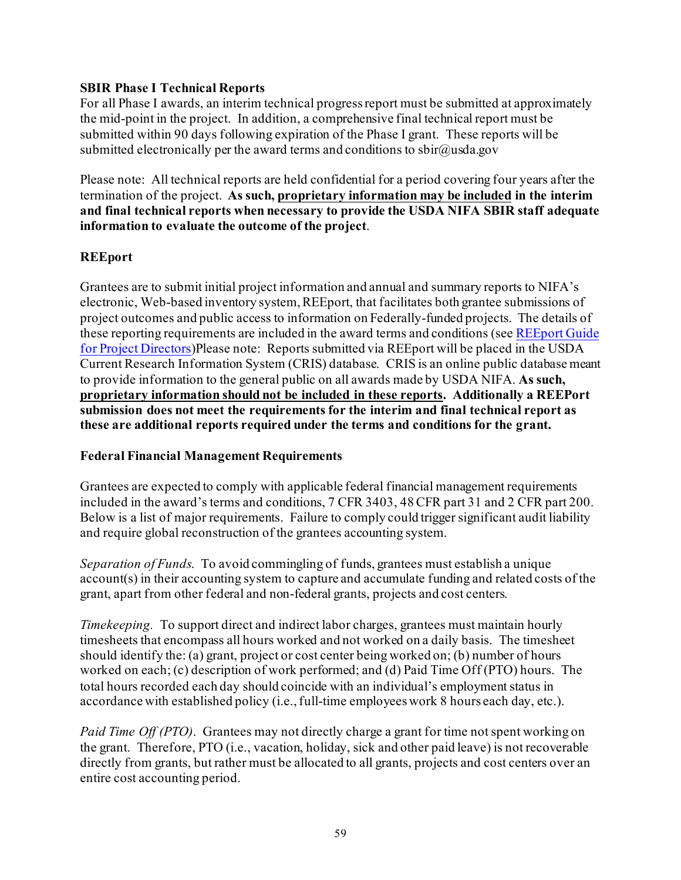**SBIR Phase I Technical Reports**

For all Phase I awards, an interim technical progress report must be submitted at approximately the mid-point in the project. In addition, a comprehensive final technical report must be submitted within 90 days following expiration of the Phase I grant. These reports will be submitted electronically per the award terms and conditions to sbir@usda.gov

Please note: All technical reports are held confidential for a period covering four years after the termination of the project. **As such, <u>proprietary information may be included</u> in the interim and final technical reports when necessary to provide the USDA NIFA SBIR staff adequate information to evaluate the outcome of the project**.

**REEport**

Grantees are to submit initial project information and annual and summary reports to NIFA's electronic, Web-based inventory system, REEport, that facilitates both grantee submissions of project outcomes and public access to information on Federally-funded projects. The details of these reporting requirements are included in the award terms and conditions (see [REEport Guide for Project Directors](REEport Guide for Project Directors))Please note: Reports submitted via REEport will be placed in the USDA Current Research Information System (CRIS) database. CRIS is an online public database meant to provide information to the general public on all awards made by USDA NIFA. **As such, <u>proprietary information should not be included in these reports</u>. Additionally a REEPort submission does not meet the requirements for the interim and final technical report as these are additional reports required under the terms and conditions for the grant.**

**Federal Financial Management Requirements**

Grantees are expected to comply with applicable federal financial management requirements included in the award's terms and conditions, 7 CFR 3403, 48 CFR part 31 and 2 CFR part 200. Below is a list of major requirements. Failure to comply could trigger significant audit liability and require global reconstruction of the grantees accounting system.

*Separation of Funds.* To avoid commingling of funds, grantees must establish a unique account(s) in their accounting system to capture and accumulate funding and related costs of the grant, apart from other federal and non-federal grants, projects and cost centers.

*Timekeeping.* To support direct and indirect labor charges, grantees must maintain hourly timesheets that encompass all hours worked and not worked on a daily basis. The timesheet should identify the: (a) grant, project or cost center being worked on; (b) number of hours worked on each; (c) description of work performed; and (d) Paid Time Off (PTO) hours. The total hours recorded each day should coincide with an individual's employment status in accordance with established policy (i.e., full-time employees work 8 hours each day, etc.).

*Paid Time Off (PTO).* Grantees may not directly charge a grant for time not spent working on the grant. Therefore, PTO (i.e., vacation, holiday, sick and other paid leave) is not recoverable directly from grants, but rather must be allocated to all grants, projects and cost centers over an entire cost accounting period.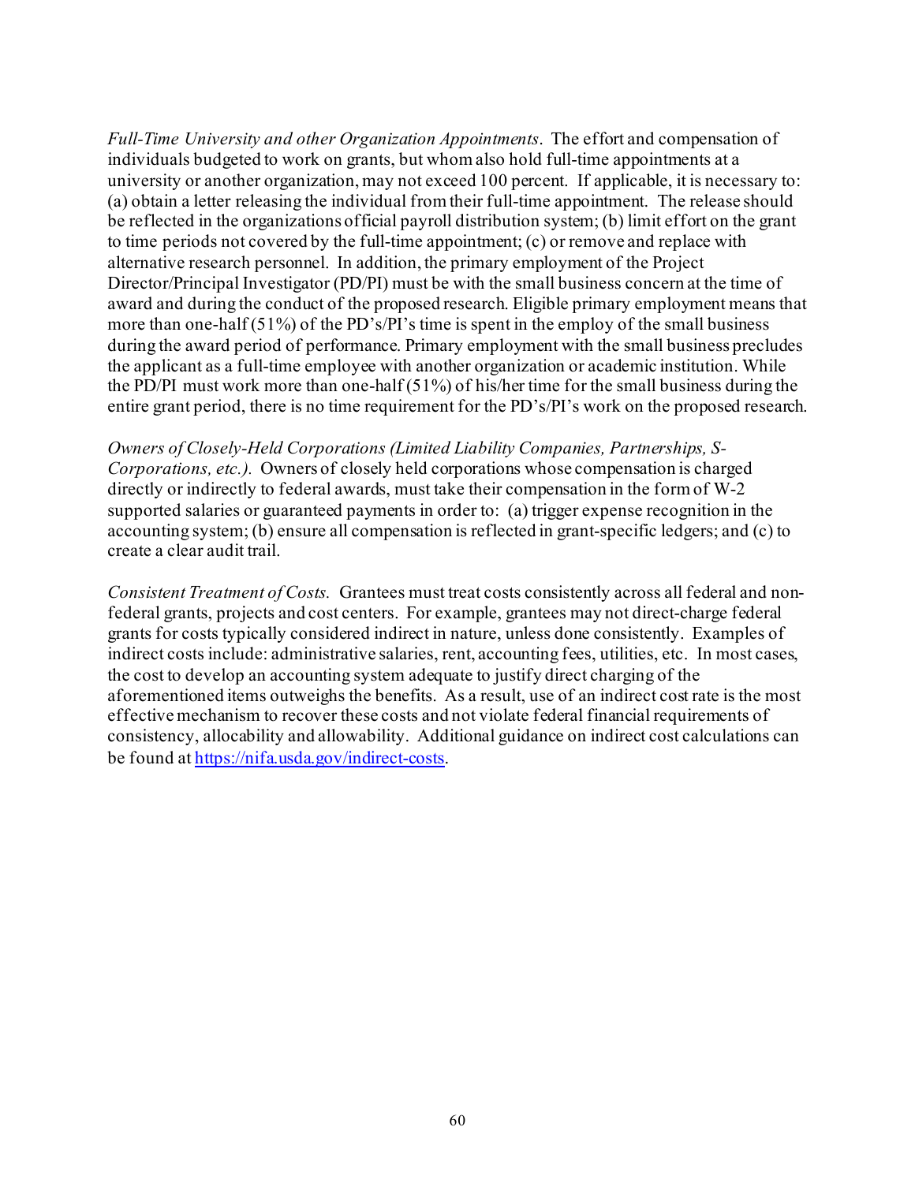*Full-Time University and other Organization Appointments*. The effort and compensation of individuals budgeted to work on grants, but whom also hold full-time appointments at a university or another organization, may not exceed 100 percent. If applicable, it is necessary to: (a) obtain a letter releasing the individual from their full-time appointment. The release should be reflected in the organizations official payroll distribution system; (b) limit effort on the grant to time periods not covered by the full-time appointment; (c) or remove and replace with alternative research personnel. In addition, the primary employment of the Project Director/Principal Investigator (PD/PI) must be with the small business concern at the time of award and during the conduct of the proposed research. Eligible primary employment means that more than one-half (51%) of the PD's/PI's time is spent in the employ of the small business during the award period of performance. Primary employment with the small business precludes the applicant as a full-time employee with another organization or academic institution. While the PD/PI must work more than one-half (51%) of his/her time for the small business during the entire grant period, there is no time requirement for the PD's/PI's work on the proposed research.

*Owners of Closely-Held Corporations (Limited Liability Companies, Partnerships, S-Corporations, etc.).* Owners of closely held corporations whose compensation is charged directly or indirectly to federal awards, must take their compensation in the form of W-2 supported salaries or guaranteed payments in order to: (a) trigger expense recognition in the accounting system; (b) ensure all compensation is reflected in grant-specific ledgers; and (c) to create a clear audit trail.

*Consistent Treatment of Costs.* Grantees must treat costs consistently across all federal and non-federal grants, projects and cost centers. For example, grantees may not direct-charge federal grants for costs typically considered indirect in nature, unless done consistently. Examples of indirect costs include: administrative salaries, rent, accounting fees, utilities, etc. In most cases, the cost to develop an accounting system adequate to justify direct charging of the aforementioned items outweighs the benefits. As a result, use of an indirect cost rate is the most effective mechanism to recover these costs and not violate federal financial requirements of consistency, allocability and allowability. Additional guidance on indirect cost calculations can be found at [https://nifa.usda.gov/indirect-costs](https://nifa.usda.gov/indirect-costs).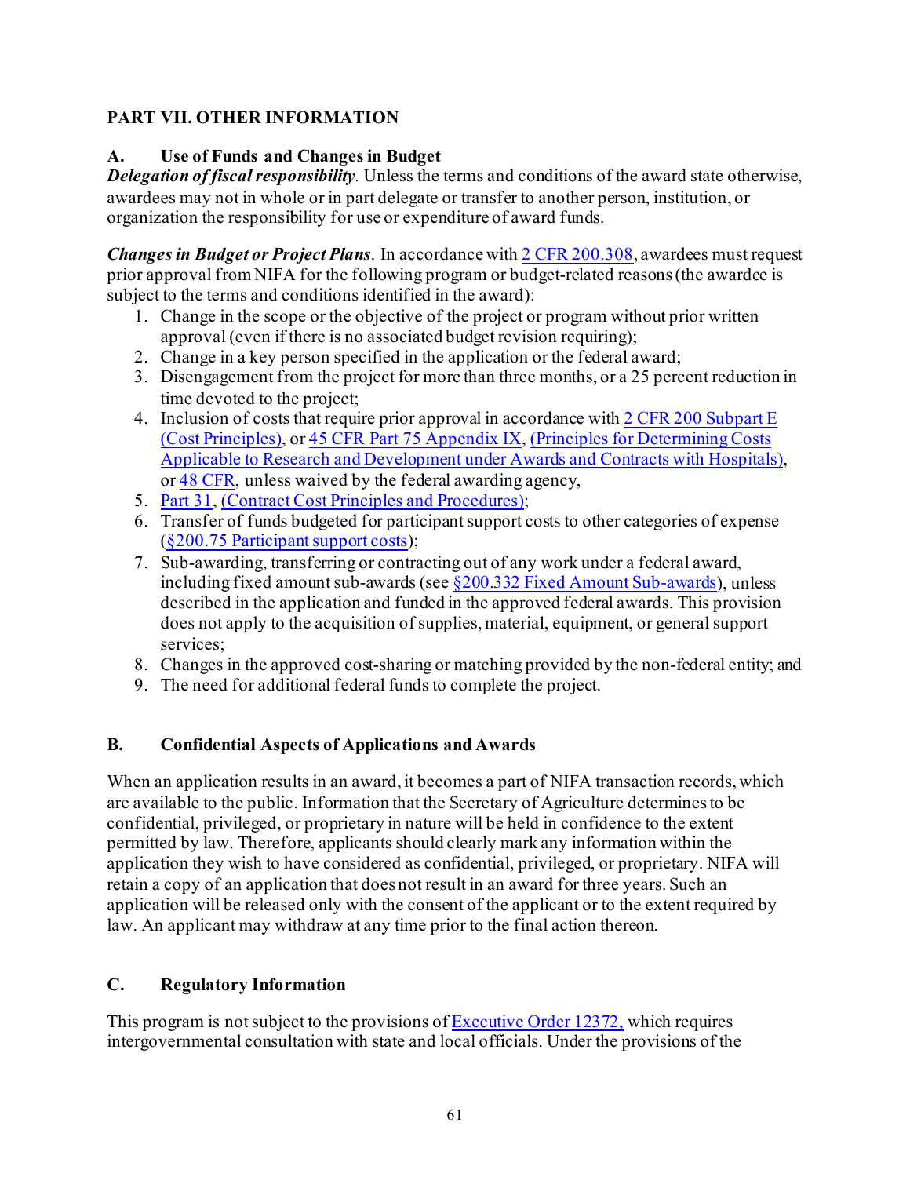## PART VII. OTHER INFORMATION

### A. Use of Funds and Changes in Budget

***Delegation of fiscal responsibility*.** Unless the terms and conditions of the award state otherwise, awardees may not in whole or in part delegate or transfer to another person, institution, or organization the responsibility for use or expenditure of award funds.

***Changes in Budget or Project Plans*.** In accordance with 2 CFR 200.308, awardees must request prior approval from NIFA for the following program or budget-related reasons (the awardee is subject to the terms and conditions identified in the award):

1. Change in the scope or the objective of the project or program without prior written approval (even if there is no associated budget revision requiring);
2. Change in a key person specified in the application or the federal award;
3. Disengagement from the project for more than three months, or a 25 percent reduction in time devoted to the project;
4. Inclusion of costs that require prior approval in accordance with 2 CFR 200 Subpart E (Cost Principles), or 45 CFR Part 75 Appendix IX, (Principles for Determining Costs Applicable to Research and Development under Awards and Contracts with Hospitals), or 48 CFR, unless waived by the federal awarding agency,
5. Part 31, (Contract Cost Principles and Procedures);
6. Transfer of funds budgeted for participant support costs to other categories of expense (§200.75 Participant support costs);
7. Sub-awarding, transferring or contracting out of any work under a federal award, including fixed amount sub-awards (see §200.332 Fixed Amount Sub-awards), unless described in the application and funded in the approved federal awards. This provision does not apply to the acquisition of supplies, material, equipment, or general support services;
8. Changes in the approved cost-sharing or matching provided by the non-federal entity; and
9. The need for additional federal funds to complete the project.

### B. Confidential Aspects of Applications and Awards

When an application results in an award, it becomes a part of NIFA transaction records, which are available to the public. Information that the Secretary of Agriculture determines to be confidential, privileged, or proprietary in nature will be held in confidence to the extent permitted by law. Therefore, applicants should clearly mark any information within the application they wish to have considered as confidential, privileged, or proprietary. NIFA will retain a copy of an application that does not result in an award for three years. Such an application will be released only with the consent of the applicant or to the extent required by law. An applicant may withdraw at any time prior to the final action thereon.

### C. Regulatory Information

This program is not subject to the provisions of Executive Order 12372, which requires intergovernmental consultation with state and local officials. Under the provisions of the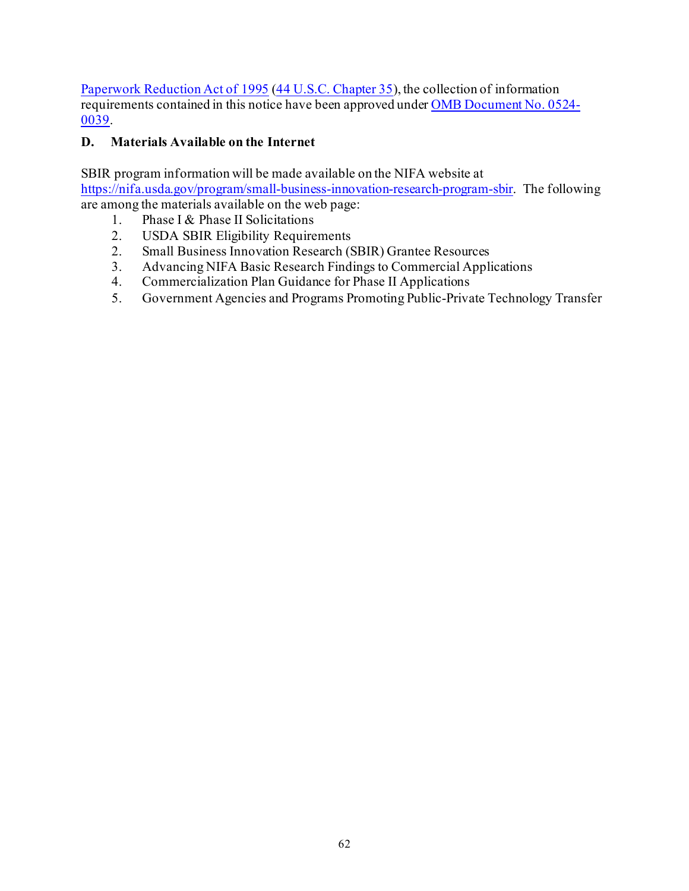Paperwork Reduction Act of 1995 (44 U.S.C. Chapter 35), the collection of information requirements contained in this notice have been approved under OMB Document No. 0524-0039.

**D. Materials Available on the Internet**

SBIR program information will be made available on the NIFA website at https://nifa.usda.gov/program/small-business-innovation-research-program-sbir. The following are among the materials available on the web page:

1. Phase I & Phase II Solicitations
2. USDA SBIR Eligibility Requirements
2. Small Business Innovation Research (SBIR) Grantee Resources
3. Advancing NIFA Basic Research Findings to Commercial Applications
4. Commercialization Plan Guidance for Phase II Applications
5. Government Agencies and Programs Promoting Public-Private Technology Transfer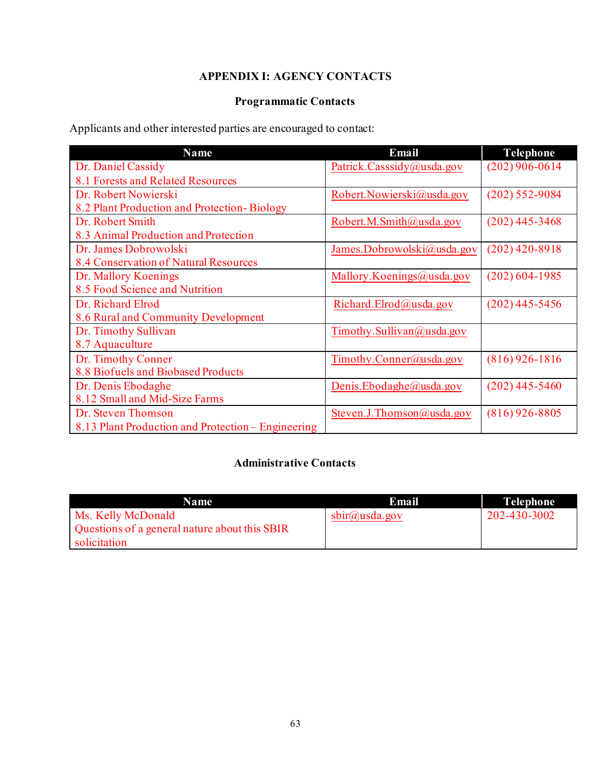# APPENDIX I: AGENCY CONTACTS

## Programmatic Contacts

Applicants and other interested parties are encouraged to contact:

| Name | Email | Telephone |
|---|---|---|
| Dr. Daniel Cassidy<br>8.1 Forests and Related Resources | Patrick.Casssidy@usda.gov | (202) 906-0614 |
| Dr. Robert Nowierski<br>8.2 Plant Production and Protection- Biology | Robert.Nowierski@usda.gov | (202) 552-9084 |
| Dr. Robert Smith<br>8.3 Animal Production and Protection | Robert.M.Smith@usda.gov | (202) 445-3468 |
| Dr. James Dobrowolski<br>8.4 Conservation of Natural Resources | James.Dobrowolski@usda.gov | (202) 420-8918 |
| Dr. Mallory Koenings<br>8.5 Food Science and Nutrition | Mallory.Koenings@usda.gov | (202) 604-1985 |
| Dr. Richard Elrod<br>8.6 Rural and Community Development | Richard.Elrod@usda.gov | (202) 445-5456 |
| Dr. Timothy Sullivan<br>8.7 Aquaculture | Timothy.Sullivan@usda.gov | |
| Dr. Timothy Conner<br>8.8 Biofuels and Biobased Products | Timothy.Conner@usda.gov | (816) 926-1816 |
| Dr. Denis Ebodaghe<br>8.12 Small and Mid-Size Farms | Denis.Ebodaghe@usda.gov | (202) 445-5460 |
| Dr. Steven Thomson<br>8.13 Plant Production and Protection – Engineering | Steven.J.Thomson@usda.gov | (816) 926-8805 |

## Administrative Contacts

| Name | Email | Telephone |
|---|---|---|
| Ms. Kelly McDonald<br>Questions of a general nature about this SBIR solicitation | sbir@usda.gov | 202-430-3002 |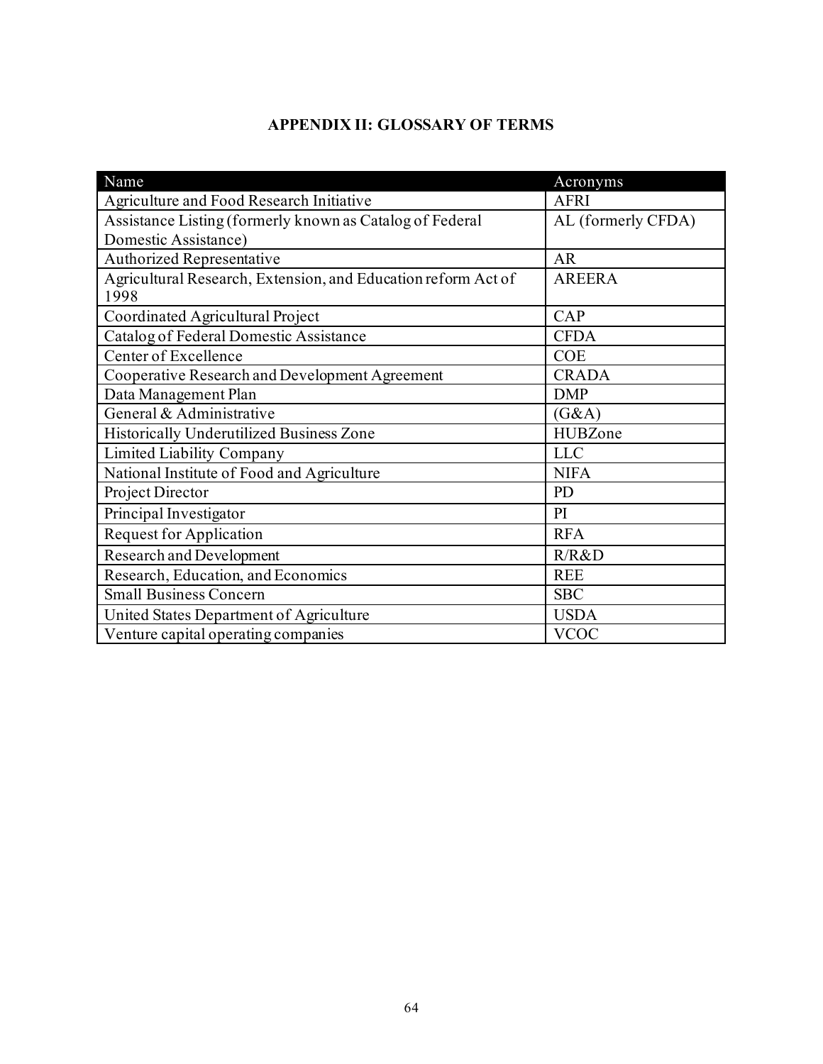# APPENDIX II: GLOSSARY OF TERMS

| Name | Acronyms |
|---|---|
| Agriculture and Food Research Initiative | AFRI |
| Assistance Listing (formerly known as Catalog of Federal Domestic Assistance) | AL (formerly CFDA) |
| Authorized Representative | AR |
| Agricultural Research, Extension, and Education reform Act of 1998 | AREERA |
| Coordinated Agricultural Project | CAP |
| Catalog of Federal Domestic Assistance | CFDA |
| Center of Excellence | COE |
| Cooperative Research and Development Agreement | CRADA |
| Data Management Plan | DMP |
| General & Administrative | (G&A) |
| Historically Underutilized Business Zone | HUBZone |
| Limited Liability Company | LLC |
| National Institute of Food and Agriculture | NIFA |
| Project Director | PD |
| Principal Investigator | PI |
| Request for Application | RFA |
| Research and Development | R/R&D |
| Research, Education, and Economics | REE |
| Small Business Concern | SBC |
| United States Department of Agriculture | USDA |
| Venture capital operating companies | VCOC |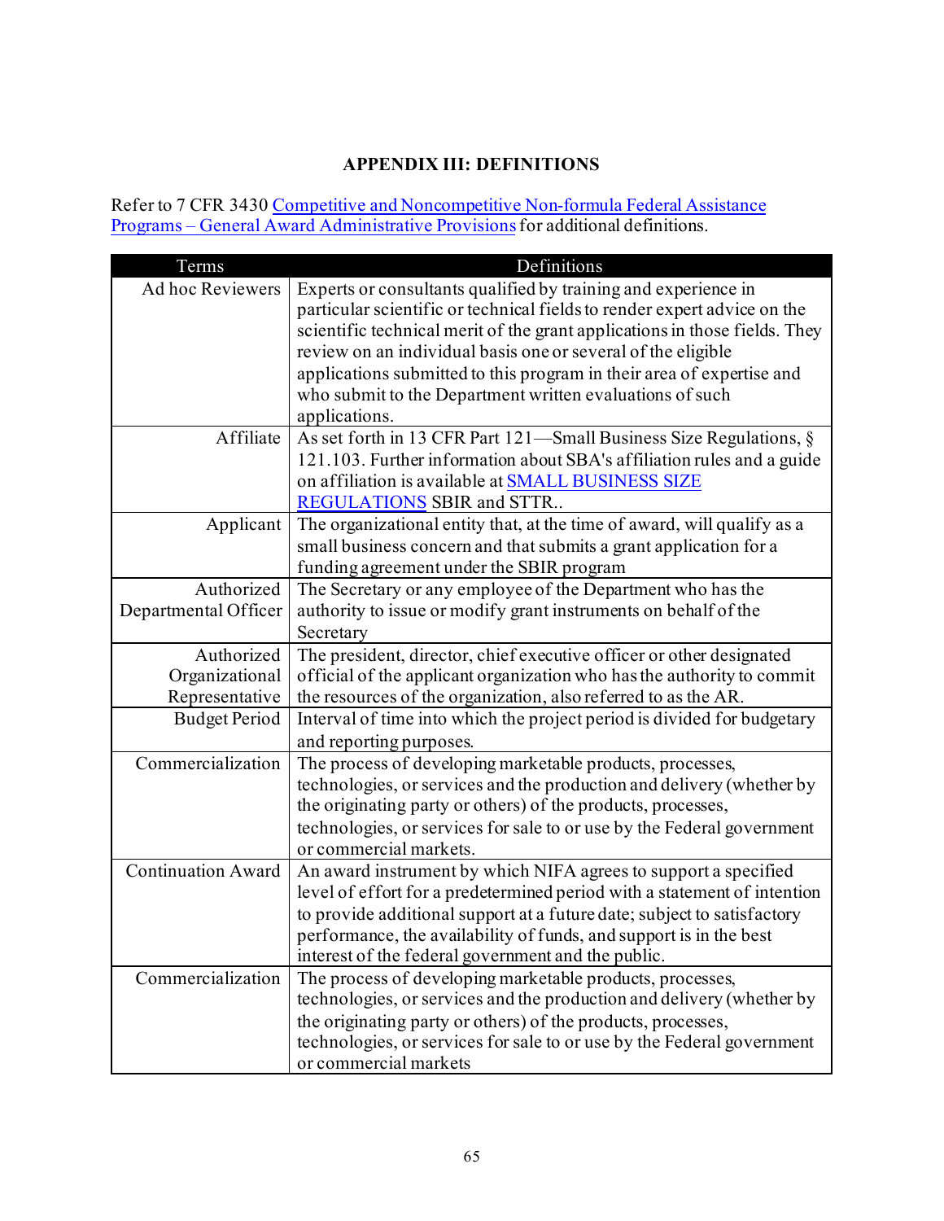## APPENDIX III: DEFINITIONS

Refer to 7 CFR 3430 Competitive and Noncompetitive Non-formula Federal Assistance Programs – General Award Administrative Provisions for additional definitions.

| Terms | Definitions |
|---|---|
| Ad hoc Reviewers | Experts or consultants qualified by training and experience in particular scientific or technical fields to render expert advice on the scientific technical merit of the grant applications in those fields. They review on an individual basis one or several of the eligible applications submitted to this program in their area of expertise and who submit to the Department written evaluations of such applications. |
| Affiliate | As set forth in 13 CFR Part 121—Small Business Size Regulations, § 121.103. Further information about SBA's affiliation rules and a guide on affiliation is available at SMALL BUSINESS SIZE REGULATIONS SBIR and STTR.. |
| Applicant | The organizational entity that, at the time of award, will qualify as a small business concern and that submits a grant application for a funding agreement under the SBIR program |
| Authorized Departmental Officer | The Secretary or any employee of the Department who has the authority to issue or modify grant instruments on behalf of the Secretary |
| Authorized Organizational Representative | The president, director, chief executive officer or other designated official of the applicant organization who has the authority to commit the resources of the organization, also referred to as the AR. |
| Budget Period | Interval of time into which the project period is divided for budgetary and reporting purposes. |
| Commercialization | The process of developing marketable products, processes, technologies, or services and the production and delivery (whether by the originating party or others) of the products, processes, technologies, or services for sale to or use by the Federal government or commercial markets. |
| Continuation Award | An award instrument by which NIFA agrees to support a specified level of effort for a predetermined period with a statement of intention to provide additional support at a future date; subject to satisfactory performance, the availability of funds, and support is in the best interest of the federal government and the public. |
| Commercialization | The process of developing marketable products, processes, technologies, or services and the production and delivery (whether by the originating party or others) of the products, processes, technologies, or services for sale to or use by the Federal government or commercial markets |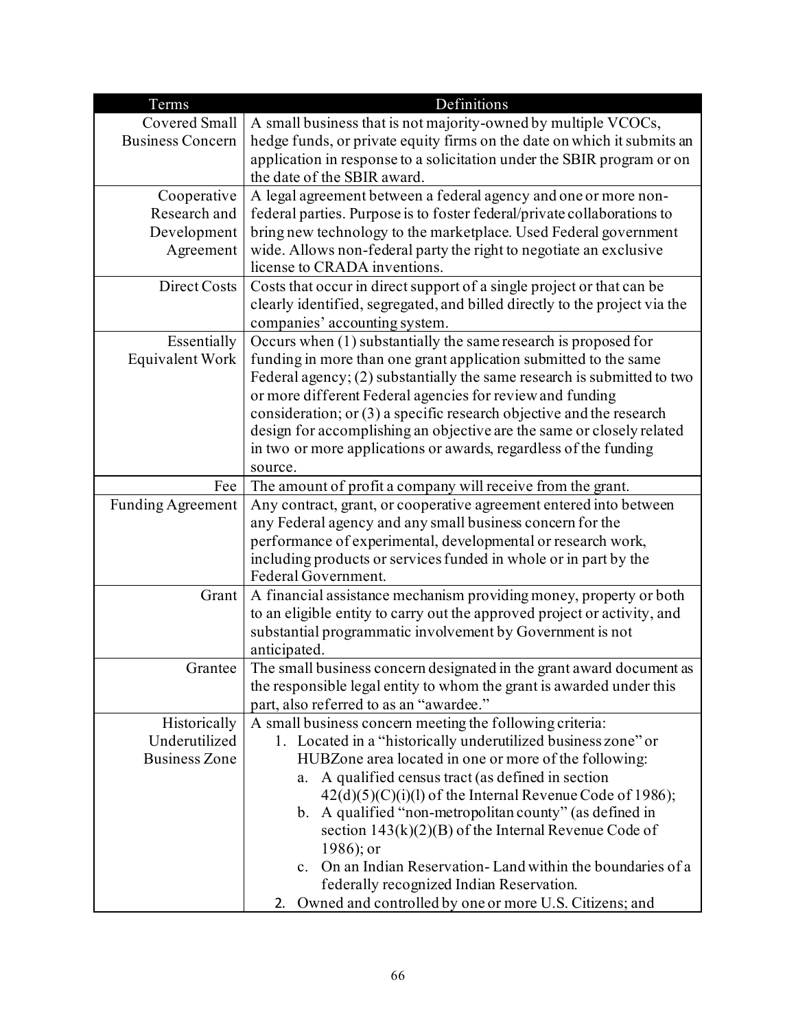| Terms | Definitions |
|---|---|
| Covered Small Business Concern | A small business that is not majority-owned by multiple VCOCs, hedge funds, or private equity firms on the date on which it submits an application in response to a solicitation under the SBIR program or on the date of the SBIR award. |
| Cooperative Research and Development Agreement | A legal agreement between a federal agency and one or more non-federal parties. Purpose is to foster federal/private collaborations to bring new technology to the marketplace. Used Federal government wide. Allows non-federal party the right to negotiate an exclusive license to CRADA inventions. |
| Direct Costs | Costs that occur in direct support of a single project or that can be clearly identified, segregated, and billed directly to the project via the companies' accounting system. |
| Essentially Equivalent Work | Occurs when (1) substantially the same research is proposed for funding in more than one grant application submitted to the same Federal agency; (2) substantially the same research is submitted to two or more different Federal agencies for review and funding consideration; or (3) a specific research objective and the research design for accomplishing an objective are the same or closely related in two or more applications or awards, regardless of the funding source. |
| Fee | The amount of profit a company will receive from the grant. |
| Funding Agreement | Any contract, grant, or cooperative agreement entered into between any Federal agency and any small business concern for the performance of experimental, developmental or research work, including products or services funded in whole or in part by the Federal Government. |
| Grant | A financial assistance mechanism providing money, property or both to an eligible entity to carry out the approved project or activity, and substantial programmatic involvement by Government is not anticipated. |
| Grantee | The small business concern designated in the grant award document as the responsible legal entity to whom the grant is awarded under this part, also referred to as an "awardee." |
| Historically Underutilized Business Zone | A small business concern meeting the following criteria:<br>1. Located in a "historically underutilized business zone" or HUBZone area located in one or more of the following:<br>a. A qualified census tract (as defined in section 42(d)(5)(C)(i)(l) of the Internal Revenue Code of 1986);<br>b. A qualified "non-metropolitan county" (as defined in section 143(k)(2)(B) of the Internal Revenue Code of 1986); or<br>c. On an Indian Reservation- Land within the boundaries of a federally recognized Indian Reservation.<br>2. Owned and controlled by one or more U.S. Citizens; and |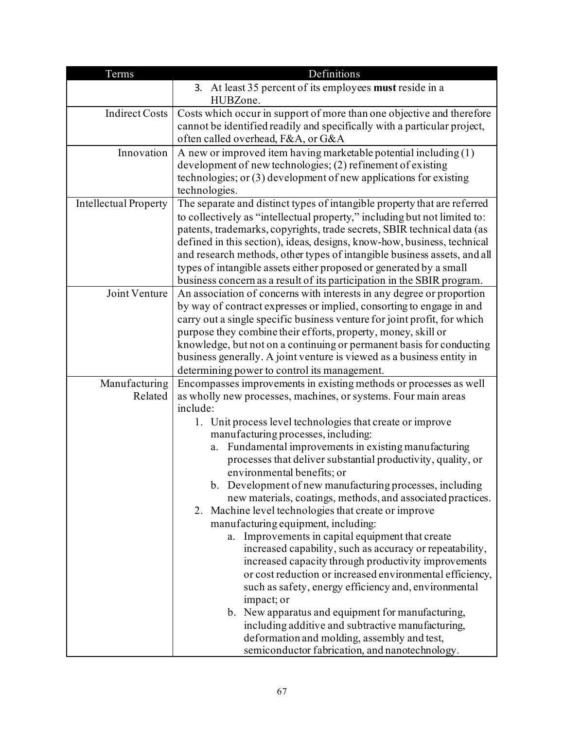| Terms | Definitions |
|---|---|
| | 3. At least 35 percent of its employees **must** reside in a HUBZone. |
| Indirect Costs | Costs which occur in support of more than one objective and therefore cannot be identified readily and specifically with a particular project, often called overhead, F&A, or G&A |
| Innovation | A new or improved item having marketable potential including (1) development of new technologies; (2) refinement of existing technologies; or (3) development of new applications for existing technologies. |
| Intellectual Property | The separate and distinct types of intangible property that are referred to collectively as "intellectual property," including but not limited to: patents, trademarks, copyrights, trade secrets, SBIR technical data (as defined in this section), ideas, designs, know-how, business, technical and research methods, other types of intangible business assets, and all types of intangible assets either proposed or generated by a small business concern as a result of its participation in the SBIR program. |
| Joint Venture | An association of concerns with interests in any degree or proportion by way of contract expresses or implied, consorting to engage in and carry out a single specific business venture for joint profit, for which purpose they combine their efforts, property, money, skill or knowledge, but not on a continuing or permanent basis for conducting business generally. A joint venture is viewed as a business entity in determining power to control its management. |
| Manufacturing Related | Encompasses improvements in existing methods or processes as well as wholly new processes, machines, or systems. Four main areas include:<br>1. Unit process level technologies that create or improve manufacturing processes, including:<br>a. Fundamental improvements in existing manufacturing processes that deliver substantial productivity, quality, or environmental benefits; or<br>b. Development of new manufacturing processes, including new materials, coatings, methods, and associated practices.<br>2. Machine level technologies that create or improve manufacturing equipment, including:<br>a. Improvements in capital equipment that create increased capability, such as accuracy or repeatability, increased capacity through productivity improvements or cost reduction or increased environmental efficiency, such as safety, energy efficiency and, environmental impact; or<br>b. New apparatus and equipment for manufacturing, including additive and subtractive manufacturing, deformation and molding, assembly and test, semiconductor fabrication, and nanotechnology. |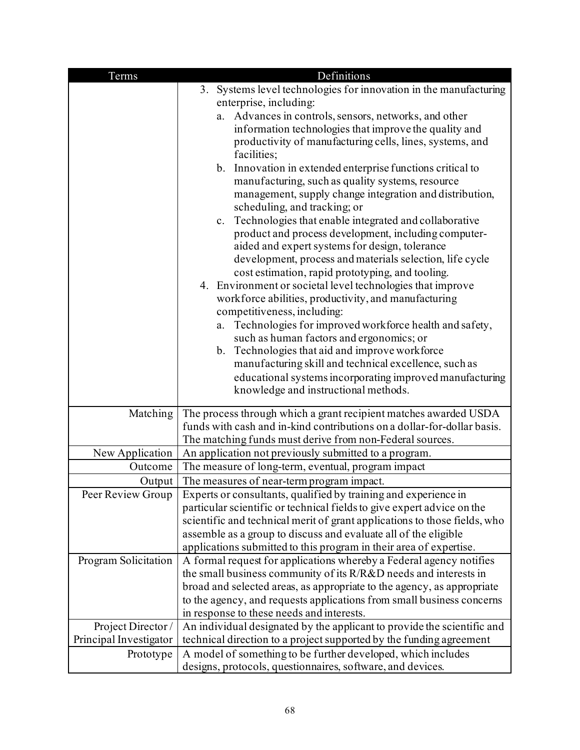| Terms | Definitions |
| --- | --- |
| | 3. Systems level technologies for innovation in the manufacturing enterprise, including:<br>a. Advances in controls, sensors, networks, and other information technologies that improve the quality and productivity of manufacturing cells, lines, systems, and facilities;<br>b. Innovation in extended enterprise functions critical to manufacturing, such as quality systems, resource management, supply change integration and distribution, scheduling, and tracking; or<br>c. Technologies that enable integrated and collaborative product and process development, including computer-aided and expert systems for design, tolerance development, process and materials selection, life cycle cost estimation, rapid prototyping, and tooling.<br>4. Environment or societal level technologies that improve workforce abilities, productivity, and manufacturing competitiveness, including:<br>a. Technologies for improved workforce health and safety, such as human factors and ergonomics; or<br>b. Technologies that aid and improve workforce manufacturing skill and technical excellence, such as educational systems incorporating improved manufacturing knowledge and instructional methods. |
| Matching | The process through which a grant recipient matches awarded USDA funds with cash and in-kind contributions on a dollar-for-dollar basis. The matching funds must derive from non-Federal sources. |
| New Application | An application not previously submitted to a program. |
| Outcome | The measure of long-term, eventual, program impact |
| Output | The measures of near-term program impact. |
| Peer Review Group | Experts or consultants, qualified by training and experience in particular scientific or technical fields to give expert advice on the scientific and technical merit of grant applications to those fields, who assemble as a group to discuss and evaluate all of the eligible applications submitted to this program in their area of expertise. |
| Program Solicitation | A formal request for applications whereby a Federal agency notifies the small business community of its R/R&D needs and interests in broad and selected areas, as appropriate to the agency, as appropriate to the agency, and requests applications from small business concerns in response to these needs and interests. |
| Project Director / Principal Investigator | An individual designated by the applicant to provide the scientific and technical direction to a project supported by the funding agreement |
| Prototype | A model of something to be further developed, which includes designs, protocols, questionnaires, software, and devices. |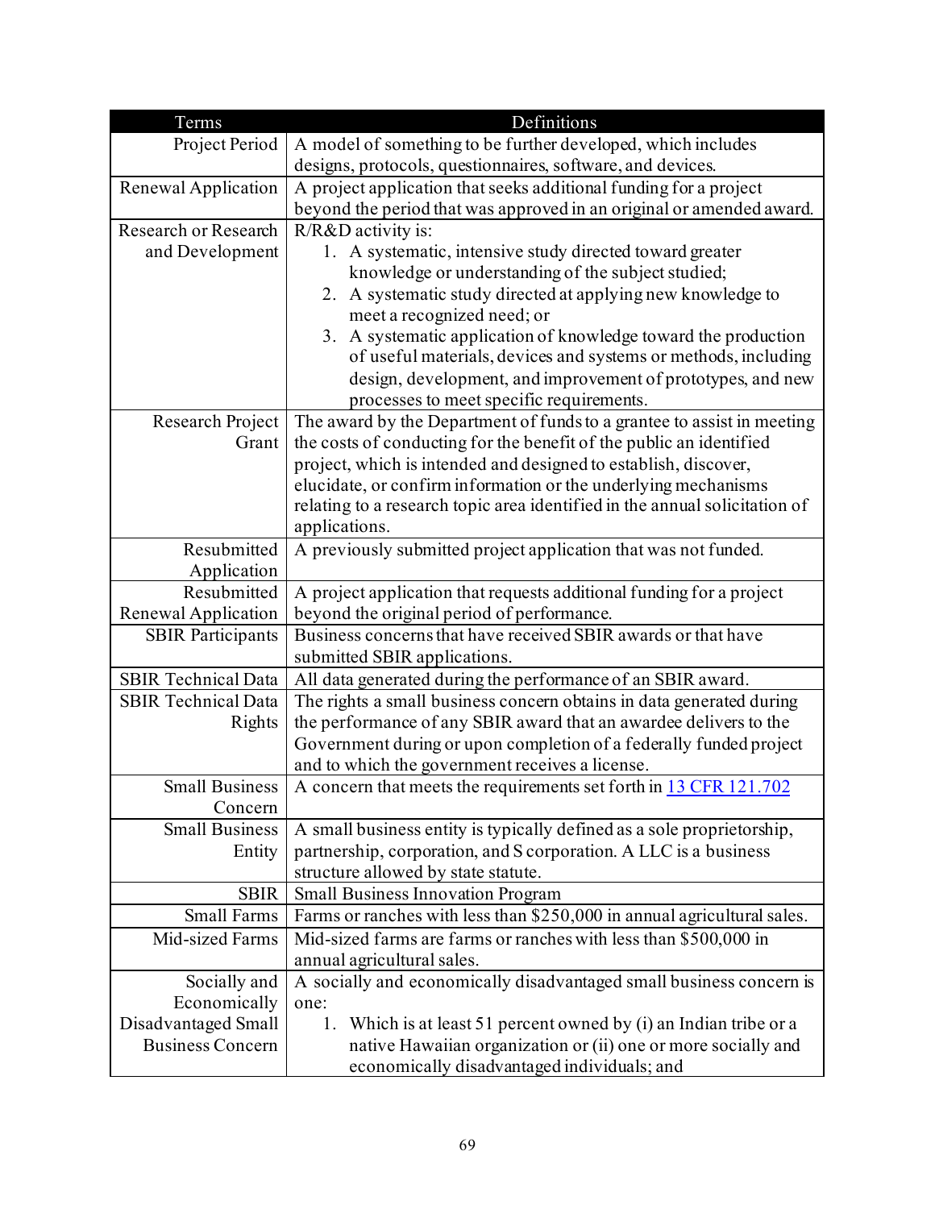| Terms | Definitions |
|---|---|
| Project Period | A model of something to be further developed, which includes designs, protocols, questionnaires, software, and devices. |
| Renewal Application | A project application that seeks additional funding for a project beyond the period that was approved in an original or amended award. |
| Research or Research and Development | R/R&D activity is:<br>1. A systematic, intensive study directed toward greater knowledge or understanding of the subject studied;<br>2. A systematic study directed at applying new knowledge to meet a recognized need; or<br>3. A systematic application of knowledge toward the production of useful materials, devices and systems or methods, including design, development, and improvement of prototypes, and new processes to meet specific requirements. |
| Research Project Grant | The award by the Department of funds to a grantee to assist in meeting the costs of conducting for the benefit of the public an identified project, which is intended and designed to establish, discover, elucidate, or confirm information or the underlying mechanisms relating to a research topic area identified in the annual solicitation of applications. |
| Resubmitted Application | A previously submitted project application that was not funded. |
| Resubmitted Renewal Application | A project application that requests additional funding for a project beyond the original period of performance. |
| SBIR Participants | Business concerns that have received SBIR awards or that have submitted SBIR applications. |
| SBIR Technical Data | All data generated during the performance of an SBIR award. |
| SBIR Technical Data Rights | The rights a small business concern obtains in data generated during the performance of any SBIR award that an awardee delivers to the Government during or upon completion of a federally funded project and to which the government receives a license. |
| Small Business Concern | A concern that meets the requirements set forth in [13 CFR 121.702] |
| Small Business Entity | A small business entity is typically defined as a sole proprietorship, partnership, corporation, and S corporation. A LLC is a business structure allowed by state statute. |
| SBIR | Small Business Innovation Program |
| Small Farms | Farms or ranches with less than $250,000 in annual agricultural sales. |
| Mid-sized Farms | Mid-sized farms are farms or ranches with less than $500,000 in annual agricultural sales. |
| Socially and Economically Disadvantaged Small Business Concern | A socially and economically disadvantaged small business concern is one:<br>1. Which is at least 51 percent owned by (i) an Indian tribe or a native Hawaiian organization or (ii) one or more socially and economically disadvantaged individuals; and |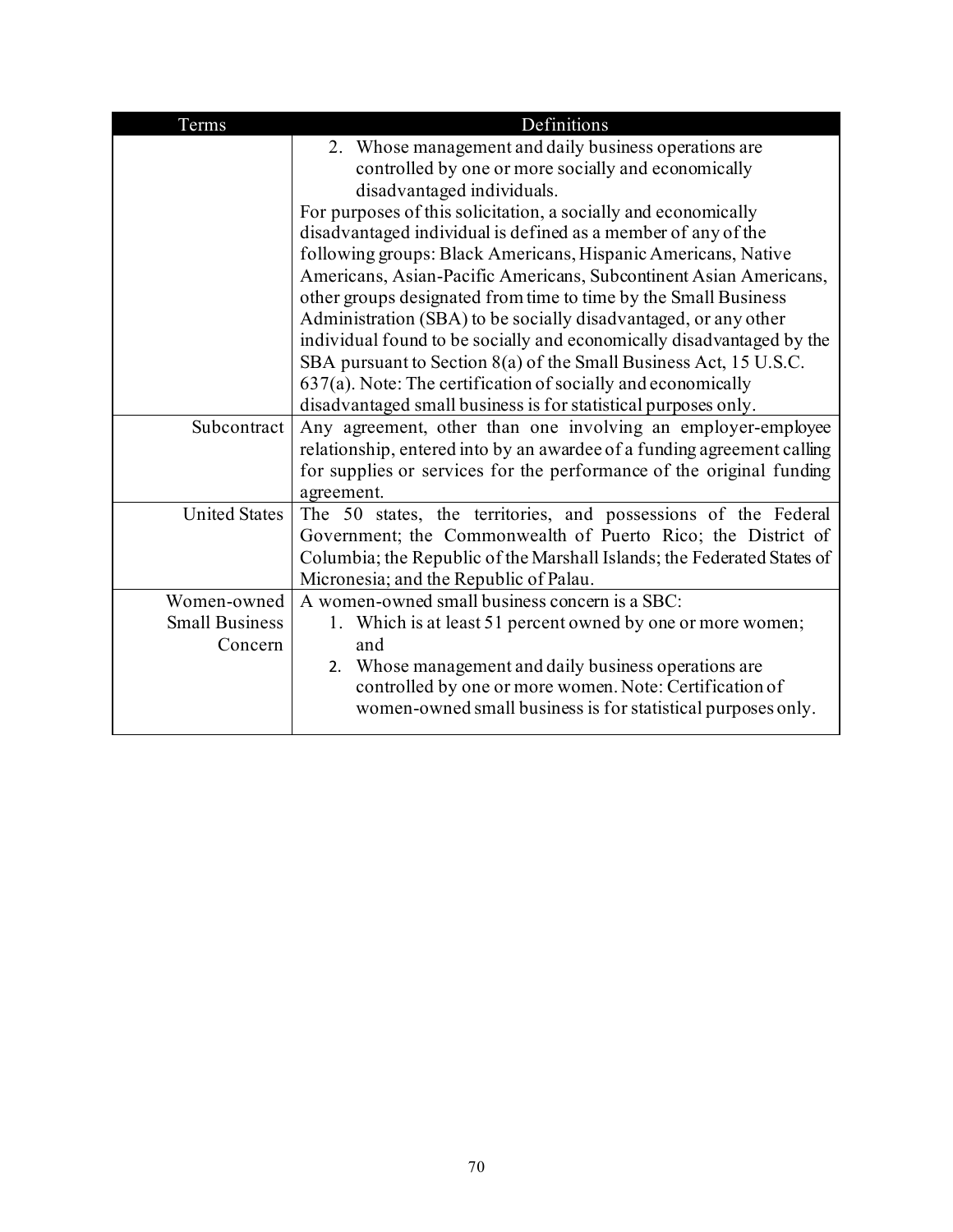| Terms | Definitions |
|---|---|
| | 2. Whose management and daily business operations are controlled by one or more socially and economically disadvantaged individuals.<br>For purposes of this solicitation, a socially and economically disadvantaged individual is defined as a member of any of the following groups: Black Americans, Hispanic Americans, Native Americans, Asian-Pacific Americans, Subcontinent Asian Americans, other groups designated from time to time by the Small Business Administration (SBA) to be socially disadvantaged, or any other individual found to be socially and economically disadvantaged by the SBA pursuant to Section 8(a) of the Small Business Act, 15 U.S.C. 637(a). Note: The certification of socially and economically disadvantaged small business is for statistical purposes only. |
| Subcontract | Any agreement, other than one involving an employer-employee relationship, entered into by an awardee of a funding agreement calling for supplies or services for the performance of the original funding agreement. |
| United States | The 50 states, the territories, and possessions of the Federal Government; the Commonwealth of Puerto Rico; the District of Columbia; the Republic of the Marshall Islands; the Federated States of Micronesia; and the Republic of Palau. |
| Women-owned Small Business Concern | A women-owned small business concern is a SBC:<br>1. Which is at least 51 percent owned by one or more women; and<br>2. Whose management and daily business operations are controlled by one or more women. Note: Certification of women-owned small business is for statistical purposes only. |